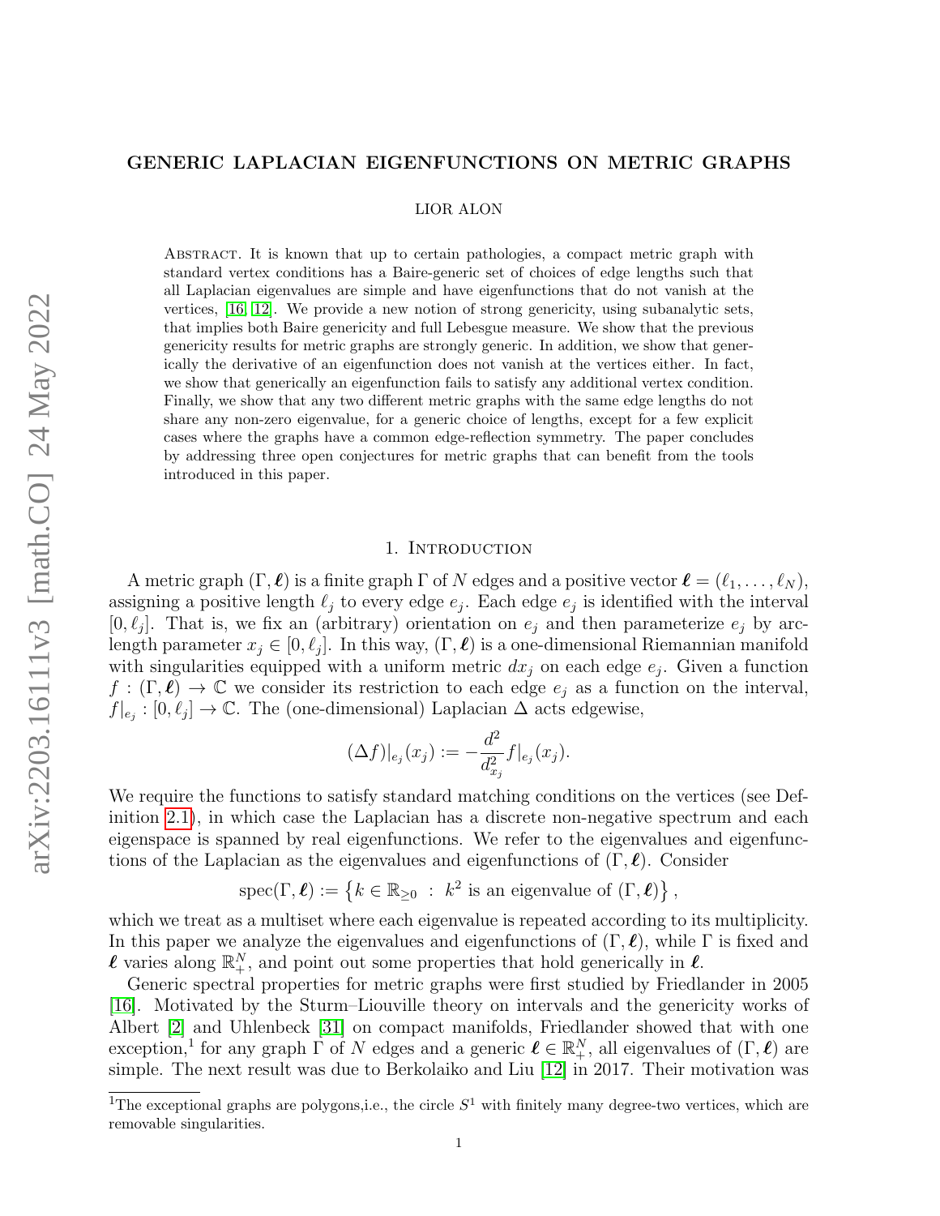# GENERIC LAPLACIAN EIGENFUNCTIONS ON METRIC GRAPHS

LIOR ALON

Abstract. It is known that up to certain pathologies, a compact metric graph with standard vertex conditions has a Baire-generic set of choices of edge lengths such that all Laplacian eigenvalues are simple and have eigenfunctions that do not vanish at the vertices, [16, 12]. We provide a new notion of strong genericity, using subanalytic sets, that implies both Baire genericity and full Lebesgue measure. We show that the previous genericity results for metric graphs are strongly generic. In addition, we show that generically the derivative of an eigenfunction does not vanish at the vertices either. In fact, we show that generically an eigenfunction fails to satisfy any additional vertex condition. Finally, we show that any two different metric graphs with the same edge lengths do not share any non-zero eigenvalue, for a generic choice of lengths, except for a few explicit cases where the graphs have a common edge-reflection symmetry. The paper concludes by addressing three open conjectures for metric graphs that can benefit from the tools introduced in this paper.

## 1. Introduction

A metric graph $(\Gamma, \boldsymbol{\ell})$ is a finite graph $\Gamma$ of $N$ edges and a positive vector $\boldsymbol{\ell} = (\ell_1, \ldots, \ell_N)$, assigning a positive length $\ell_j$ to every edge $e_j$. Each edge $e_j$ is identified with the interval $[0, \ell_j]$. That is, we fix an (arbitrary) orientation on $e_j$ and then parameterize $e_j$ by arc-length parameter $x_j \in [0, \ell_j]$. In this way, $(\Gamma, \boldsymbol{\ell})$ is a one-dimensional Riemannian manifold with singularities equipped with a uniform metric $dx_j$ on each edge $e_j$. Given a function $f : (\Gamma, \boldsymbol{\ell}) \to \mathbb{C}$ we consider its restriction to each edge $e_j$ as a function on the interval, $f|_{e_j} : [0, \ell_j] \to \mathbb{C}$. The (one-dimensional) Laplacian $\Delta$ acts edgewise,

$$(\Delta f)|_{e_j}(x_j) := -\frac{d^2}{d^2_{x_j}} f|_{e_j}(x_j).$$

We require the functions to satisfy standard matching conditions on the vertices (see Definition 2.1), in which case the Laplacian has a discrete non-negative spectrum and each eigenspace is spanned by real eigenfunctions. We refer to the eigenvalues and eigenfunctions of the Laplacian as the eigenvalues and eigenfunctions of $(\Gamma, \boldsymbol{\ell})$. Consider

$$\operatorname{spec}(\Gamma, \boldsymbol{\ell}) := \left\{ k \in \mathbb{R}_{\geq 0} \ : \ k^2 \text{ is an eigenvalue of } (\Gamma, \boldsymbol{\ell}) \right\},$$

which we treat as a multiset where each eigenvalue is repeated according to its multiplicity. In this paper we analyze the eigenvalues and eigenfunctions of $(\Gamma, \boldsymbol{\ell})$, while $\Gamma$ is fixed and $\boldsymbol{\ell}$ varies along $\mathbb{R}^N_+$, and point out some properties that hold generically in $\boldsymbol{\ell}$.

Generic spectral properties for metric graphs were first studied by Friedlander in 2005 [16]. Motivated by the Sturm–Liouville theory on intervals and the genericity works of Albert [2] and Uhlenbeck [31] on compact manifolds, Friedlander showed that with one exception,[1] for any graph $\Gamma$ of $N$ edges and a generic $\boldsymbol{\ell} \in \mathbb{R}^N_+$, all eigenvalues of $(\Gamma, \boldsymbol{\ell})$ are simple. The next result was due to Berkolaiko and Liu [12] in 2017. Their motivation was

[1] The exceptional graphs are polygons,i.e., the circle $S^1$ with finitely many degree-two vertices, which are removable singularities.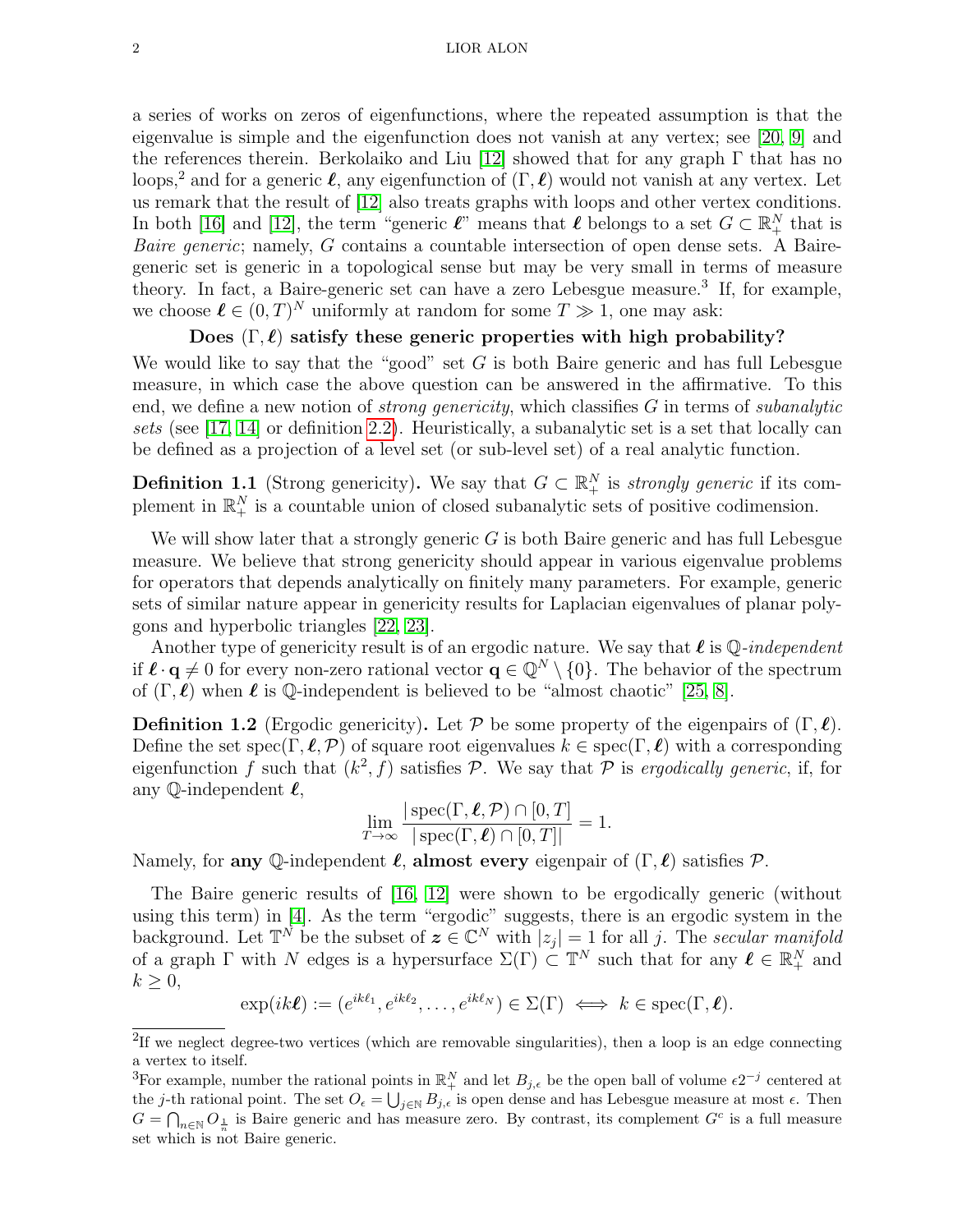a series of works on zeros of eigenfunctions, where the repeated assumption is that the eigenvalue is simple and the eigenfunction does not vanish at any vertex; see [20, 9] and the references therein. Berkolaiko and Liu [12] showed that for any graph $\Gamma$ that has no loops,[2] and for a generic $\boldsymbol{\ell}$, any eigenfunction of $(\Gamma, \boldsymbol{\ell})$ would not vanish at any vertex. Let us remark that the result of [12] also treats graphs with loops and other vertex conditions. In both [16] and [12], the term "generic $\boldsymbol{\ell}$" means that $\boldsymbol{\ell}$ belongs to a set $G \subset \mathbb{R}_+^N$ that is *Baire generic*; namely, $G$ contains a countable intersection of open dense sets. A Baire-generic set is generic in a topological sense but may be very small in terms of measure theory. In fact, a Baire-generic set can have a zero Lebesgue measure.[3] If, for example, we choose $\boldsymbol{\ell} \in (0, T)^N$ uniformly at random for some $T \gg 1$, one may ask:

**Does $(\Gamma, \boldsymbol{\ell})$ satisfy these generic properties with high probability?**

We would like to say that the "good" set $G$ is both Baire generic and has full Lebesgue measure, in which case the above question can be answered in the affirmative. To this end, we define a new notion of *strong genericity*, which classifies $G$ in terms of *subanalytic sets* (see [17, 14] or definition 2.2). Heuristically, a subanalytic set is a set that locally can be defined as a projection of a level set (or sub-level set) of a real analytic function.

**Definition 1.1** (Strong genericity)**.** We say that $G \subset \mathbb{R}_+^N$ is *strongly generic* if its complement in $\mathbb{R}_+^N$ is a countable union of closed subanalytic sets of positive codimension.

We will show later that a strongly generic $G$ is both Baire generic and has full Lebesgue measure. We believe that strong genericity should appear in various eigenvalue problems for operators that depends analytically on finitely many parameters. For example, generic sets of similar nature appear in genericity results for Laplacian eigenvalues of planar polygons and hyperbolic triangles [22, 23].

Another type of genericity result is of an ergodic nature. We say that $\boldsymbol{\ell}$ is $\mathbb{Q}$*-independent* if $\boldsymbol{\ell} \cdot \mathbf{q} \neq 0$ for every non-zero rational vector $\mathbf{q} \in \mathbb{Q}^N \setminus \{0\}$. The behavior of the spectrum of $(\Gamma, \boldsymbol{\ell})$ when $\boldsymbol{\ell}$ is $\mathbb{Q}$-independent is believed to be "almost chaotic" [25, 8].

**Definition 1.2** (Ergodic genericity)**.** Let $\mathcal{P}$ be some property of the eigenpairs of $(\Gamma, \boldsymbol{\ell})$. Define the set $\mathrm{spec}(\Gamma, \boldsymbol{\ell}, \mathcal{P})$ of square root eigenvalues $k \in \mathrm{spec}(\Gamma, \boldsymbol{\ell})$ with a corresponding eigenfunction $f$ such that $(k^2, f)$ satisfies $\mathcal{P}$. We say that $\mathcal{P}$ is *ergodically generic*, if, for any $\mathbb{Q}$-independent $\boldsymbol{\ell}$,

$$\lim_{T \to \infty} \frac{|\,\mathrm{spec}(\Gamma, \boldsymbol{\ell}, \mathcal{P}) \cap [0, T]}{|\,\mathrm{spec}(\Gamma, \boldsymbol{\ell}) \cap [0, T]|} = 1.$$

Namely, for **any** $\mathbb{Q}$-independent $\boldsymbol{\ell}$, **almost every** eigenpair of $(\Gamma, \boldsymbol{\ell})$ satisfies $\mathcal{P}$.

The Baire generic results of [16, 12] were shown to be ergodically generic (without using this term) in [4]. As the term "ergodic" suggests, there is an ergodic system in the background. Let $\mathbb{T}^N$ be the subset of $\boldsymbol{z} \in \mathbb{C}^N$ with $|z_j| = 1$ for all $j$. The *secular manifold* of a graph $\Gamma$ with $N$ edges is a hypersurface $\Sigma(\Gamma) \subset \mathbb{T}^N$ such that for any $\boldsymbol{\ell} \in \mathbb{R}_+^N$ and $k \geq 0$,

$$\exp(ik\boldsymbol{\ell}) := (e^{ik\ell_1}, e^{ik\ell_2}, \ldots, e^{ik\ell_N}) \in \Sigma(\Gamma) \iff k \in \mathrm{spec}(\Gamma, \boldsymbol{\ell}).$$

---

[2] If we neglect degree-two vertices (which are removable singularities), then a loop is an edge connecting a vertex to itself.

[3] For example, number the rational points in $\mathbb{R}_+^N$ and let $B_{j,\epsilon}$ be the open ball of volume $\epsilon 2^{-j}$ centered at the $j$-th rational point. The set $O_\epsilon = \bigcup_{j \in \mathbb{N}} B_{j,\epsilon}$ is open dense and has Lebesgue measure at most $\epsilon$. Then $G = \bigcap_{n \in \mathbb{N}} O_{\frac{1}{n}}$ is Baire generic and has measure zero. By contrast, its complement $G^c$ is a full measure set which is not Baire generic.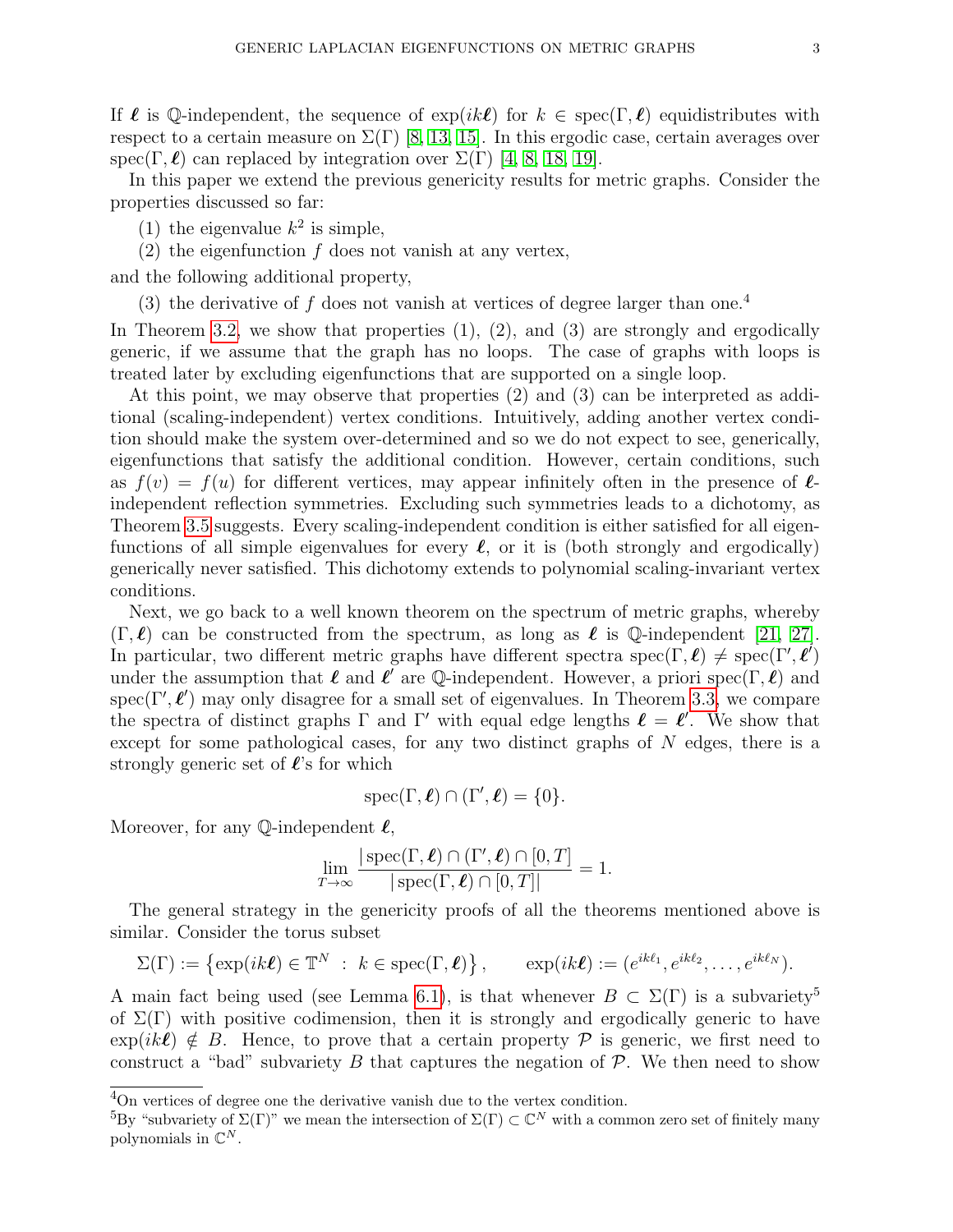If $\boldsymbol{\ell}$ is $\mathbb{Q}$-independent, the sequence of $\exp(ik\boldsymbol{\ell})$ for $k \in \operatorname{spec}(\Gamma, \boldsymbol{\ell})$ equidistributes with respect to a certain measure on $\Sigma(\Gamma)$ [8, 13, 15]. In this ergodic case, certain averages over $\operatorname{spec}(\Gamma, \boldsymbol{\ell})$ can replaced by integration over $\Sigma(\Gamma)$ [4, 8, 18, 19].

In this paper we extend the previous genericity results for metric graphs. Consider the properties discussed so far:

(1) the eigenvalue $k^2$ is simple,

(2) the eigenfunction $f$ does not vanish at any vertex,

and the following additional property,

(3) the derivative of $f$ does not vanish at vertices of degree larger than one.[4]

In Theorem 3.2, we show that properties (1), (2), and (3) are strongly and ergodically generic, if we assume that the graph has no loops. The case of graphs with loops is treated later by excluding eigenfunctions that are supported on a single loop.

At this point, we may observe that properties (2) and (3) can be interpreted as additional (scaling-independent) vertex conditions. Intuitively, adding another vertex condition should make the system over-determined and so we do not expect to see, generically, eigenfunctions that satisfy the additional condition. However, certain conditions, such as $f(v) = f(u)$ for different vertices, may appear infinitely often in the presence of $\boldsymbol{\ell}$-independent reflection symmetries. Excluding such symmetries leads to a dichotomy, as Theorem 3.5 suggests. Every scaling-independent condition is either satisfied for all eigenfunctions of all simple eigenvalues for every $\boldsymbol{\ell}$, or it is (both strongly and ergodically) generically never satisfied. This dichotomy extends to polynomial scaling-invariant vertex conditions.

Next, we go back to a well known theorem on the spectrum of metric graphs, whereby $(\Gamma, \boldsymbol{\ell})$ can be constructed from the spectrum, as long as $\boldsymbol{\ell}$ is $\mathbb{Q}$-independent [21, 27]. In particular, two different metric graphs have different spectra $\operatorname{spec}(\Gamma, \boldsymbol{\ell}) \neq \operatorname{spec}(\Gamma', \boldsymbol{\ell}')$ under the assumption that $\boldsymbol{\ell}$ and $\boldsymbol{\ell}'$ are $\mathbb{Q}$-independent. However, a priori $\operatorname{spec}(\Gamma, \boldsymbol{\ell})$ and $\operatorname{spec}(\Gamma', \boldsymbol{\ell}')$ may only disagree for a small set of eigenvalues. In Theorem 3.3, we compare the spectra of distinct graphs $\Gamma$ and $\Gamma'$ with equal edge lengths $\boldsymbol{\ell} = \boldsymbol{\ell}'$. We show that except for some pathological cases, for any two distinct graphs of $N$ edges, there is a strongly generic set of $\boldsymbol{\ell}$'s for which

$$\operatorname{spec}(\Gamma, \boldsymbol{\ell}) \cap (\Gamma', \boldsymbol{\ell}) = \{0\}.$$

Moreover, for any $\mathbb{Q}$-independent $\boldsymbol{\ell}$,

$$\lim_{T\to\infty} \frac{|\operatorname{spec}(\Gamma, \boldsymbol{\ell}) \cap (\Gamma', \boldsymbol{\ell}) \cap [0, T]}{|\operatorname{spec}(\Gamma, \boldsymbol{\ell}) \cap [0, T]|} = 1.$$

The general strategy in the genericity proofs of all the theorems mentioned above is similar. Consider the torus subset

$$\Sigma(\Gamma) := \left\{\exp(ik\boldsymbol{\ell}) \in \mathbb{T}^N \ : \ k \in \operatorname{spec}(\Gamma, \boldsymbol{\ell})\right\}, \qquad \exp(ik\boldsymbol{\ell}) := (e^{ik\ell_1}, e^{ik\ell_2}, \ldots, e^{ik\ell_N}).$$

A main fact being used (see Lemma 6.1), is that whenever $B \subset \Sigma(\Gamma)$ is a subvariety[5] of $\Sigma(\Gamma)$ with positive codimension, then it is strongly and ergodically generic to have $\exp(ik\boldsymbol{\ell}) \notin B$. Hence, to prove that a certain property $\mathcal{P}$ is generic, we first need to construct a "bad" subvariety $B$ that captures the negation of $\mathcal{P}$. We then need to show

---

[4] On vertices of degree one the derivative vanish due to the vertex condition.

[5] By "subvariety of $\Sigma(\Gamma)$" we mean the intersection of $\Sigma(\Gamma) \subset \mathbb{C}^N$ with a common zero set of finitely many polynomials in $\mathbb{C}^N$.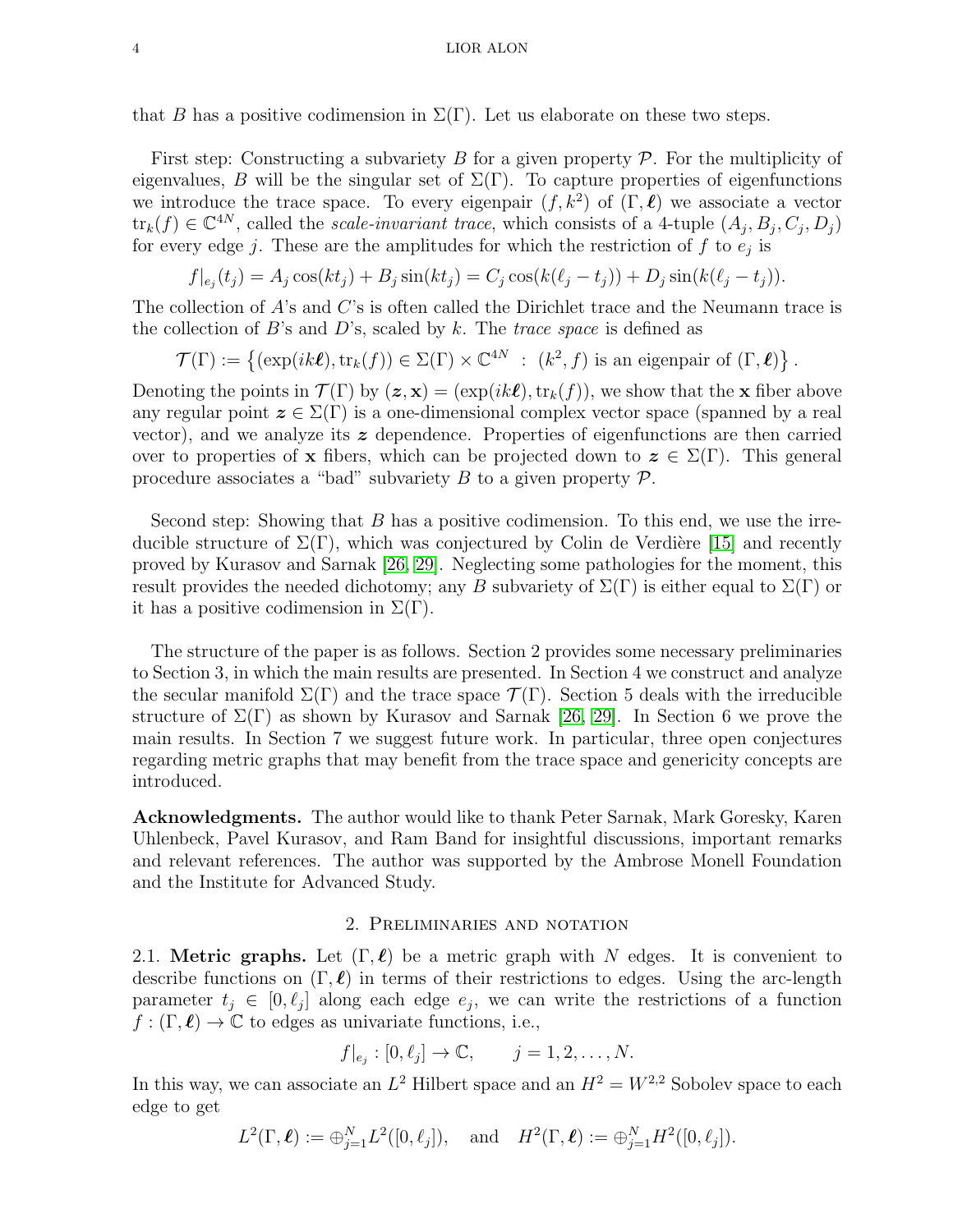that $B$ has a positive codimension in $\Sigma(\Gamma)$. Let us elaborate on these two steps.

First step: Constructing a subvariety $B$ for a given property $\mathcal{P}$. For the multiplicity of eigenvalues, $B$ will be the singular set of $\Sigma(\Gamma)$. To capture properties of eigenfunctions we introduce the trace space. To every eigenpair $(f, k^2)$ of $(\Gamma, \boldsymbol{\ell})$ we associate a vector $\mathrm{tr}_k(f) \in \mathbb{C}^{4N}$, called the *scale-invariant trace*, which consists of a 4-tuple $(A_j, B_j, C_j, D_j)$ for every edge $j$. These are the amplitudes for which the restriction of $f$ to $e_j$ is

$$f|_{e_j}(t_j) = A_j \cos(kt_j) + B_j \sin(kt_j) = C_j \cos(k(\ell_j - t_j)) + D_j \sin(k(\ell_j - t_j)).$$

The collection of $A$'s and $C$'s is often called the Dirichlet trace and the Neumann trace is the collection of $B$'s and $D$'s, scaled by $k$. The *trace space* is defined as

$$\mathcal{T}(\Gamma) := \left\{ (\exp(ik\boldsymbol{\ell}), \mathrm{tr}_k(f)) \in \Sigma(\Gamma) \times \mathbb{C}^{4N} \ : \ (k^2, f) \text{ is an eigenpair of } (\Gamma, \boldsymbol{\ell}) \right\}.$$

Denoting the points in $\mathcal{T}(\Gamma)$ by $(\boldsymbol{z}, \mathbf{x}) = (\exp(ik\boldsymbol{\ell}), \mathrm{tr}_k(f))$, we show that the $\mathbf{x}$ fiber above any regular point $\boldsymbol{z} \in \Sigma(\Gamma)$ is a one-dimensional complex vector space (spanned by a real vector), and we analyze its $\boldsymbol{z}$ dependence. Properties of eigenfunctions are then carried over to properties of $\mathbf{x}$ fibers, which can be projected down to $\boldsymbol{z} \in \Sigma(\Gamma)$. This general procedure associates a "bad" subvariety $B$ to a given property $\mathcal{P}$.

Second step: Showing that $B$ has a positive codimension. To this end, we use the irreducible structure of $\Sigma(\Gamma)$, which was conjectured by Colin de Verdière [15] and recently proved by Kurasov and Sarnak [26, 29]. Neglecting some pathologies for the moment, this result provides the needed dichotomy; any $B$ subvariety of $\Sigma(\Gamma)$ is either equal to $\Sigma(\Gamma)$ or it has a positive codimension in $\Sigma(\Gamma)$.

The structure of the paper is as follows. Section 2 provides some necessary preliminaries to Section 3, in which the main results are presented. In Section 4 we construct and analyze the secular manifold $\Sigma(\Gamma)$ and the trace space $\mathcal{T}(\Gamma)$. Section 5 deals with the irreducible structure of $\Sigma(\Gamma)$ as shown by Kurasov and Sarnak [26, 29]. In Section 6 we prove the main results. In Section 7 we suggest future work. In particular, three open conjectures regarding metric graphs that may benefit from the trace space and genericity concepts are introduced.

**Acknowledgments.** The author would like to thank Peter Sarnak, Mark Goresky, Karen Uhlenbeck, Pavel Kurasov, and Ram Band for insightful discussions, important remarks and relevant references. The author was supported by the Ambrose Monell Foundation and the Institute for Advanced Study.

## 2. Preliminaries and notation

2.1. **Metric graphs.** Let $(\Gamma, \boldsymbol{\ell})$ be a metric graph with $N$ edges. It is convenient to describe functions on $(\Gamma, \boldsymbol{\ell})$ in terms of their restrictions to edges. Using the arc-length parameter $t_j \in [0, \ell_j]$ along each edge $e_j$, we can write the restrictions of a function $f : (\Gamma, \boldsymbol{\ell}) \to \mathbb{C}$ to edges as univariate functions, i.e.,

$$f|_{e_j} : [0, \ell_j] \to \mathbb{C}, \qquad j = 1, 2, \ldots, N.$$

In this way, we can associate an $L^2$ Hilbert space and an $H^2 = W^{2,2}$ Sobolev space to each edge to get

$$L^2(\Gamma, \boldsymbol{\ell}) := \oplus_{j=1}^N L^2([0, \ell_j]), \quad \text{and} \quad H^2(\Gamma, \boldsymbol{\ell}) := \oplus_{j=1}^N H^2([0, \ell_j]).$$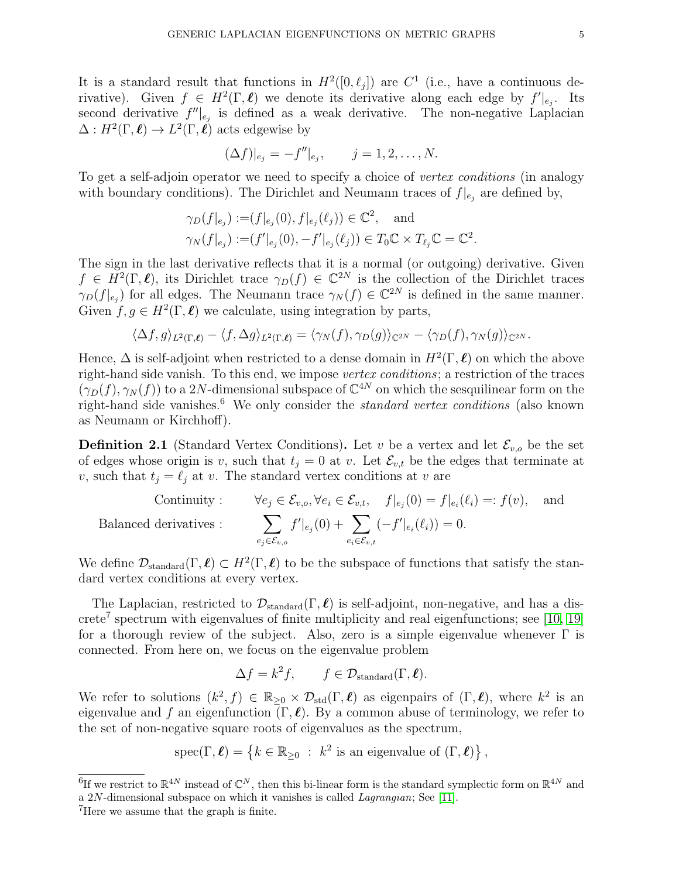It is a standard result that functions in $H^2([0,\ell_j])$ are $C^1$ (i.e., have a continuous derivative). Given $f \in H^2(\Gamma,\boldsymbol{\ell})$ we denote its derivative along each edge by $f'|_{e_j}$. Its second derivative $f''|_{e_j}$ is defined as a weak derivative. The non-negative Laplacian $\Delta : H^2(\Gamma,\boldsymbol{\ell}) \to L^2(\Gamma,\boldsymbol{\ell})$ acts edgewise by

$$(\Delta f)|_{e_j} = -f''|_{e_j}, \qquad j = 1,2,\ldots,N.$$

To get a self-adjoin operator we need to specify a choice of *vertex conditions* (in analogy with boundary conditions). The Dirichlet and Neumann traces of $f|_{e_j}$ are defined by,

$$\begin{aligned}
\gamma_D(f|_{e_j}) &:= (f|_{e_j}(0), f|_{e_j}(\ell_j)) \in \mathbb{C}^2, \quad \text{and} \\
\gamma_N(f|_{e_j}) &:= (f'|_{e_j}(0), -f'|_{e_j}(\ell_j)) \in T_0\mathbb{C} \times T_{\ell_j}\mathbb{C} = \mathbb{C}^2.
\end{aligned}$$

The sign in the last derivative reflects that it is a normal (or outgoing) derivative. Given $f \in H^2(\Gamma,\boldsymbol{\ell})$, its Dirichlet trace $\gamma_D(f) \in \mathbb{C}^{2N}$ is the collection of the Dirichlet traces $\gamma_D(f|_{e_j})$ for all edges. The Neumann trace $\gamma_N(f) \in \mathbb{C}^{2N}$ is defined in the same manner. Given $f, g \in H^2(\Gamma,\boldsymbol{\ell})$ we calculate, using integration by parts,

$$\langle \Delta f, g\rangle_{L^2(\Gamma,\boldsymbol{\ell})} - \langle f, \Delta g\rangle_{L^2(\Gamma,\boldsymbol{\ell})} = \langle \gamma_N(f), \gamma_D(g)\rangle_{\mathbb{C}^{2N}} - \langle \gamma_D(f), \gamma_N(g)\rangle_{\mathbb{C}^{2N}}.$$

Hence, $\Delta$ is self-adjoint when restricted to a dense domain in $H^2(\Gamma,\boldsymbol{\ell})$ on which the above right-hand side vanish. To this end, we impose *vertex conditions*; a restriction of the traces $(\gamma_D(f), \gamma_N(f))$ to a $2N$-dimensional subspace of $\mathbb{C}^{4N}$ on which the sesquilinear form on the right-hand side vanishes.[6] We only consider the *standard vertex conditions* (also known as Neumann or Kirchhoff).

**Definition 2.1** (Standard Vertex Conditions)**.** Let $v$ be a vertex and let $\mathcal{E}_{v,o}$ be the set of edges whose origin is $v$, such that $t_j = 0$ at $v$. Let $\mathcal{E}_{v,t}$ be the edges that terminate at $v$, such that $t_j = \ell_j$ at $v$. The standard vertex conditions at $v$ are

$$\begin{aligned}
&\text{Continuity :} \qquad \forall e_j \in \mathcal{E}_{v,o}, \forall e_i \in \mathcal{E}_{v,t}, \quad f|_{e_j}(0) = f|_{e_i}(\ell_i) =: f(v), \quad \text{and} \\
&\text{Balanced derivatives :} \qquad \sum_{e_j \in \mathcal{E}_{v,o}} f'|_{e_j}(0) + \sum_{e_i \in \mathcal{E}_{v,t}} (-f'|_{e_i}(\ell_i)) = 0.
\end{aligned}$$

We define $\mathcal{D}_{\text{standard}}(\Gamma,\boldsymbol{\ell}) \subset H^2(\Gamma,\boldsymbol{\ell})$ to be the subspace of functions that satisfy the standard vertex conditions at every vertex.

The Laplacian, restricted to $\mathcal{D}_{\text{standard}}(\Gamma,\boldsymbol{\ell})$ is self-adjoint, non-negative, and has a discrete[7] spectrum with eigenvalues of finite multiplicity and real eigenfunctions; see [10, 19] for a thorough review of the subject. Also, zero is a simple eigenvalue whenever $\Gamma$ is connected. From here on, we focus on the eigenvalue problem

$$\Delta f = k^2 f, \qquad f \in \mathcal{D}_{\text{standard}}(\Gamma,\boldsymbol{\ell}).$$

We refer to solutions $(k^2, f) \in \mathbb{R}_{\geq 0} \times \mathcal{D}_{\text{std}}(\Gamma,\boldsymbol{\ell})$ as eigenpairs of $(\Gamma,\boldsymbol{\ell})$, where $k^2$ is an eigenvalue and $f$ an eigenfunction $(\Gamma,\boldsymbol{\ell})$. By a common abuse of terminology, we refer to the set of non-negative square roots of eigenvalues as the spectrum,

$$\text{spec}(\Gamma,\boldsymbol{\ell}) = \left\{k \in \mathbb{R}_{\geq 0} \;:\; k^2 \text{ is an eigenvalue of } (\Gamma,\boldsymbol{\ell})\right\},$$

---

[6] If we restrict to $\mathbb{R}^{4N}$ instead of $\mathbb{C}^N$, then this bi-linear form is the standard symplectic form on $\mathbb{R}^{4N}$ and a $2N$-dimensional subspace on which it vanishes is called *Lagrangian*; See [11].

[7] Here we assume that the graph is finite.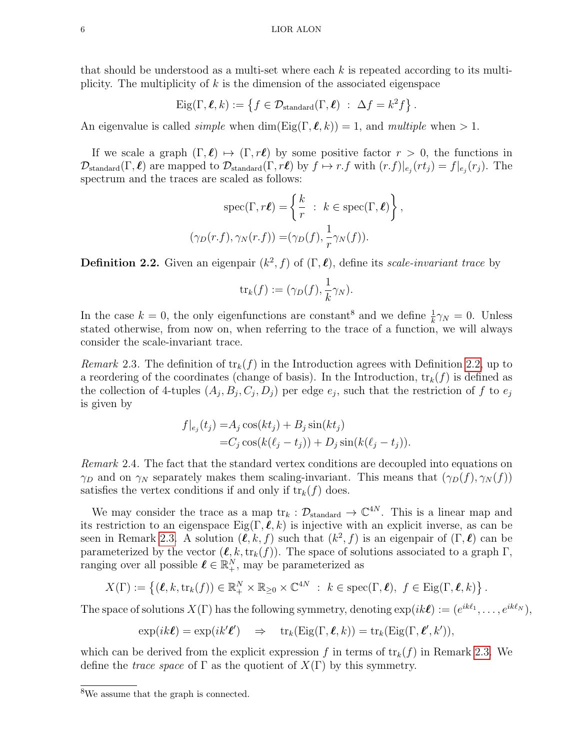that should be understood as a multi-set where each $k$ is repeated according to its multiplicity. The multiplicity of $k$ is the dimension of the associated eigenspace

$$\mathrm{Eig}(\Gamma, \boldsymbol{\ell}, k) := \left\{ f \in \mathcal{D}_{\text{standard}}(\Gamma, \boldsymbol{\ell}) \ : \ \Delta f = k^2 f \right\}.$$

An eigenvalue is called *simple* when $\dim(\mathrm{Eig}(\Gamma, \boldsymbol{\ell}, k)) = 1$, and *multiple* when $> 1$.

If we scale a graph $(\Gamma, \boldsymbol{\ell}) \mapsto (\Gamma, r\boldsymbol{\ell})$ by some positive factor $r > 0$, the functions in $\mathcal{D}_{\text{standard}}(\Gamma, \boldsymbol{\ell})$ are mapped to $\mathcal{D}_{\text{standard}}(\Gamma, r\boldsymbol{\ell})$ by $f \mapsto r.f$ with $(r.f)|_{e_j}(rt_j) = f|_{e_j}(r_j)$. The spectrum and the traces are scaled as follows:

$$\mathrm{spec}(\Gamma, r\boldsymbol{\ell}) = \left\{ \frac{k}{r} \ : \ k \in \mathrm{spec}(\Gamma, \boldsymbol{\ell}) \right\},$$

$$(\gamma_D(r.f), \gamma_N(r.f)) = (\gamma_D(f), \frac{1}{r}\gamma_N(f)).$$

**Definition 2.2.** Given an eigenpair $(k^2, f)$ of $(\Gamma, \boldsymbol{\ell})$, define its *scale-invariant trace* by

$$\mathrm{tr}_k(f) := (\gamma_D(f), \frac{1}{k}\gamma_N).$$

In the case $k = 0$, the only eigenfunctions are constant[8] and we define $\frac{1}{k}\gamma_N = 0$. Unless stated otherwise, from now on, when referring to the trace of a function, we will always consider the scale-invariant trace.

*Remark* 2.3. The definition of $\mathrm{tr}_k(f)$ in the Introduction agrees with Definition 2.2, up to a reordering of the coordinates (change of basis). In the Introduction, $\mathrm{tr}_k(f)$ is defined as the collection of 4-tuples $(A_j, B_j, C_j, D_j)$ per edge $e_j$, such that the restriction of $f$ to $e_j$ is given by

$$\begin{aligned} f|_{e_j}(t_j) =& A_j \cos(kt_j) + B_j \sin(kt_j) \\ =& C_j \cos(k(\ell_j - t_j)) + D_j \sin(k(\ell_j - t_j)). \end{aligned}$$

*Remark* 2.4. The fact that the standard vertex conditions are decoupled into equations on $\gamma_D$ and on $\gamma_N$ separately makes them scaling-invariant. This means that $(\gamma_D(f), \gamma_N(f))$ satisfies the vertex conditions if and only if $\mathrm{tr}_k(f)$ does.

We may consider the trace as a map $\mathrm{tr}_k : \mathcal{D}_{\text{standard}} \to \mathbb{C}^{4N}$. This is a linear map and its restriction to an eigenspace $\mathrm{Eig}(\Gamma, \boldsymbol{\ell}, k)$ is injective with an explicit inverse, as can be seen in Remark 2.3. A solution $(\boldsymbol{\ell}, k, f)$ such that $(k^2, f)$ is an eigenpair of $(\Gamma, \boldsymbol{\ell})$ can be parameterized by the vector $(\boldsymbol{\ell}, k, \mathrm{tr}_k(f))$. The space of solutions associated to a graph $\Gamma$, ranging over all possible $\boldsymbol{\ell} \in \mathbb{R}_+^N$, may be parameterized as

$$X(\Gamma) := \left\{ (\boldsymbol{\ell}, k, \mathrm{tr}_k(f)) \in \mathbb{R}_+^N \times \mathbb{R}_{\geq 0} \times \mathbb{C}^{4N} \ : \ k \in \mathrm{spec}(\Gamma, \boldsymbol{\ell}), \ f \in \mathrm{Eig}(\Gamma, \boldsymbol{\ell}, k) \right\}.$$

The space of solutions $X(\Gamma)$ has the following symmetry, denoting $\exp(ik\boldsymbol{\ell}) := (e^{ik\ell_1}, \ldots, e^{ik\ell_N})$,

$$\exp(ik\boldsymbol{\ell}) = \exp(ik'\boldsymbol{\ell}') \quad \Rightarrow \quad \mathrm{tr}_k(\mathrm{Eig}(\Gamma, \boldsymbol{\ell}, k)) = \mathrm{tr}_k(\mathrm{Eig}(\Gamma, \boldsymbol{\ell}', k')),$$

which can be derived from the explicit expression $f$ in terms of $\mathrm{tr}_k(f)$ in Remark 2.3. We define the *trace space* of $\Gamma$ as the quotient of $X(\Gamma)$ by this symmetry.

[8] We assume that the graph is connected.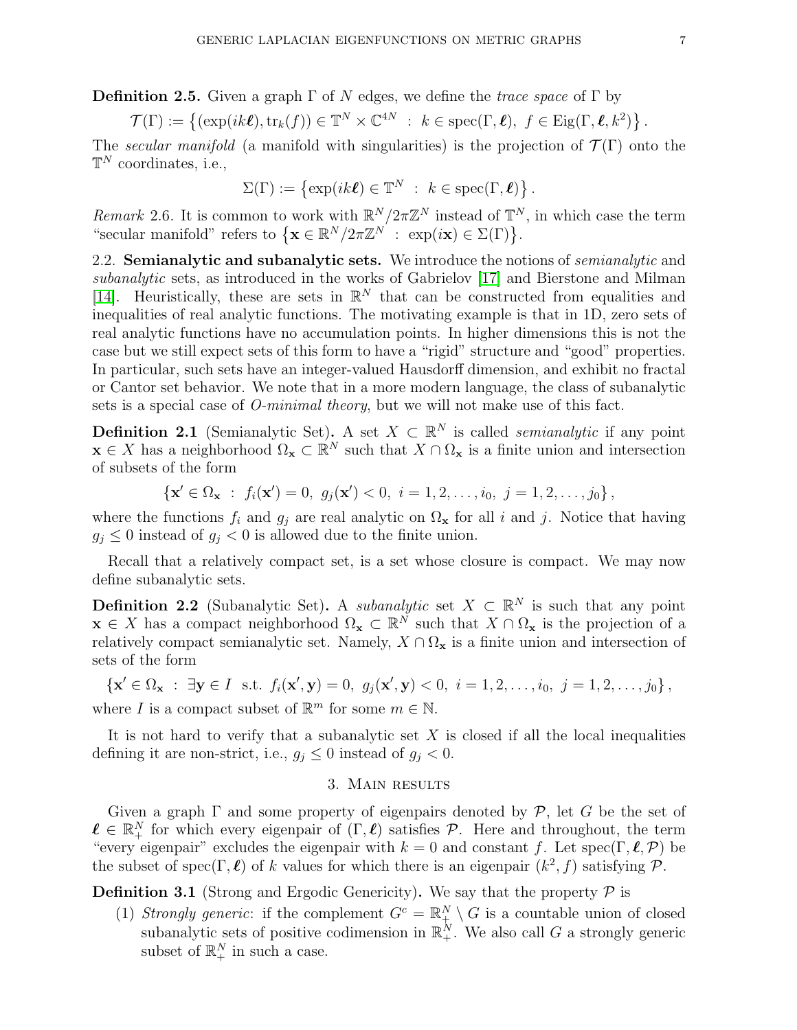**Definition 2.5.** Given a graph $\Gamma$ of $N$ edges, we define the *trace space* of $\Gamma$ by

$$\mathcal{T}(\Gamma) := \left\{(\exp(ik\boldsymbol{\ell}), \mathrm{tr}_k(f)) \in \mathbb{T}^N \times \mathbb{C}^{4N} \ : \ k \in \mathrm{spec}(\Gamma, \boldsymbol{\ell}), \ f \in \mathrm{Eig}(\Gamma, \boldsymbol{\ell}, k^2)\right\}.$$

The *secular manifold* (a manifold with singularities) is the projection of $\mathcal{T}(\Gamma)$ onto the $\mathbb{T}^N$ coordinates, i.e.,

$$\Sigma(\Gamma) := \left\{\exp(ik\boldsymbol{\ell}) \in \mathbb{T}^N \ : \ k \in \mathrm{spec}(\Gamma, \boldsymbol{\ell})\right\}.$$

*Remark* 2.6. It is common to work with $\mathbb{R}^N/2\pi\mathbb{Z}^N$ instead of $\mathbb{T}^N$, in which case the term "secular manifold" refers to $\left\{\mathbf{x} \in \mathbb{R}^N/2\pi\mathbb{Z}^N \ : \ \exp(i\mathbf{x}) \in \Sigma(\Gamma)\right\}$.

## 2.2. Semianalytic and subanalytic sets.

We introduce the notions of *semianalytic* and *subanalytic* sets, as introduced in the works of Gabrielov [17] and Bierstone and Milman [14]. Heuristically, these are sets in $\mathbb{R}^N$ that can be constructed from equalities and inequalities of real analytic functions. The motivating example is that in 1D, zero sets of real analytic functions have no accumulation points. In higher dimensions this is not the case but we still expect sets of this form to have a "rigid" structure and "good" properties. In particular, such sets have an integer-valued Hausdorff dimension, and exhibit no fractal or Cantor set behavior. We note that in a more modern language, the class of subanalytic sets is a special case of *O-minimal theory*, but we will not make use of this fact.

**Definition 2.1** (Semianalytic Set)**.** A set $X \subset \mathbb{R}^N$ is called *semianalytic* if any point $\mathbf{x} \in X$ has a neighborhood $\Omega_{\mathbf{x}} \subset \mathbb{R}^N$ such that $X \cap \Omega_{\mathbf{x}}$ is a finite union and intersection of subsets of the form

$$\left\{\mathbf{x}' \in \Omega_{\mathbf{x}} \ : \ f_i(\mathbf{x}') = 0, \ g_j(\mathbf{x}') < 0, \ i = 1, 2, \ldots, i_0, \ j = 1, 2, \ldots, j_0\right\},$$

where the functions $f_i$ and $g_j$ are real analytic on $\Omega_{\mathbf{x}}$ for all $i$ and $j$. Notice that having $g_j \leq 0$ instead of $g_j < 0$ is allowed due to the finite union.

Recall that a relatively compact set, is a set whose closure is compact. We may now define subanalytic sets.

**Definition 2.2** (Subanalytic Set)**.** A *subanalytic* set $X \subset \mathbb{R}^N$ is such that any point $\mathbf{x} \in X$ has a compact neighborhood $\Omega_{\mathbf{x}} \subset \mathbb{R}^N$ such that $X \cap \Omega_{\mathbf{x}}$ is the projection of a relatively compact semianalytic set. Namely, $X \cap \Omega_{\mathbf{x}}$ is a finite union and intersection of sets of the form

$$\left\{\mathbf{x}' \in \Omega_{\mathbf{x}} \ : \ \exists \mathbf{y} \in I \ \text{ s.t. } f_i(\mathbf{x}', \mathbf{y}) = 0, \ g_j(\mathbf{x}', \mathbf{y}) < 0, \ i = 1, 2, \ldots, i_0, \ j = 1, 2, \ldots, j_0\right\},$$

where $I$ is a compact subset of $\mathbb{R}^m$ for some $m \in \mathbb{N}$.

It is not hard to verify that a subanalytic set $X$ is closed if all the local inequalities defining it are non-strict, i.e., $g_j \leq 0$ instead of $g_j < 0$.

# 3. Main results

Given a graph $\Gamma$ and some property of eigenpairs denoted by $\mathcal{P}$, let $G$ be the set of $\boldsymbol{\ell} \in \mathbb{R}_+^N$ for which every eigenpair of $(\Gamma, \boldsymbol{\ell})$ satisfies $\mathcal{P}$. Here and throughout, the term "every eigenpair" excludes the eigenpair with $k = 0$ and constant $f$. Let $\mathrm{spec}(\Gamma, \boldsymbol{\ell}, \mathcal{P})$ be the subset of $\mathrm{spec}(\Gamma, \boldsymbol{\ell})$ of $k$ values for which there is an eigenpair $(k^2, f)$ satisfying $\mathcal{P}$.

**Definition 3.1** (Strong and Ergodic Genericity)**.** We say that the property $\mathcal{P}$ is

1. *Strongly generic*: if the complement $G^c = \mathbb{R}_+^N \setminus G$ is a countable union of closed subanalytic sets of positive codimension in $\mathbb{R}_+^N$. We also call $G$ a strongly generic subset of $\mathbb{R}_+^N$ in such a case.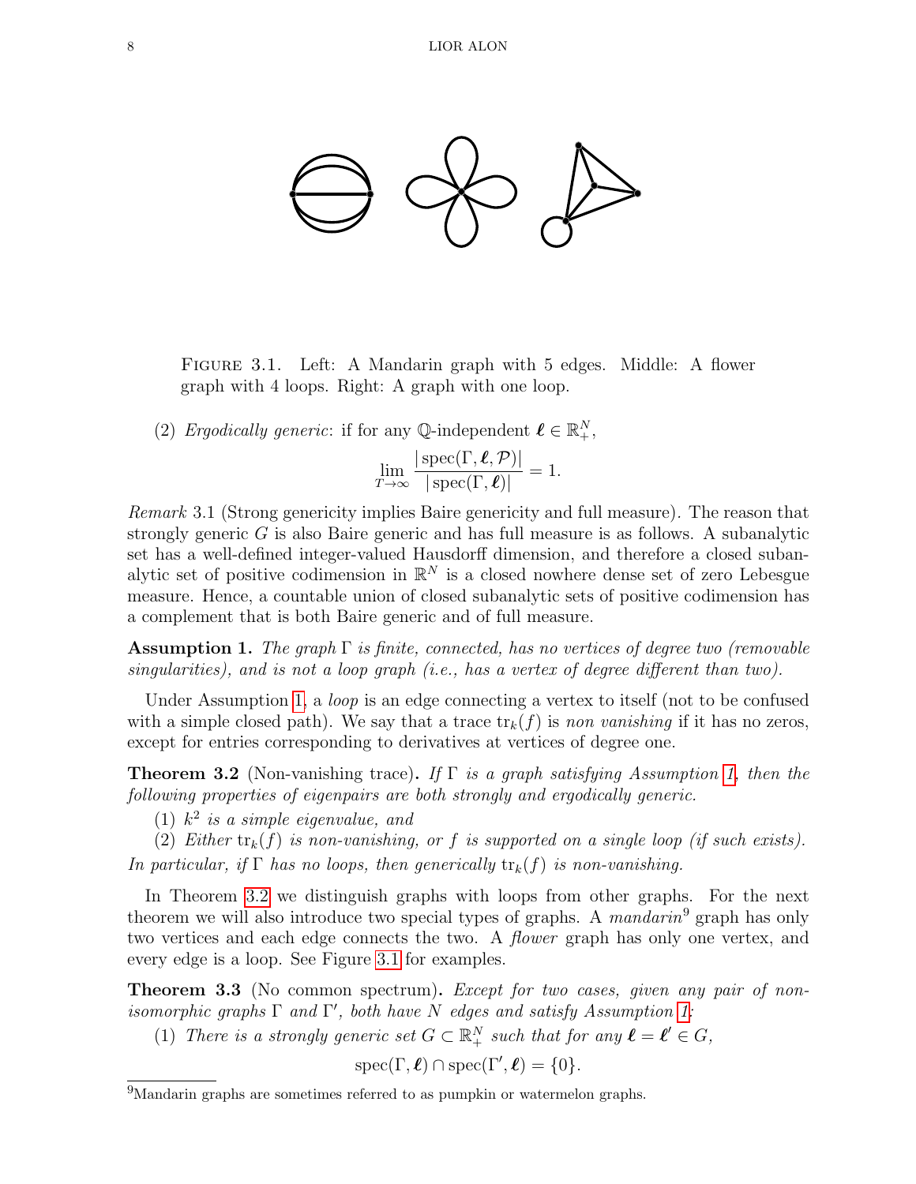FIGURE 3.1. Left: A Mandarin graph with 5 edges. Middle: A flower graph with 4 loops. Right: A graph with one loop.

(2) *Ergodically generic*: if for any $\mathbb{Q}$-independent $\boldsymbol{\ell} \in \mathbb{R}_+^N$,

$$\lim_{T\to\infty} \frac{|\operatorname{spec}(\Gamma, \boldsymbol{\ell}, \mathcal{P})|}{|\operatorname{spec}(\Gamma, \boldsymbol{\ell})|} = 1.$$

*Remark* 3.1 (Strong genericity implies Baire genericity and full measure). The reason that strongly generic $G$ is also Baire generic and has full measure is as follows. A subanalytic set has a well-defined integer-valued Hausdorff dimension, and therefore a closed subanalytic set of positive codimension in $\mathbb{R}^N$ is a closed nowhere dense set of zero Lebesgue measure. Hence, a countable union of closed subanalytic sets of positive codimension has a complement that is both Baire generic and of full measure.

**Assumption 1.** *The graph $\Gamma$ is finite, connected, has no vertices of degree two (removable singularities), and is not a loop graph (i.e., has a vertex of degree different than two).*

Under Assumption 1, a *loop* is an edge connecting a vertex to itself (not to be confused with a simple closed path). We say that a trace $\operatorname{tr}_k(f)$ is *non vanishing* if it has no zeros, except for entries corresponding to derivatives at vertices of degree one.

**Theorem 3.2** (Non-vanishing trace)**.** *If $\Gamma$ is a graph satisfying Assumption 1, then the following properties of eigenpairs are both strongly and ergodically generic.*

(1) *$k^2$ is a simple eigenvalue, and*

(2) *Either $\operatorname{tr}_k(f)$ is non-vanishing, or $f$ is supported on a single loop (if such exists).*

*In particular, if $\Gamma$ has no loops, then generically $\operatorname{tr}_k(f)$ is non-vanishing.*

In Theorem 3.2 we distinguish graphs with loops from other graphs. For the next theorem we will also introduce two special types of graphs. A *mandarin*[9] graph has only two vertices and each edge connects the two. A *flower* graph has only one vertex, and every edge is a loop. See Figure 3.1 for examples.

**Theorem 3.3** (No common spectrum)**.** *Except for two cases, given any pair of non-isomorphic graphs $\Gamma$ and $\Gamma'$, both have $N$ edges and satisfy Assumption 1:*

(1) *There is a strongly generic set $G \subset \mathbb{R}_+^N$ such that for any $\boldsymbol{\ell} = \boldsymbol{\ell}' \in G$,*

$$\operatorname{spec}(\Gamma, \boldsymbol{\ell}) \cap \operatorname{spec}(\Gamma', \boldsymbol{\ell}) = \{0\}.$$

[9] Mandarin graphs are sometimes referred to as pumpkin or watermelon graphs.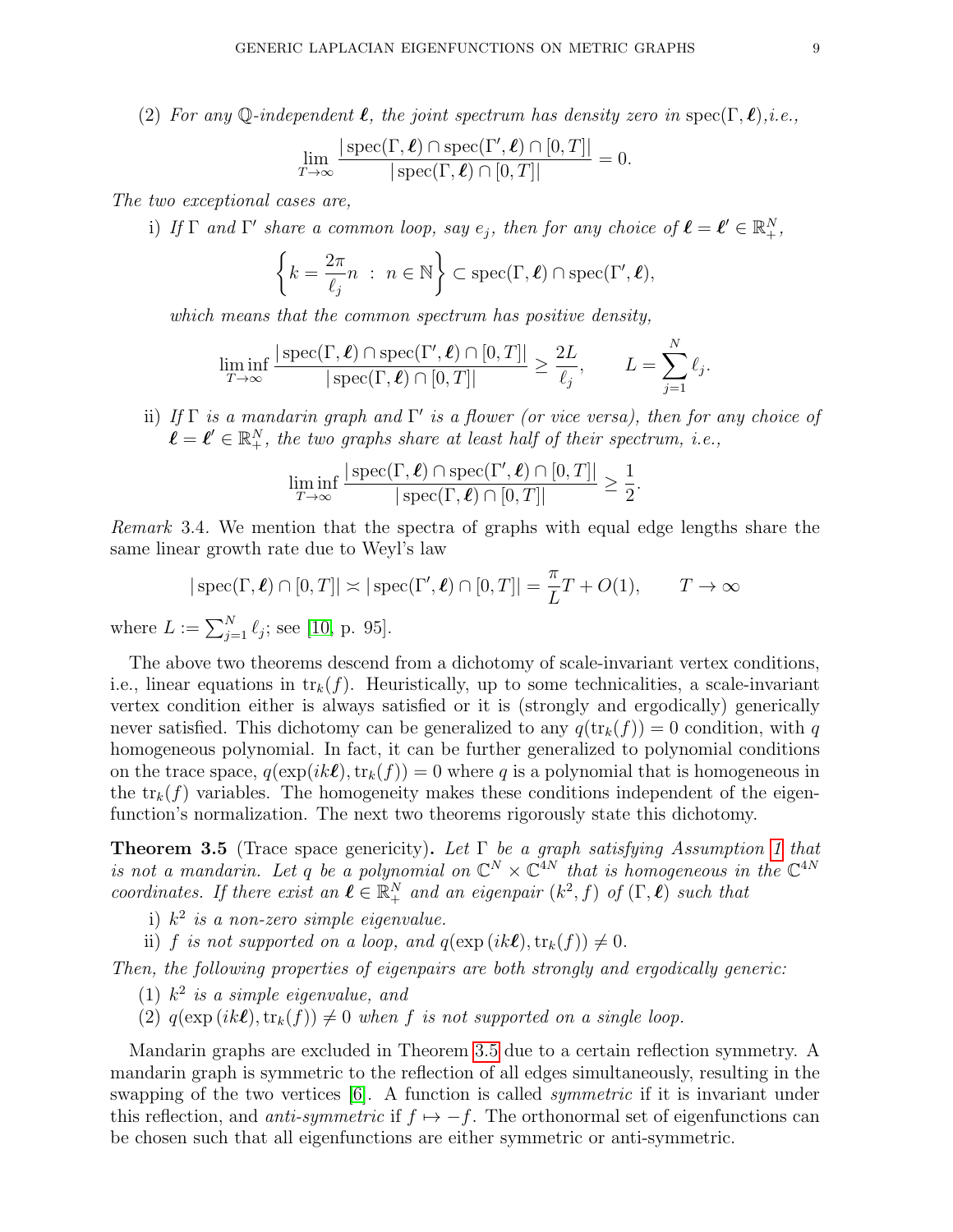(2) *For any $\mathbb{Q}$-independent $\boldsymbol{\ell}$, the joint spectrum has density zero in* $\operatorname{spec}(\Gamma, \boldsymbol{\ell})$*,i.e.,*

$$\lim_{T\to\infty} \frac{|\operatorname{spec}(\Gamma, \boldsymbol{\ell}) \cap \operatorname{spec}(\Gamma', \boldsymbol{\ell}) \cap [0,T]|}{|\operatorname{spec}(\Gamma, \boldsymbol{\ell}) \cap [0,T]|} = 0.$$

*The two exceptional cases are,*

i) *If $\Gamma$ and $\Gamma'$ share a common loop, say $e_j$, then for any choice of $\boldsymbol{\ell} = \boldsymbol{\ell}' \in \mathbb{R}_+^N$,*

$$\left\{ k = \frac{2\pi}{\ell_j} n \ : \ n \in \mathbb{N} \right\} \subset \operatorname{spec}(\Gamma, \boldsymbol{\ell}) \cap \operatorname{spec}(\Gamma', \boldsymbol{\ell}),$$

*which means that the common spectrum has positive density,*

$$\liminf_{T\to\infty} \frac{|\operatorname{spec}(\Gamma, \boldsymbol{\ell}) \cap \operatorname{spec}(\Gamma', \boldsymbol{\ell}) \cap [0,T]|}{|\operatorname{spec}(\Gamma, \boldsymbol{\ell}) \cap [0,T]|} \geq \frac{2L}{\ell_j}, \qquad L = \sum_{j=1}^{N} \ell_j.$$

ii) *If $\Gamma$ is a mandarin graph and $\Gamma'$ is a flower (or vice versa), then for any choice of $\boldsymbol{\ell} = \boldsymbol{\ell}' \in \mathbb{R}_+^N$, the two graphs share at least half of their spectrum, i.e.,*

$$\liminf_{T\to\infty} \frac{|\operatorname{spec}(\Gamma, \boldsymbol{\ell}) \cap \operatorname{spec}(\Gamma', \boldsymbol{\ell}) \cap [0,T]|}{|\operatorname{spec}(\Gamma, \boldsymbol{\ell}) \cap [0,T]|} \geq \frac{1}{2}.$$

*Remark* 3.4. We mention that the spectra of graphs with equal edge lengths share the same linear growth rate due to Weyl's law

$$|\operatorname{spec}(\Gamma, \boldsymbol{\ell}) \cap [0,T]| \asymp |\operatorname{spec}(\Gamma', \boldsymbol{\ell}) \cap [0,T]| = \frac{\pi}{L} T + O(1), \qquad T \to \infty$$

where $L := \sum_{j=1}^{N} \ell_j$; see [10, p. 95].

The above two theorems descend from a dichotomy of scale-invariant vertex conditions, i.e., linear equations in $\operatorname{tr}_k(f)$. Heuristically, up to some technicalities, a scale-invariant vertex condition either is always satisfied or it is (strongly and ergodically) generically never satisfied. This dichotomy can be generalized to any $q(\operatorname{tr}_k(f)) = 0$ condition, with $q$ homogeneous polynomial. In fact, it can be further generalized to polynomial conditions on the trace space, $q(\exp(ik\boldsymbol{\ell}), \operatorname{tr}_k(f)) = 0$ where $q$ is a polynomial that is homogeneous in the $\operatorname{tr}_k(f)$ variables. The homogeneity makes these conditions independent of the eigenfunction's normalization. The next two theorems rigorously state this dichotomy.

**Theorem 3.5** (Trace space genericity)**.** *Let $\Gamma$ be a graph satisfying Assumption 1 that is not a mandarin. Let $q$ be a polynomial on $\mathbb{C}^N \times \mathbb{C}^{4N}$ that is homogeneous in the $\mathbb{C}^{4N}$ coordinates. If there exist an $\boldsymbol{\ell} \in \mathbb{R}_+^N$ and an eigenpair $(k^2, f)$ of $(\Gamma, \boldsymbol{\ell})$ such that*

i) *$k^2$ is a non-zero simple eigenvalue.*

ii) *$f$ is not supported on a loop, and $q(\exp(ik\boldsymbol{\ell}), \operatorname{tr}_k(f)) \neq 0$.*

*Then, the following properties of eigenpairs are both strongly and ergodically generic:*

(1) *$k^2$ is a simple eigenvalue, and*

(2) *$q(\exp(ik\boldsymbol{\ell}), \operatorname{tr}_k(f)) \neq 0$ when $f$ is not supported on a single loop.*

Mandarin graphs are excluded in Theorem 3.5 due to a certain reflection symmetry. A mandarin graph is symmetric to the reflection of all edges simultaneously, resulting in the swapping of the two vertices [6]. A function is called *symmetric* if it is invariant under this reflection, and *anti-symmetric* if $f \mapsto -f$. The orthonormal set of eigenfunctions can be chosen such that all eigenfunctions are either symmetric or anti-symmetric.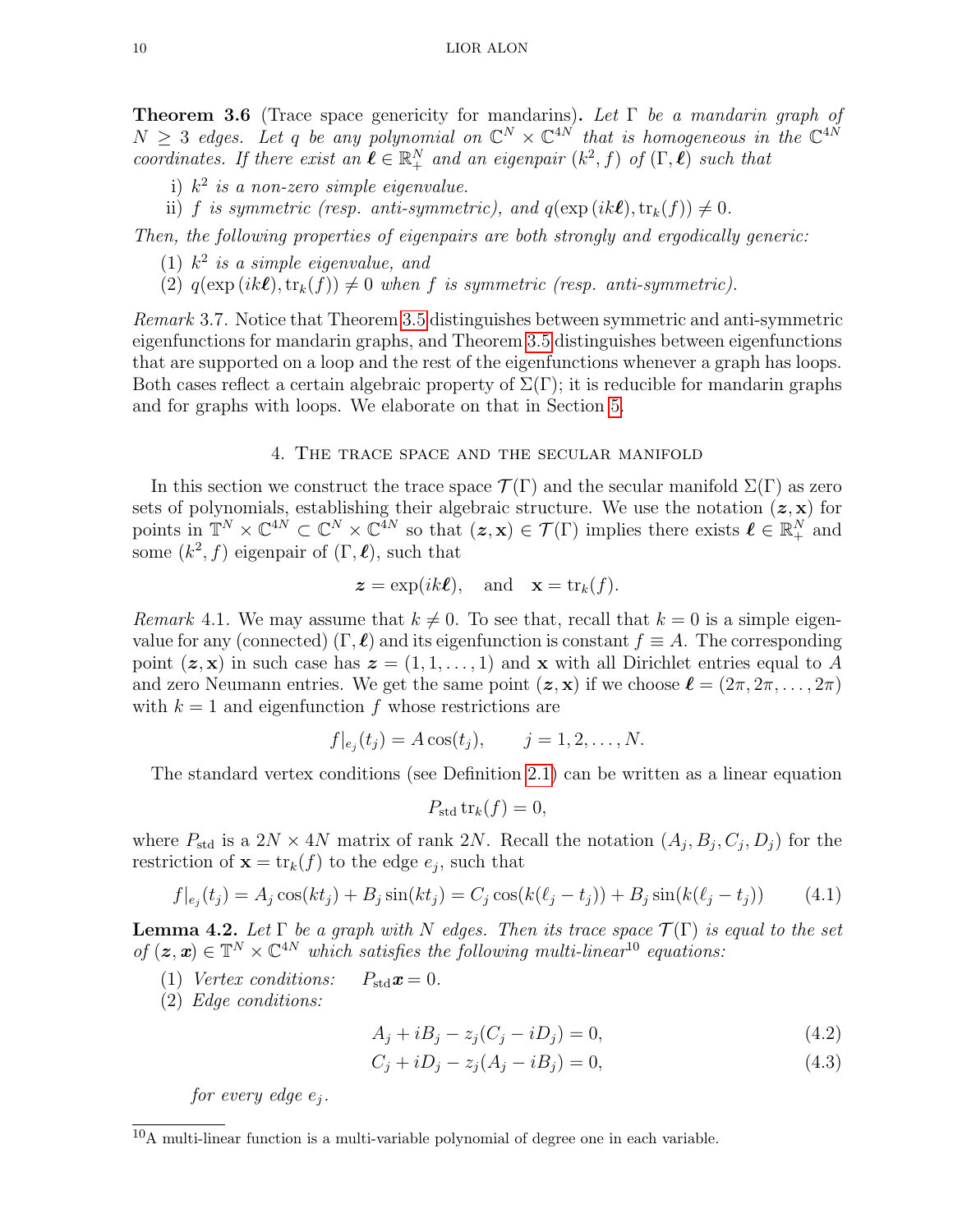**Theorem 3.6** (Trace space genericity for mandarins)**.** *Let $\Gamma$ be a mandarin graph of $N \geq 3$ edges. Let $q$ be any polynomial on $\mathbb{C}^N \times \mathbb{C}^{4N}$ that is homogeneous in the $\mathbb{C}^{4N}$ coordinates. If there exist an $\boldsymbol{\ell} \in \mathbb{R}_+^N$ and an eigenpair $(k^2, f)$ of $(\Gamma, \boldsymbol{\ell})$ such that*

i) *$k^2$ is a non-zero simple eigenvalue.*
ii) *$f$ is symmetric (resp. anti-symmetric), and $q(\exp(ik\boldsymbol{\ell}), \mathrm{tr}_k(f)) \neq 0$.*

*Then, the following properties of eigenpairs are both strongly and ergodically generic:*

(1) *$k^2$ is a simple eigenvalue, and*
(2) *$q(\exp(ik\boldsymbol{\ell}), \mathrm{tr}_k(f)) \neq 0$ when $f$ is symmetric (resp. anti-symmetric).*

*Remark* 3.7. Notice that Theorem 3.5 distinguishes between symmetric and anti-symmetric eigenfunctions for mandarin graphs, and Theorem 3.5 distinguishes between eigenfunctions that are supported on a loop and the rest of the eigenfunctions whenever a graph has loops. Both cases reflect a certain algebraic property of $\Sigma(\Gamma)$; it is reducible for mandarin graphs and for graphs with loops. We elaborate on that in Section 5.

## 4. The trace space and the secular manifold

In this section we construct the trace space $\mathcal{T}(\Gamma)$ and the secular manifold $\Sigma(\Gamma)$ as zero sets of polynomials, establishing their algebraic structure. We use the notation $(\boldsymbol{z}, \mathbf{x})$ for points in $\mathbb{T}^N \times \mathbb{C}^{4N} \subset \mathbb{C}^N \times \mathbb{C}^{4N}$ so that $(\boldsymbol{z}, \mathbf{x}) \in \mathcal{T}(\Gamma)$ implies there exists $\boldsymbol{\ell} \in \mathbb{R}_+^N$ and some $(k^2, f)$ eigenpair of $(\Gamma, \boldsymbol{\ell})$, such that

$$\boldsymbol{z} = \exp(ik\boldsymbol{\ell}), \quad \text{and} \quad \mathbf{x} = \mathrm{tr}_k(f).$$

*Remark* 4.1. We may assume that $k \neq 0$. To see that, recall that $k = 0$ is a simple eigenvalue for any (connected) $(\Gamma, \boldsymbol{\ell})$ and its eigenfunction is constant $f \equiv A$. The corresponding point $(\boldsymbol{z}, \mathbf{x})$ in such case has $\boldsymbol{z} = (1, 1, \ldots, 1)$ and $\mathbf{x}$ with all Dirichlet entries equal to $A$ and zero Neumann entries. We get the same point $(\boldsymbol{z}, \mathbf{x})$ if we choose $\boldsymbol{\ell} = (2\pi, 2\pi, \ldots, 2\pi)$ with $k = 1$ and eigenfunction $f$ whose restrictions are

$$f|_{e_j}(t_j) = A\cos(t_j), \qquad j = 1, 2, \ldots, N.$$

The standard vertex conditions (see Definition 2.1) can be written as a linear equation

$$P_{\mathrm{std}}\,\mathrm{tr}_k(f) = 0,$$

where $P_{\mathrm{std}}$ is a $2N \times 4N$ matrix of rank $2N$. Recall the notation $(A_j, B_j, C_j, D_j)$ for the restriction of $\mathbf{x} = \mathrm{tr}_k(f)$ to the edge $e_j$, such that

$$f|_{e_j}(t_j) = A_j\cos(kt_j) + B_j\sin(kt_j) = C_j\cos(k(\ell_j - t_j)) + B_j\sin(k(\ell_j - t_j)) \tag{4.1}$$

**Lemma 4.2.** *Let $\Gamma$ be a graph with $N$ edges. Then its trace space $\mathcal{T}(\Gamma)$ is equal to the set of $(\boldsymbol{z}, \boldsymbol{x}) \in \mathbb{T}^N \times \mathbb{C}^{4N}$ which satisfies the following multi-linear[10] equations:*

(1) *Vertex conditions:* $\quad P_{\mathrm{std}}\boldsymbol{x} = 0.$
(2) *Edge conditions:*

$$A_j + iB_j - z_j(C_j - iD_j) = 0, \tag{4.2}$$

$$C_j + iD_j - z_j(A_j - iB_j) = 0, \tag{4.3}$$

*for every edge $e_j$.*

[10] A multi-linear function is a multi-variable polynomial of degree one in each variable.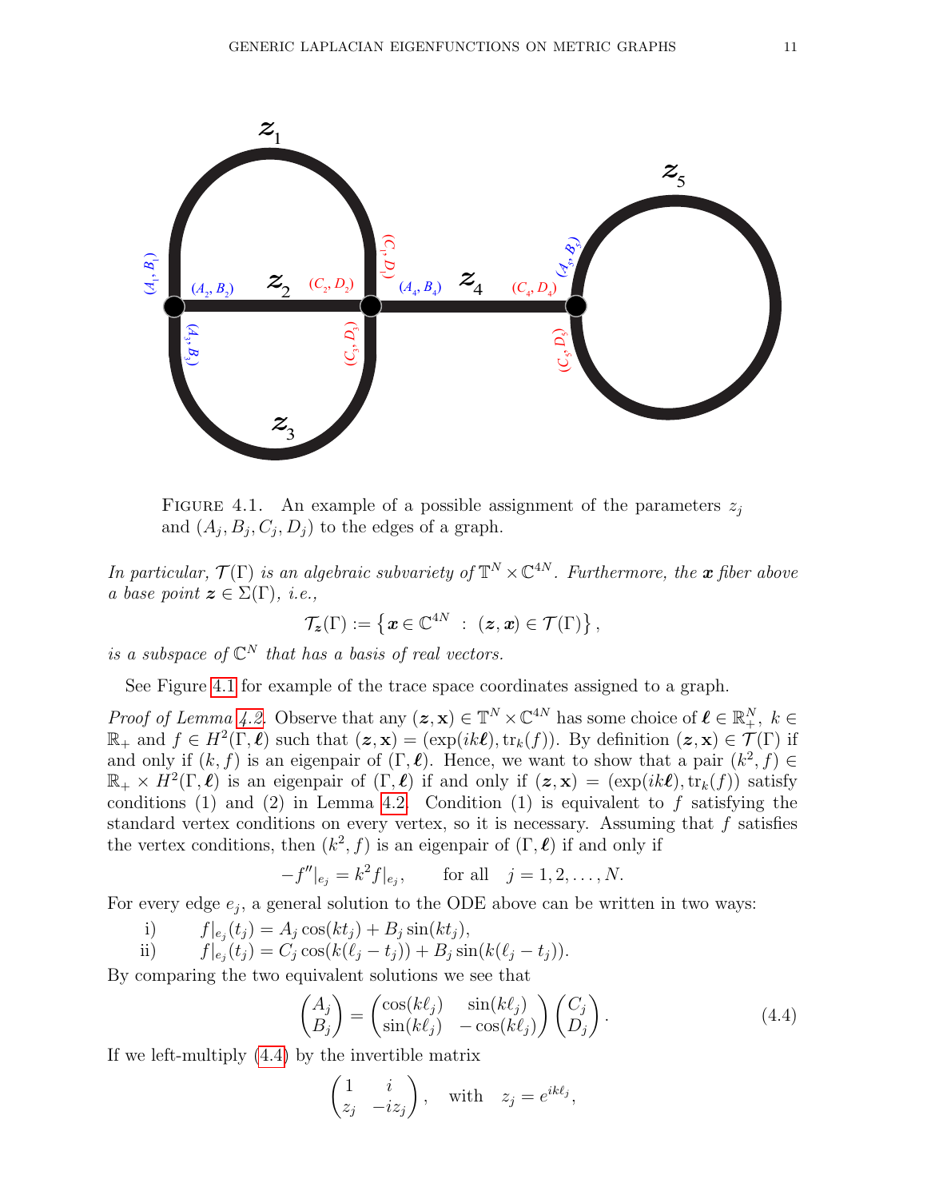Figure 4.1. An example of a possible assignment of the parameters $z_j$ and $(A_j, B_j, C_j, D_j)$ to the edges of a graph.

*In particular, $\mathcal{T}(\Gamma)$ is an algebraic subvariety of $\mathbb{T}^N \times \mathbb{C}^{4N}$. Furthermore, the $\boldsymbol{x}$ fiber above a base point $\boldsymbol{z} \in \Sigma(\Gamma)$, i.e.,*

$$\mathcal{T}_{\boldsymbol{z}}(\Gamma) := \left\{ \boldsymbol{x} \in \mathbb{C}^{4N} \ : \ (\boldsymbol{z}, \boldsymbol{x}) \in \mathcal{T}(\Gamma) \right\},$$

*is a subspace of $\mathbb{C}^N$ that has a basis of real vectors.*

See Figure 4.1 for example of the trace space coordinates assigned to a graph.

*Proof of Lemma 4.2.* Observe that any $(\boldsymbol{z}, \mathbf{x}) \in \mathbb{T}^N \times \mathbb{C}^{4N}$ has some choice of $\boldsymbol{\ell} \in \mathbb{R}_+^N$, $k \in \mathbb{R}_+$ and $f \in H^2(\Gamma, \boldsymbol{\ell})$ such that $(\boldsymbol{z}, \mathbf{x}) = (\exp(ik\boldsymbol{\ell}), \mathrm{tr}_k(f))$. By definition $(\boldsymbol{z}, \mathbf{x}) \in \mathcal{T}(\Gamma)$ if and only if $(k, f)$ is an eigenpair of $(\Gamma, \boldsymbol{\ell})$. Hence, we want to show that a pair $(k^2, f) \in \mathbb{R}_+ \times H^2(\Gamma, \boldsymbol{\ell})$ is an eigenpair of $(\Gamma, \boldsymbol{\ell})$ if and only if $(\boldsymbol{z}, \mathbf{x}) = (\exp(ik\boldsymbol{\ell}), \mathrm{tr}_k(f))$ satisfy conditions (1) and (2) in Lemma 4.2. Condition (1) is equivalent to $f$ satisfying the standard vertex conditions on every vertex, so it is necessary. Assuming that $f$ satisfies the vertex conditions, then $(k^2, f)$ is an eigenpair of $(\Gamma, \boldsymbol{\ell})$ if and only if

$$-f''|_{e_j} = k^2 f|_{e_j}, \qquad \text{for all} \quad j = 1, 2, \ldots, N.$$

For every edge $e_j$, a general solution to the ODE above can be written in two ways:

i) $\quad f|_{e_j}(t_j) = A_j \cos(kt_j) + B_j \sin(kt_j)$,

ii) $\quad f|_{e_j}(t_j) = C_j \cos(k(\ell_j - t_j)) + B_j \sin(k(\ell_j - t_j))$.

By comparing the two equivalent solutions we see that

$$\begin{pmatrix} A_j \\ B_j \end{pmatrix} = \begin{pmatrix} \cos(k\ell_j) & \sin(k\ell_j) \\ \sin(k\ell_j) & -\cos(k\ell_j) \end{pmatrix} \begin{pmatrix} C_j \\ D_j \end{pmatrix}. \tag{4.4}$$

If we left-multiply (4.4) by the invertible matrix

$$\begin{pmatrix} 1 & i \\ z_j & -iz_j \end{pmatrix}, \quad \text{with} \quad z_j = e^{ik\ell_j},$$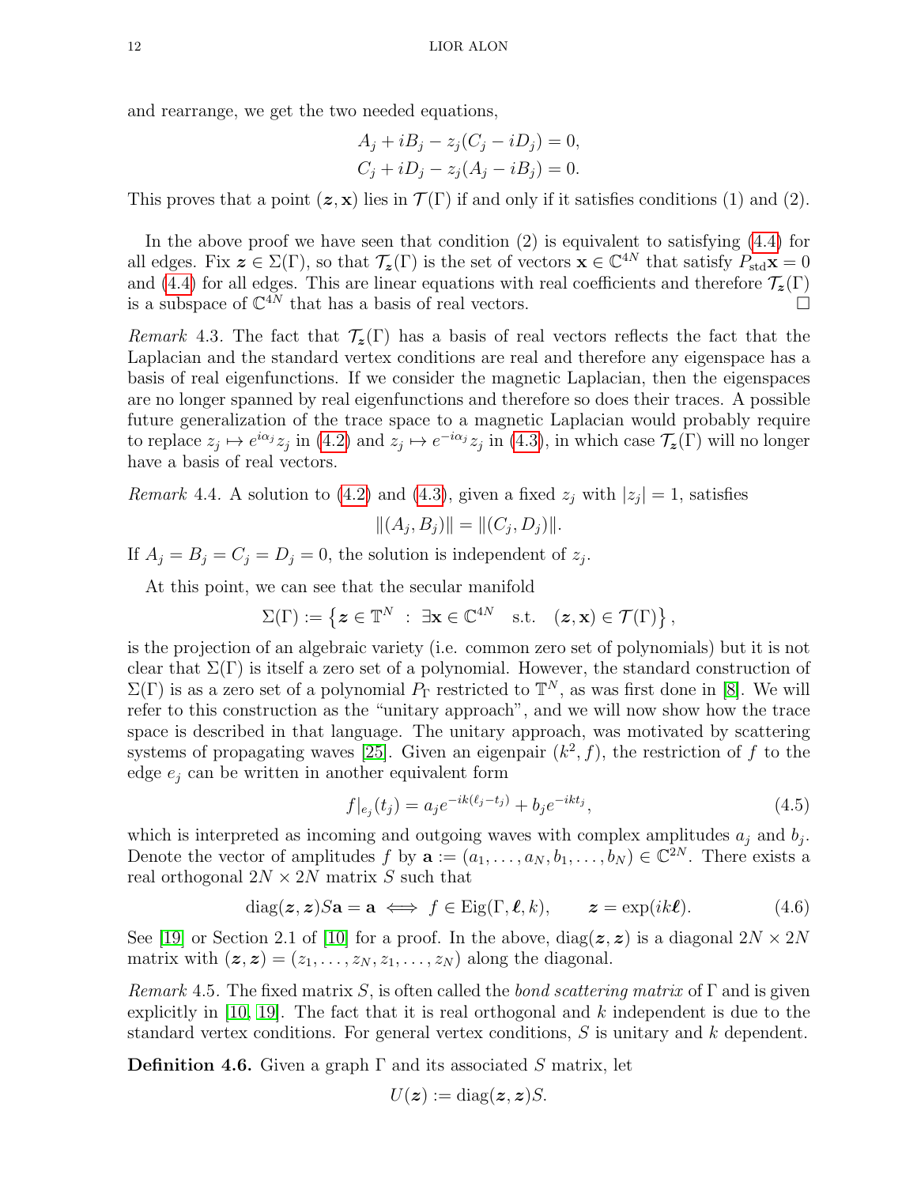and rearrange, we get the two needed equations,

$$A_j + iB_j - z_j(C_j - iD_j) = 0,$$
$$C_j + iD_j - z_j(A_j - iB_j) = 0.$$

This proves that a point $(\boldsymbol{z}, \mathbf{x})$ lies in $\mathcal{T}(\Gamma)$ if and only if it satisfies conditions (1) and (2).

In the above proof we have seen that condition (2) is equivalent to satisfying (4.4) for all edges. Fix $\boldsymbol{z} \in \Sigma(\Gamma)$, so that $\mathcal{T}_{\boldsymbol{z}}(\Gamma)$ is the set of vectors $\mathbf{x} \in \mathbb{C}^{4N}$ that satisfy $P_{\mathrm{std}}\mathbf{x} = 0$ and (4.4) for all edges. This are linear equations with real coefficients and therefore $\mathcal{T}_{\boldsymbol{z}}(\Gamma)$ is a subspace of $\mathbb{C}^{4N}$ that has a basis of real vectors. □

*Remark* 4.3. The fact that $\mathcal{T}_{\boldsymbol{z}}(\Gamma)$ has a basis of real vectors reflects the fact that the Laplacian and the standard vertex conditions are real and therefore any eigenspace has a basis of real eigenfunctions. If we consider the magnetic Laplacian, then the eigenspaces are no longer spanned by real eigenfunctions and therefore so does their traces. A possible future generalization of the trace space to a magnetic Laplacian would probably require to replace $z_j \mapsto e^{i\alpha_j} z_j$ in (4.2) and $z_j \mapsto e^{-i\alpha_j} z_j$ in (4.3), in which case $\mathcal{T}_{\boldsymbol{z}}(\Gamma)$ will no longer have a basis of real vectors.

*Remark* 4.4. A solution to (4.2) and (4.3), given a fixed $z_j$ with $|z_j| = 1$, satisfies

$$\|(A_j, B_j)\| = \|(C_j, D_j)\|.$$

If $A_j = B_j = C_j = D_j = 0$, the solution is independent of $z_j$.

At this point, we can see that the secular manifold

$$\Sigma(\Gamma) := \left\{ \boldsymbol{z} \in \mathbb{T}^N \ : \ \exists \mathbf{x} \in \mathbb{C}^{4N} \quad \text{s.t.} \quad (\boldsymbol{z}, \mathbf{x}) \in \mathcal{T}(\Gamma) \right\},$$

is the projection of an algebraic variety (i.e. common zero set of polynomials) but it is not clear that $\Sigma(\Gamma)$ is itself a zero set of a polynomial. However, the standard construction of $\Sigma(\Gamma)$ is as a zero set of a polynomial $P_\Gamma$ restricted to $\mathbb{T}^N$, as was first done in [8]. We will refer to this construction as the "unitary approach", and we will now show how the trace space is described in that language. The unitary approach, was motivated by scattering systems of propagating waves [25]. Given an eigenpair $(k^2, f)$, the restriction of $f$ to the edge $e_j$ can be written in another equivalent form

$$f|_{e_j}(t_j) = a_j e^{-ik(\ell_j - t_j)} + b_j e^{-ikt_j}, \tag{4.5}$$

which is interpreted as incoming and outgoing waves with complex amplitudes $a_j$ and $b_j$. Denote the vector of amplitudes $f$ by $\mathbf{a} := (a_1, \ldots, a_N, b_1, \ldots, b_N) \in \mathbb{C}^{2N}$. There exists a real orthogonal $2N \times 2N$ matrix $S$ such that

$$\mathrm{diag}(\boldsymbol{z}, \boldsymbol{z}) S \mathbf{a} = \mathbf{a} \iff f \in \mathrm{Eig}(\Gamma, \boldsymbol{\ell}, k), \qquad \boldsymbol{z} = \exp(ik\boldsymbol{\ell}). \tag{4.6}$$

See [19] or Section 2.1 of [10] for a proof. In the above, $\mathrm{diag}(\boldsymbol{z}, \boldsymbol{z})$ is a diagonal $2N \times 2N$ matrix with $(\boldsymbol{z}, \boldsymbol{z}) = (z_1, \ldots, z_N, z_1, \ldots, z_N)$ along the diagonal.

*Remark* 4.5. The fixed matrix $S$, is often called the *bond scattering matrix* of $\Gamma$ and is given explicitly in [10, 19]. The fact that it is real orthogonal and $k$ independent is due to the standard vertex conditions. For general vertex conditions, $S$ is unitary and $k$ dependent.

**Definition 4.6.** Given a graph $\Gamma$ and its associated $S$ matrix, let

$$U(\boldsymbol{z}) := \mathrm{diag}(\boldsymbol{z}, \boldsymbol{z}) S.$$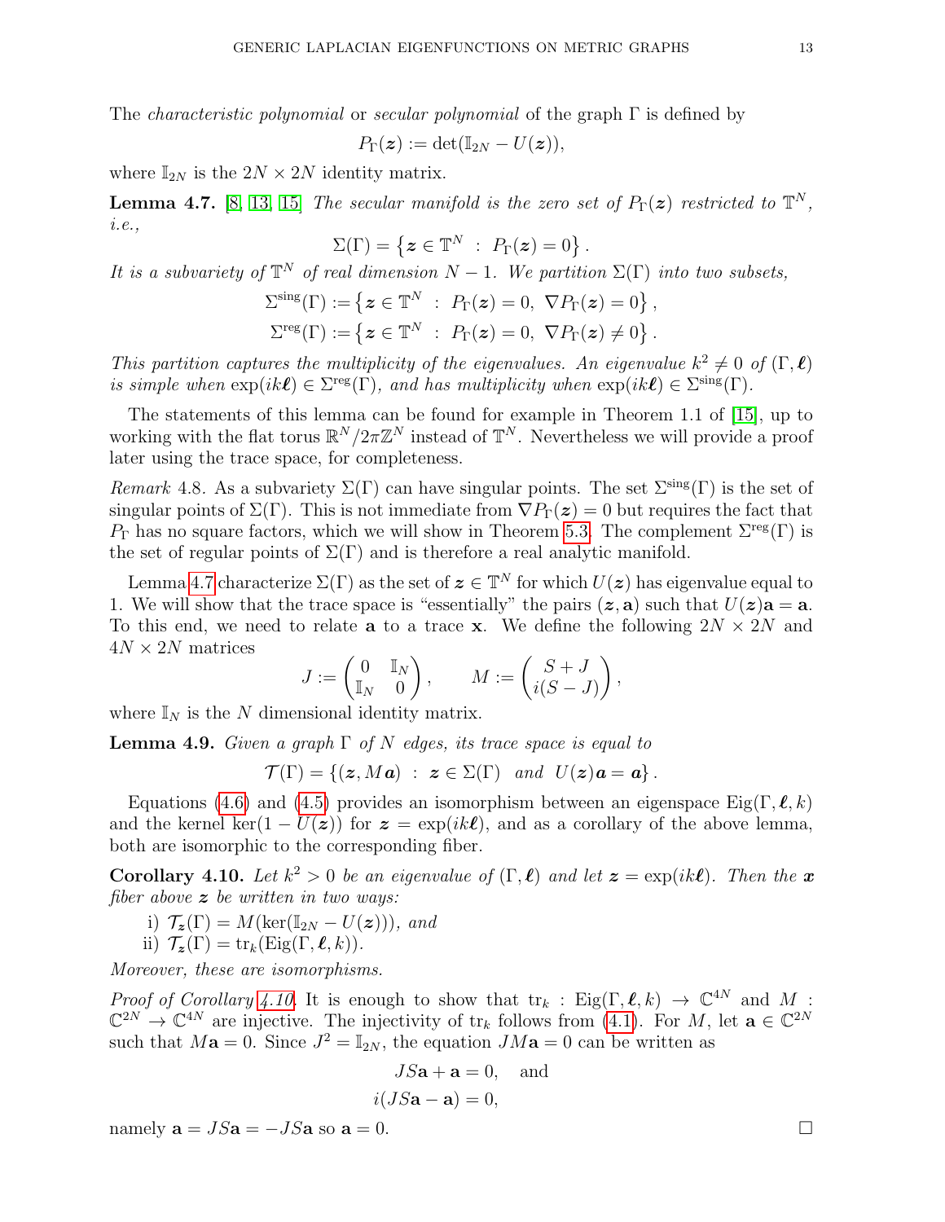The *characteristic polynomial* or *secular polynomial* of the graph $\Gamma$ is defined by

$$P_\Gamma(\boldsymbol{z}) := \det(\mathbb{I}_{2N} - U(\boldsymbol{z})),$$

where $\mathbb{I}_{2N}$ is the $2N \times 2N$ identity matrix.

**Lemma 4.7.** [8, 13, 15] *The secular manifold is the zero set of $P_\Gamma(\boldsymbol{z})$ restricted to $\mathbb{T}^N$, i.e.,*

$$\Sigma(\Gamma) = \left\{ \boldsymbol{z} \in \mathbb{T}^N \ : \ P_\Gamma(\boldsymbol{z}) = 0 \right\}.$$

*It is a subvariety of $\mathbb{T}^N$ of real dimension $N-1$. We partition $\Sigma(\Gamma)$ into two subsets,*

$$\Sigma^{\text{sing}}(\Gamma) := \left\{ \boldsymbol{z} \in \mathbb{T}^N \ : \ P_\Gamma(\boldsymbol{z}) = 0, \ \nabla P_\Gamma(\boldsymbol{z}) = 0 \right\},$$
$$\Sigma^{\text{reg}}(\Gamma) := \left\{ \boldsymbol{z} \in \mathbb{T}^N \ : \ P_\Gamma(\boldsymbol{z}) = 0, \ \nabla P_\Gamma(\boldsymbol{z}) \neq 0 \right\}.$$

*This partition captures the multiplicity of the eigenvalues. An eigenvalue $k^2 \neq 0$ of $(\Gamma, \boldsymbol{\ell})$ is simple when $\exp(ik\boldsymbol{\ell}) \in \Sigma^{\text{reg}}(\Gamma)$, and has multiplicity when $\exp(ik\boldsymbol{\ell}) \in \Sigma^{\text{sing}}(\Gamma)$.*

The statements of this lemma can be found for example in Theorem 1.1 of [15], up to working with the flat torus $\mathbb{R}^N/2\pi\mathbb{Z}^N$ instead of $\mathbb{T}^N$. Nevertheless we will provide a proof later using the trace space, for completeness.

*Remark* 4.8. As a subvariety $\Sigma(\Gamma)$ can have singular points. The set $\Sigma^{\text{sing}}(\Gamma)$ is the set of singular points of $\Sigma(\Gamma)$. This is not immediate from $\nabla P_\Gamma(\boldsymbol{z}) = 0$ but requires the fact that $P_\Gamma$ has no square factors, which we will show in Theorem 5.3. The complement $\Sigma^{\text{reg}}(\Gamma)$ is the set of regular points of $\Sigma(\Gamma)$ and is therefore a real analytic manifold.

Lemma 4.7 characterize $\Sigma(\Gamma)$ as the set of $\boldsymbol{z} \in \mathbb{T}^N$ for which $U(\boldsymbol{z})$ has eigenvalue equal to 1. We will show that the trace space is "essentially" the pairs $(\boldsymbol{z}, \mathbf{a})$ such that $U(\boldsymbol{z})\mathbf{a} = \mathbf{a}$. To this end, we need to relate $\mathbf{a}$ to a trace $\mathbf{x}$. We define the following $2N \times 2N$ and $4N \times 2N$ matrices

$$J := \begin{pmatrix} 0 & \mathbb{I}_N \\ \mathbb{I}_N & 0 \end{pmatrix}, \qquad M := \begin{pmatrix} S + J \\ i(S - J) \end{pmatrix},$$

where $\mathbb{I}_N$ is the $N$ dimensional identity matrix.

**Lemma 4.9.** *Given a graph $\Gamma$ of $N$ edges, its trace space is equal to*

$$\mathcal{T}(\Gamma) = \left\{ (\boldsymbol{z}, M\boldsymbol{a}) \ : \ \boldsymbol{z} \in \Sigma(\Gamma) \ \text{ and } \ U(\boldsymbol{z})\boldsymbol{a} = \boldsymbol{a} \right\}.$$

Equations (4.6) and (4.5) provides an isomorphism between an eigenspace $\text{Eig}(\Gamma, \boldsymbol{\ell}, k)$ and the kernel $\ker(1 - U(\boldsymbol{z}))$ for $\boldsymbol{z} = \exp(ik\boldsymbol{\ell})$, and as a corollary of the above lemma, both are isomorphic to the corresponding fiber.

**Corollary 4.10.** *Let $k^2 > 0$ be an eigenvalue of $(\Gamma, \boldsymbol{\ell})$ and let $\boldsymbol{z} = \exp(ik\boldsymbol{\ell})$. Then the $\boldsymbol{x}$ fiber above $\boldsymbol{z}$ be written in two ways:*

i) $\mathcal{T}_{\boldsymbol{z}}(\Gamma) = M(\ker(\mathbb{I}_{2N} - U(\boldsymbol{z})))$, *and*
ii) $\mathcal{T}_{\boldsymbol{z}}(\Gamma) = \text{tr}_k(\text{Eig}(\Gamma, \boldsymbol{\ell}, k))$.

*Moreover, these are isomorphisms.*

*Proof of Corollary 4.10.* It is enough to show that $\text{tr}_k : \text{Eig}(\Gamma, \boldsymbol{\ell}, k) \to \mathbb{C}^{4N}$ and $M : \mathbb{C}^{2N} \to \mathbb{C}^{4N}$ are injective. The injectivity of $\text{tr}_k$ follows from (4.1). For $M$, let $\mathbf{a} \in \mathbb{C}^{2N}$ such that $M\mathbf{a} = 0$. Since $J^2 = \mathbb{I}_{2N}$, the equation $JM\mathbf{a} = 0$ can be written as

$$JS\mathbf{a} + \mathbf{a} = 0, \quad \text{and}$$
$$i(JS\mathbf{a} - \mathbf{a}) = 0,$$

namely $\mathbf{a} = JS\mathbf{a} = -JS\mathbf{a}$ so $\mathbf{a} = 0$. $\square$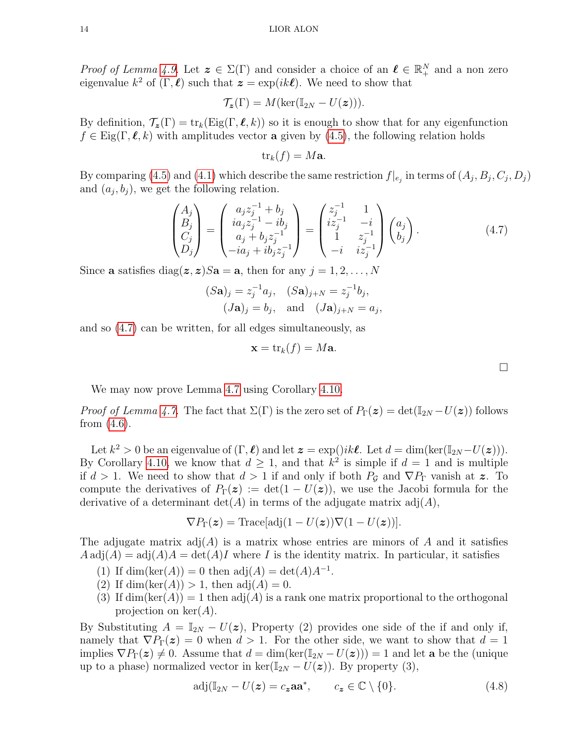*Proof of Lemma 4.9.* Let $\boldsymbol{z} \in \Sigma(\Gamma)$ and consider a choice of an $\boldsymbol{\ell} \in \mathbb{R}_+^N$ and a non zero eigenvalue $k^2$ of $(\Gamma, \boldsymbol{\ell})$ such that $\boldsymbol{z} = \exp(ik\boldsymbol{\ell})$. We need to show that

$$\mathcal{T}_{\boldsymbol{z}}(\Gamma) = M(\ker(\mathbb{I}_{2N} - U(\boldsymbol{z}))).$$

By definition, $\mathcal{T}_{\boldsymbol{z}}(\Gamma) = \mathrm{tr}_k(\mathrm{Eig}(\Gamma, \boldsymbol{\ell}, k))$ so it is enough to show that for any eigenfunction $f \in \mathrm{Eig}(\Gamma, \boldsymbol{\ell}, k)$ with amplitudes vector $\mathbf{a}$ given by (4.5), the following relation holds

$$\mathrm{tr}_k(f) = M\mathbf{a}.$$

By comparing (4.5) and (4.1) which describe the same restriction $f|_{e_j}$ in terms of $(A_j, B_j, C_j, D_j)$ and $(a_j, b_j)$, we get the following relation.

$$\begin{pmatrix} A_j \\ B_j \\ C_j \\ D_j \end{pmatrix} = \begin{pmatrix} a_j z_j^{-1} + b_j \\ i a_j z_j^{-1} - i b_j \\ a_j + b_j z_j^{-1} \\ -i a_j + i b_j z_j^{-1} \end{pmatrix} = \begin{pmatrix} z_j^{-1} & 1 \\ i z_j^{-1} & -i \\ 1 & z_j^{-1} \\ -i & i z_j^{-1} \end{pmatrix} \begin{pmatrix} a_j \\ b_j \end{pmatrix}. \tag{4.7}$$

Since $\mathbf{a}$ satisfies $\mathrm{diag}(\boldsymbol{z}, \boldsymbol{z}) S \mathbf{a} = \mathbf{a}$, then for any $j = 1, 2, \ldots, N$

$$(S\mathbf{a})_j = z_j^{-1} a_j, \quad (S\mathbf{a})_{j+N} = z_j^{-1} b_j,$$
$$(J\mathbf{a})_j = b_j, \quad \text{and} \quad (J\mathbf{a})_{j+N} = a_j,$$

and so (4.7) can be written, for all edges simultaneously, as

$$\mathbf{x} = \mathrm{tr}_k(f) = M\mathbf{a}.$$

□

We may now prove Lemma 4.7 using Corollary 4.10.

*Proof of Lemma 4.7.* The fact that $\Sigma(\Gamma)$ is the zero set of $P_\Gamma(\boldsymbol{z}) = \det(\mathbb{I}_{2N} - U(\boldsymbol{z}))$ follows from (4.6).

Let $k^2 > 0$ be an eigenvalue of $(\Gamma, \boldsymbol{\ell})$ and let $\boldsymbol{z} = \exp()ik\boldsymbol{\ell}$. Let $d = \dim(\ker(\mathbb{I}_{2N} - U(\boldsymbol{z})))$. By Corollary 4.10, we know that $d \geq 1$, and that $k^2$ is simple if $d = 1$ and is multiple if $d > 1$. We need to show that $d > 1$ if and only if both $P_{\mathcal{G}}$ and $\nabla P_\Gamma$ vanish at $\boldsymbol{z}$. To compute the derivatives of $P_\Gamma(\boldsymbol{z}) := \det(1 - U(\boldsymbol{z}))$, we use the Jacobi formula for the derivative of a determinant $\det(A)$ in terms of the adjugate matrix $\mathrm{adj}(A)$,

$$\nabla P_\Gamma(\boldsymbol{z}) = \mathrm{Trace}[\mathrm{adj}(1 - U(\boldsymbol{z})) \nabla(1 - U(\boldsymbol{z}))].$$

The adjugate matrix $\mathrm{adj}(A)$ is a matrix whose entries are minors of $A$ and it satisfies $A\,\mathrm{adj}(A) = \mathrm{adj}(A) A = \det(A) I$ where $I$ is the identity matrix. In particular, it satisfies

1. If $\dim(\ker(A)) = 0$ then $\mathrm{adj}(A) = \det(A) A^{-1}$.
2. If $\dim(\ker(A)) > 1$, then $\mathrm{adj}(A) = 0$.
3. If $\dim(\ker(A)) = 1$ then $\mathrm{adj}(A)$ is a rank one matrix proportional to the orthogonal projection on $\ker(A)$.

By Substituting $A = \mathbb{I}_{2N} - U(\boldsymbol{z})$, Property (2) provides one side of the if and only if, namely that $\nabla P_\Gamma(\boldsymbol{z}) = 0$ when $d > 1$. For the other side, we want to show that $d = 1$ implies $\nabla P_\Gamma(\boldsymbol{z}) \neq 0$. Assume that $d = \dim(\ker(\mathbb{I}_{2N} - U(\boldsymbol{z}))) = 1$ and let $\mathbf{a}$ be the (unique up to a phase) normalized vector in $\ker(\mathbb{I}_{2N} - U(\boldsymbol{z}))$. By property (3),

$$\mathrm{adj}(\mathbb{I}_{2N} - U(\boldsymbol{z}) = c_{\boldsymbol{z}} \mathbf{a}\mathbf{a}^*, \qquad c_{\boldsymbol{z}} \in \mathbb{C} \setminus \{0\}. \tag{4.8}$$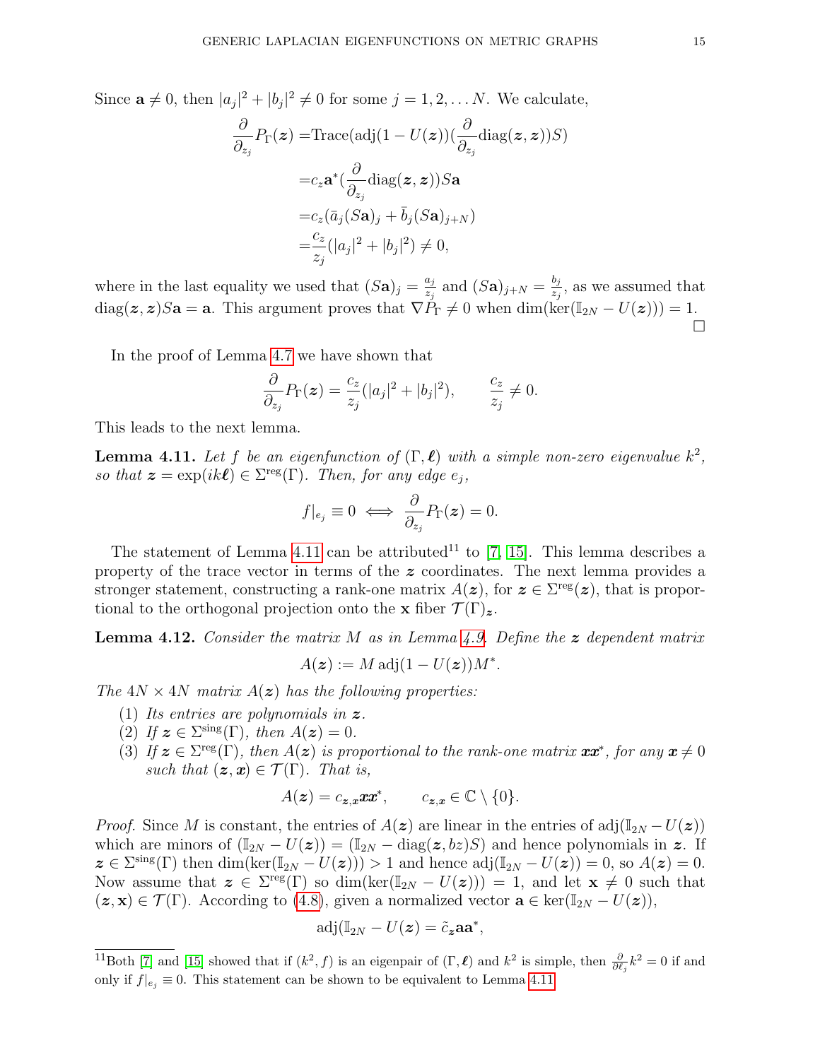Since $\mathbf{a} \neq 0$, then $|a_j|^2 + |b_j|^2 \neq 0$ for some $j = 1, 2, \ldots N$. We calculate,

$$
\begin{aligned}
\frac{\partial}{\partial_{z_j}} P_\Gamma(\boldsymbol{z}) =& \mathrm{Trace}(\mathrm{adj}(1 - U(\boldsymbol{z}))(\frac{\partial}{\partial_{z_j}} \mathrm{diag}(\boldsymbol{z}, \boldsymbol{z}))S) \\
=& c_z \mathbf{a}^* (\frac{\partial}{\partial_{z_j}} \mathrm{diag}(\boldsymbol{z}, \boldsymbol{z})) S \mathbf{a} \\
=& c_z (\bar{a}_j (S\mathbf{a})_j + \bar{b}_j (S\mathbf{a})_{j+N}) \\
=& \frac{c_z}{z_j} (|a_j|^2 + |b_j|^2) \neq 0,
\end{aligned}
$$

where in the last equality we used that $(S\mathbf{a})_j = \frac{a_j}{z_j}$ and $(S\mathbf{a})_{j+N} = \frac{b_j}{z_j}$, as we assumed that $\mathrm{diag}(\boldsymbol{z}, \boldsymbol{z})S\mathbf{a} = \mathbf{a}$. This argument proves that $\nabla P_\Gamma \neq 0$ when $\dim(\ker(\mathbb{I}_{2N} - U(\boldsymbol{z}))) = 1$. $\square$

In the proof of Lemma 4.7 we have shown that

$$
\frac{\partial}{\partial_{z_j}} P_\Gamma(\boldsymbol{z}) = \frac{c_z}{z_j} (|a_j|^2 + |b_j|^2), \qquad \frac{c_z}{z_j} \neq 0.
$$

This leads to the next lemma.

**Lemma 4.11.** *Let $f$ be an eigenfunction of $(\Gamma, \boldsymbol{\ell})$ with a simple non-zero eigenvalue $k^2$, so that $\boldsymbol{z} = \exp(ik\boldsymbol{\ell}) \in \Sigma^{\mathrm{reg}}(\Gamma)$. Then, for any edge $e_j$,*

$$
f|_{e_j} \equiv 0 \iff \frac{\partial}{\partial_{z_j}} P_\Gamma(\boldsymbol{z}) = 0.
$$

The statement of Lemma 4.11 can be attributed[11] to [7, 15]. This lemma describes a property of the trace vector in terms of the $\boldsymbol{z}$ coordinates. The next lemma provides a stronger statement, constructing a rank-one matrix $A(\boldsymbol{z})$, for $\boldsymbol{z} \in \Sigma^{\mathrm{reg}}(\boldsymbol{z})$, that is proportional to the orthogonal projection onto the $\mathbf{x}$ fiber $\mathcal{T}(\Gamma)_{\boldsymbol{z}}$.

**Lemma 4.12.** *Consider the matrix $M$ as in Lemma 4.9. Define the $\boldsymbol{z}$ dependent matrix*

$$
A(\boldsymbol{z}) := M \, \mathrm{adj}(1 - U(\boldsymbol{z})) M^*.
$$

*The $4N \times 4N$ matrix $A(\boldsymbol{z})$ has the following properties:*

1. *Its entries are polynomials in $\boldsymbol{z}$.*
2. *If $\boldsymbol{z} \in \Sigma^{\mathrm{sing}}(\Gamma)$, then $A(\boldsymbol{z}) = 0$.*
3. *If $\boldsymbol{z} \in \Sigma^{\mathrm{reg}}(\Gamma)$, then $A(\boldsymbol{z})$ is proportional to the rank-one matrix $\boldsymbol{x}\boldsymbol{x}^*$, for any $\boldsymbol{x} \neq 0$ such that $(\boldsymbol{z}, \boldsymbol{x}) \in \mathcal{T}(\Gamma)$. That is,*

$$
A(\boldsymbol{z}) = c_{\boldsymbol{z},\boldsymbol{x}} \boldsymbol{x}\boldsymbol{x}^*, \qquad c_{\boldsymbol{z},\boldsymbol{x}} \in \mathbb{C} \setminus \{0\}.
$$

*Proof.* Since $M$ is constant, the entries of $A(\boldsymbol{z})$ are linear in the entries of $\mathrm{adj}(\mathbb{I}_{2N} - U(\boldsymbol{z}))$ which are minors of $(\mathbb{I}_{2N} - U(\boldsymbol{z})) = (\mathbb{I}_{2N} - \mathrm{diag}(\boldsymbol{z}, b\boldsymbol{z})S)$ and hence polynomials in $\boldsymbol{z}$. If $\boldsymbol{z} \in \Sigma^{\mathrm{sing}}(\Gamma)$ then $\dim(\ker(\mathbb{I}_{2N} - U(\boldsymbol{z}))) > 1$ and hence $\mathrm{adj}(\mathbb{I}_{2N} - U(\boldsymbol{z})) = 0$, so $A(\boldsymbol{z}) = 0$. Now assume that $\boldsymbol{z} \in \Sigma^{\mathrm{reg}}(\Gamma)$ so $\dim(\ker(\mathbb{I}_{2N} - U(\boldsymbol{z}))) = 1$, and let $\mathbf{x} \neq 0$ such that $(\boldsymbol{z}, \mathbf{x}) \in \mathcal{T}(\Gamma)$. According to (4.8), given a normalized vector $\mathbf{a} \in \ker(\mathbb{I}_{2N} - U(\boldsymbol{z}))$,

$$
\mathrm{adj}(\mathbb{I}_{2N} - U(\boldsymbol{z}) = \tilde{c}_{\boldsymbol{z}} \mathbf{a}\mathbf{a}^*,
$$

[11] Both [7] and [15] showed that if $(k^2, f)$ is an eigenpair of $(\Gamma, \boldsymbol{\ell})$ and $k^2$ is simple, then $\frac{\partial}{\partial \ell_j} k^2 = 0$ if and only if $f|_{e_j} \equiv 0$. This statement can be shown to be equivalent to Lemma 4.11.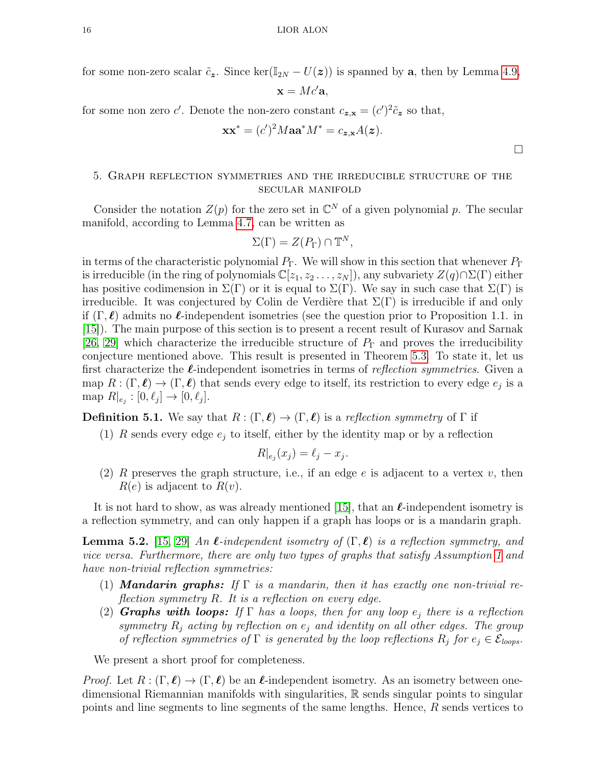for some non-zero scalar $\tilde{c}_{\boldsymbol{z}}$. Since $\ker(\mathbb{I}_{2N} - U(\boldsymbol{z}))$ is spanned by $\mathbf{a}$, then by Lemma 4.9,

$$\mathbf{x} = Mc'\mathbf{a},$$

for some non zero $c'$. Denote the non-zero constant $c_{\boldsymbol{z},\mathbf{x}} = (c')^2\tilde{c}_{\boldsymbol{z}}$ so that,

$$\mathbf{x}\mathbf{x}^* = (c')^2 M\mathbf{a}\mathbf{a}^*M^* = c_{\boldsymbol{z},\mathbf{x}}A(\boldsymbol{z}).$$

□

## 5. Graph reflection symmetries and the irreducible structure of the secular manifold

Consider the notation $Z(p)$ for the zero set in $\mathbb{C}^N$ of a given polynomial $p$. The secular manifold, according to Lemma 4.7, can be written as

$$\Sigma(\Gamma) = Z(P_\Gamma) \cap \mathbb{T}^N,$$

in terms of the characteristic polynomial $P_\Gamma$. We will show in this section that whenever $P_\Gamma$ is irreducible (in the ring of polynomials $\mathbb{C}[z_1, z_2 \ldots, z_N]$), any subvariety $Z(q)\cap\Sigma(\Gamma)$ either has positive codimension in $\Sigma(\Gamma)$ or it is equal to $\Sigma(\Gamma)$. We say in such case that $\Sigma(\Gamma)$ is irreducible. It was conjectured by Colin de Verdière that $\Sigma(\Gamma)$ is irreducible if and only if $(\Gamma, \boldsymbol{\ell})$ admits no $\boldsymbol{\ell}$-independent isometries (see the question prior to Proposition 1.1. in [15]). The main purpose of this section is to present a recent result of Kurasov and Sarnak [26, 29] which characterize the irreducible structure of $P_\Gamma$ and proves the irreducibility conjecture mentioned above. This result is presented in Theorem 5.3. To state it, let us first characterize the $\boldsymbol{\ell}$-independent isometries in terms of *reflection symmetries*. Given a map $R : (\Gamma, \boldsymbol{\ell}) \to (\Gamma, \boldsymbol{\ell})$ that sends every edge to itself, its restriction to every edge $e_j$ is a map $R|_{e_j} : [0, \ell_j] \to [0, \ell_j]$.

**Definition 5.1.** We say that $R : (\Gamma, \boldsymbol{\ell}) \to (\Gamma, \boldsymbol{\ell})$ is a *reflection symmetry* of $\Gamma$ if

1. $R$ sends every edge $e_j$ to itself, either by the identity map or by a reflection
$$R|_{e_j}(x_j) = \ell_j - x_j.$$
2. $R$ preserves the graph structure, i.e., if an edge $e$ is adjacent to a vertex $v$, then $R(e)$ is adjacent to $R(v)$.

It is not hard to show, as was already mentioned [15], that an $\boldsymbol{\ell}$-independent isometry is a reflection symmetry, and can only happen if a graph has loops or is a mandarin graph.

**Lemma 5.2.** [15, 29] *An $\boldsymbol{\ell}$-independent isometry of $(\Gamma, \boldsymbol{\ell})$ is a reflection symmetry, and vice versa. Furthermore, there are only two types of graphs that satisfy Assumption 1 and have non-trivial reflection symmetries:*

1. ***Mandarin graphs:*** *If $\Gamma$ is a mandarin, then it has exactly one non-trivial reflection symmetry $R$. It is a reflection on every edge.*
2. ***Graphs with loops:*** *If $\Gamma$ has a loops, then for any loop $e_j$ there is a reflection symmetry $R_j$ acting by reflection on $e_j$ and identity on all other edges. The group of reflection symmetries of $\Gamma$ is generated by the loop reflections $R_j$ for $e_j \in \mathcal{E}_{loops}$.*

We present a short proof for completeness.

*Proof.* Let $R : (\Gamma, \boldsymbol{\ell}) \to (\Gamma, \boldsymbol{\ell})$ be an $\boldsymbol{\ell}$-independent isometry. As an isometry between one-dimensional Riemannian manifolds with singularities, $\mathbb{R}$ sends singular points to singular points and line segments to line segments of the same lengths. Hence, $R$ sends vertices to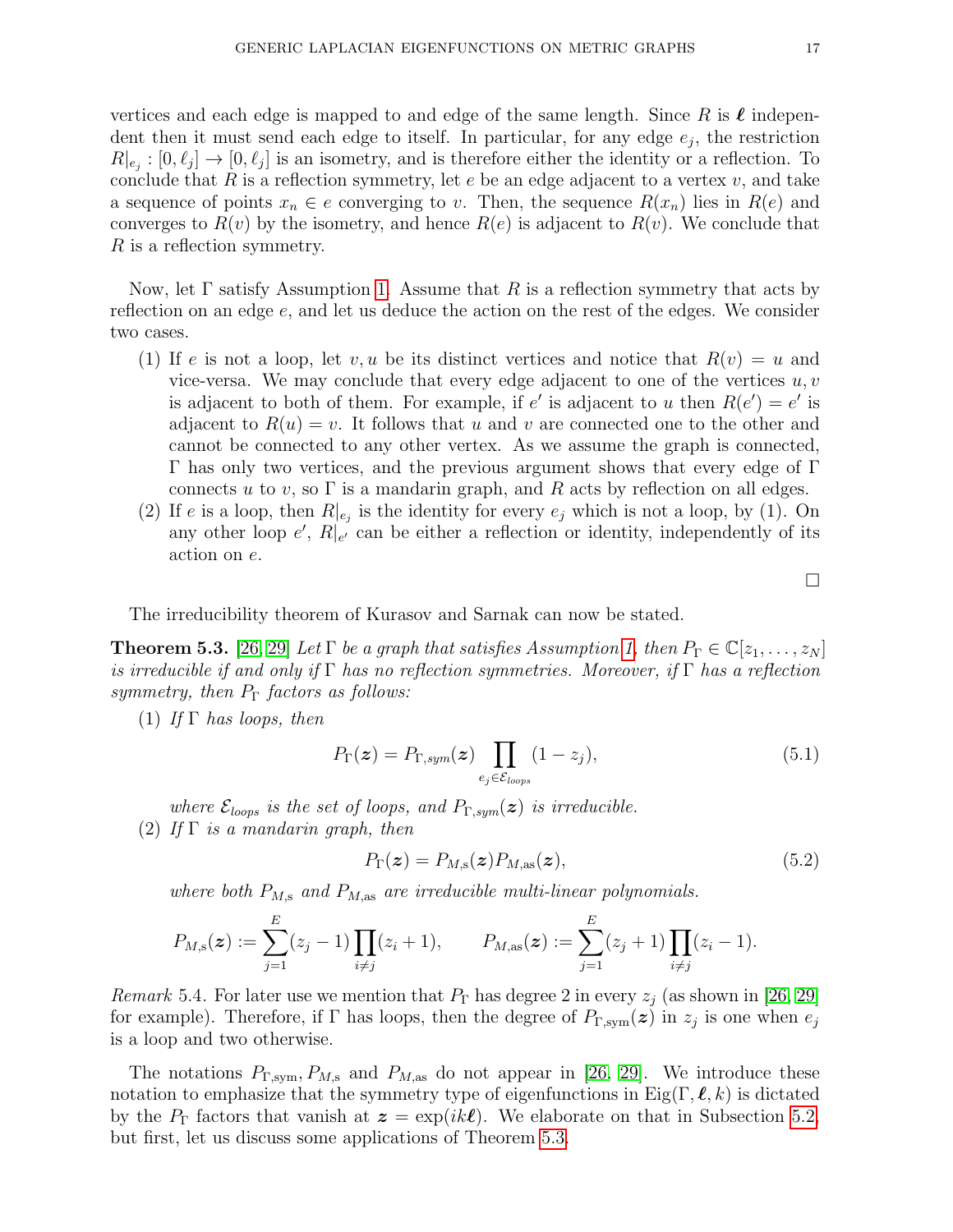vertices and each edge is mapped to and edge of the same length. Since $R$ is $\boldsymbol{\ell}$ independent then it must send each edge to itself. In particular, for any edge $e_j$, the restriction $R|_{e_j} : [0, \ell_j] \to [0, \ell_j]$ is an isometry, and is therefore either the identity or a reflection. To conclude that $R$ is a reflection symmetry, let $e$ be an edge adjacent to a vertex $v$, and take a sequence of points $x_n \in e$ converging to $v$. Then, the sequence $R(x_n)$ lies in $R(e)$ and converges to $R(v)$ by the isometry, and hence $R(e)$ is adjacent to $R(v)$. We conclude that $R$ is a reflection symmetry.

Now, let $\Gamma$ satisfy Assumption 1. Assume that $R$ is a reflection symmetry that acts by reflection on an edge $e$, and let us deduce the action on the rest of the edges. We consider two cases.

1. If $e$ is not a loop, let $v, u$ be its distinct vertices and notice that $R(v) = u$ and vice-versa. We may conclude that every edge adjacent to one of the vertices $u, v$ is adjacent to both of them. For example, if $e'$ is adjacent to $u$ then $R(e') = e'$ is adjacent to $R(u) = v$. It follows that $u$ and $v$ are connected one to the other and cannot be connected to any other vertex. As we assume the graph is connected, $\Gamma$ has only two vertices, and the previous argument shows that every edge of $\Gamma$ connects $u$ to $v$, so $\Gamma$ is a mandarin graph, and $R$ acts by reflection on all edges.
2. If $e$ is a loop, then $R|_{e_j}$ is the identity for every $e_j$ which is not a loop, by (1). On any other loop $e'$, $R|_{e'}$ can be either a reflection or identity, independently of its action on $e$.

□

The irreducibility theorem of Kurasov and Sarnak can now be stated.

**Theorem 5.3.** [26, 29] *Let $\Gamma$ be a graph that satisfies Assumption 1, then $P_\Gamma \in \mathbb{C}[z_1, \ldots, z_N]$ is irreducible if and only if $\Gamma$ has no reflection symmetries. Moreover, if $\Gamma$ has a reflection symmetry, then $P_\Gamma$ factors as follows:*

1. *If $\Gamma$ has loops, then*
$$P_\Gamma(\boldsymbol{z}) = P_{\Gamma,sym}(\boldsymbol{z}) \prod_{e_j \in \mathcal{E}_{loops}} (1 - z_j), \tag{5.1}$$
*where $\mathcal{E}_{loops}$ is the set of loops, and $P_{\Gamma,sym}(\boldsymbol{z})$ is irreducible.*
2. *If $\Gamma$ is a mandarin graph, then*
$$P_\Gamma(\boldsymbol{z}) = P_{M,\mathrm{s}}(\boldsymbol{z}) P_{M,\mathrm{as}}(\boldsymbol{z}), \tag{5.2}$$
*where both $P_{M,\mathrm{s}}$ and $P_{M,\mathrm{as}}$ are irreducible multi-linear polynomials.*

$$P_{M,\mathrm{s}}(\boldsymbol{z}) := \sum_{j=1}^{E} (z_j - 1) \prod_{i \neq j} (z_i + 1), \qquad P_{M,\mathrm{as}}(\boldsymbol{z}) := \sum_{j=1}^{E} (z_j + 1) \prod_{i \neq j} (z_i - 1).$$

*Remark* 5.4. For later use we mention that $P_\Gamma$ has degree 2 in every $z_j$ (as shown in [26, 29] for example). Therefore, if $\Gamma$ has loops, then the degree of $P_{\Gamma,\mathrm{sym}}(\boldsymbol{z})$ in $z_j$ is one when $e_j$ is a loop and two otherwise.

The notations $P_{\Gamma,\mathrm{sym}}, P_{M,\mathrm{s}}$ and $P_{M,\mathrm{as}}$ do not appear in [26, 29]. We introduce these notation to emphasize that the symmetry type of eigenfunctions in $\mathrm{Eig}(\Gamma, \boldsymbol{\ell}, k)$ is dictated by the $P_\Gamma$ factors that vanish at $\boldsymbol{z} = \exp(ik\boldsymbol{\ell})$. We elaborate on that in Subsection 5.2, but first, let us discuss some applications of Theorem 5.3.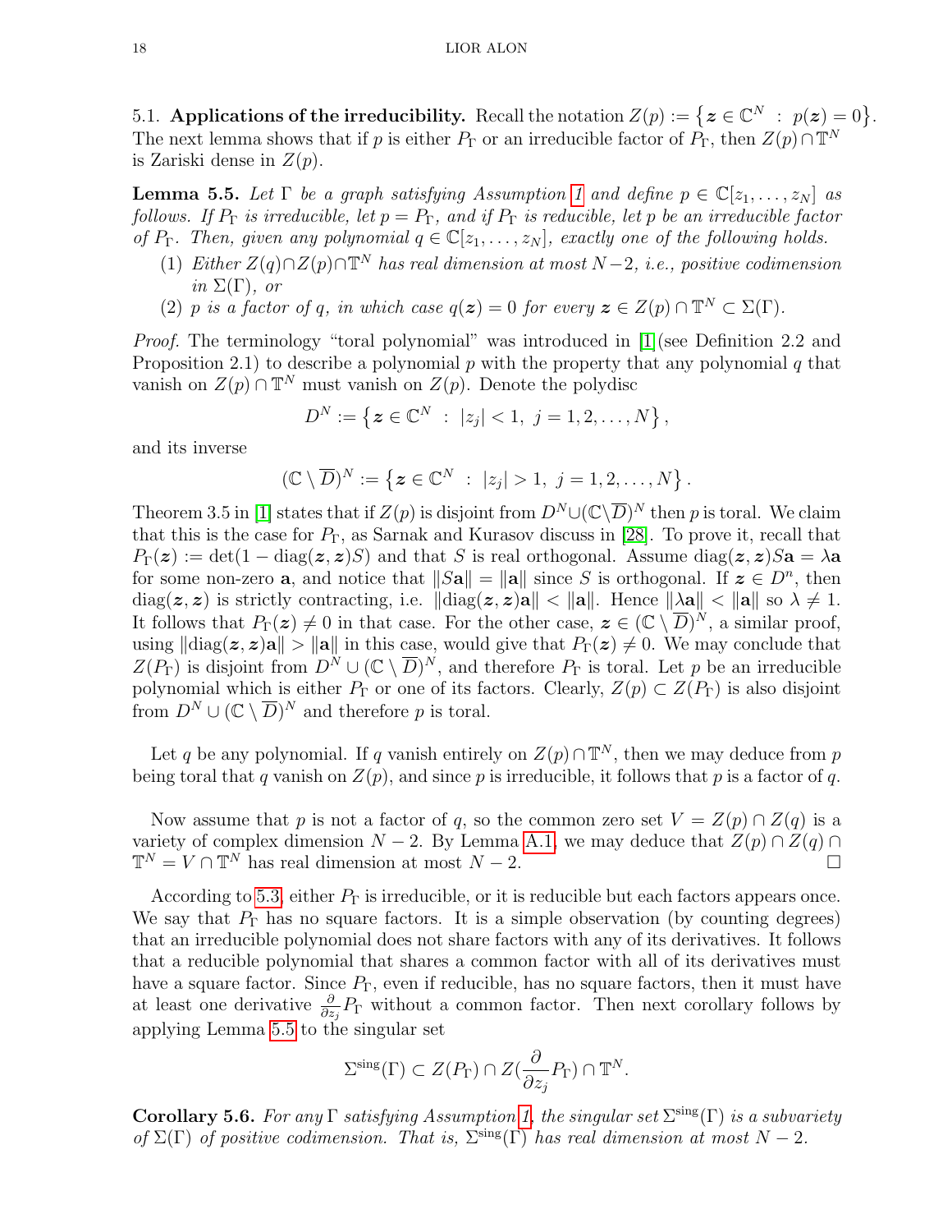5.1. **Applications of the irreducibility.** Recall the notation $Z(p) := \{\boldsymbol{z} \in \mathbb{C}^N \ : \ p(\boldsymbol{z}) = 0\}$. The next lemma shows that if $p$ is either $P_\Gamma$ or an irreducible factor of $P_\Gamma$, then $Z(p) \cap \mathbb{T}^N$ is Zariski dense in $Z(p)$.

**Lemma 5.5.** *Let $\Gamma$ be a graph satisfying Assumption 1 and define $p \in \mathbb{C}[z_1, \ldots, z_N]$ as follows. If $P_\Gamma$ is irreducible, let $p = P_\Gamma$, and if $P_\Gamma$ is reducible, let $p$ be an irreducible factor of $P_\Gamma$. Then, given any polynomial $q \in \mathbb{C}[z_1, \ldots, z_N]$, exactly one of the following holds.*

1. *Either $Z(q) \cap Z(p) \cap \mathbb{T}^N$ has real dimension at most $N-2$, i.e., positive codimension in $\Sigma(\Gamma)$, or*
2. *$p$ is a factor of $q$, in which case $q(\boldsymbol{z}) = 0$ for every $\boldsymbol{z} \in Z(p) \cap \mathbb{T}^N \subset \Sigma(\Gamma)$.*

*Proof.* The terminology "toral polynomial" was introduced in [1](see Definition 2.2 and Proposition 2.1) to describe a polynomial $p$ with the property that any polynomial $q$ that vanish on $Z(p) \cap \mathbb{T}^N$ must vanish on $Z(p)$. Denote the polydisc

$$D^N := \{\boldsymbol{z} \in \mathbb{C}^N \ : \ |z_j| < 1, \ j = 1, 2, \ldots, N\},$$

and its inverse

$$(\mathbb{C} \setminus \overline{D})^N := \{\boldsymbol{z} \in \mathbb{C}^N \ : \ |z_j| > 1, \ j = 1, 2, \ldots, N\}.$$

Theorem 3.5 in [1] states that if $Z(p)$ is disjoint from $D^N \cup (\mathbb{C} \setminus \overline{D})^N$ then $p$ is toral. We claim that this is the case for $P_\Gamma$, as Sarnak and Kurasov discuss in [28]. To prove it, recall that $P_\Gamma(\boldsymbol{z}) := \det(1 - \operatorname{diag}(\boldsymbol{z}, \boldsymbol{z})S)$ and that $S$ is real orthogonal. Assume $\operatorname{diag}(\boldsymbol{z}, \boldsymbol{z})S\mathbf{a} = \lambda \mathbf{a}$ for some non-zero $\mathbf{a}$, and notice that $\|S\mathbf{a}\| = \|\mathbf{a}\|$ since $S$ is orthogonal. If $\boldsymbol{z} \in D^n$, then $\operatorname{diag}(\boldsymbol{z}, \boldsymbol{z})$ is strictly contracting, i.e. $\|\operatorname{diag}(\boldsymbol{z}, \boldsymbol{z})\mathbf{a}\| < \|\mathbf{a}\|$. Hence $\|\lambda \mathbf{a}\| < \|\mathbf{a}\|$ so $\lambda \neq 1$. It follows that $P_\Gamma(\boldsymbol{z}) \neq 0$ in that case. For the other case, $\boldsymbol{z} \in (\mathbb{C} \setminus \overline{D})^N$, a similar proof, using $\|\operatorname{diag}(\boldsymbol{z}, \boldsymbol{z})\mathbf{a}\| > \|\mathbf{a}\|$ in this case, would give that $P_\Gamma(\boldsymbol{z}) \neq 0$. We may conclude that $Z(P_\Gamma)$ is disjoint from $D^N \cup (\mathbb{C} \setminus \overline{D})^N$, and therefore $P_\Gamma$ is toral. Let $p$ be an irreducible polynomial which is either $P_\Gamma$ or one of its factors. Clearly, $Z(p) \subset Z(P_\Gamma)$ is also disjoint from $D^N \cup (\mathbb{C} \setminus \overline{D})^N$ and therefore $p$ is toral.

Let $q$ be any polynomial. If $q$ vanish entirely on $Z(p) \cap \mathbb{T}^N$, then we may deduce from $p$ being toral that $q$ vanish on $Z(p)$, and since $p$ is irreducible, it follows that $p$ is a factor of $q$.

Now assume that $p$ is not a factor of $q$, so the common zero set $V = Z(p) \cap Z(q)$ is a variety of complex dimension $N-2$. By Lemma A.1, we may deduce that $Z(p) \cap Z(q) \cap \mathbb{T}^N = V \cap \mathbb{T}^N$ has real dimension at most $N-2$. ∎

According to 5.3, either $P_\Gamma$ is irreducible, or it is reducible but each factors appears once. We say that $P_\Gamma$ has no square factors. It is a simple observation (by counting degrees) that an irreducible polynomial does not share factors with any of its derivatives. It follows that a reducible polynomial that shares a common factor with all of its derivatives must have a square factor. Since $P_\Gamma$, even if reducible, has no square factors, then it must have at least one derivative $\frac{\partial}{\partial z_j} P_\Gamma$ without a common factor. Then next corollary follows by applying Lemma 5.5 to the singular set

$$\Sigma^{\text{sing}}(\Gamma) \subset Z(P_\Gamma) \cap Z(\frac{\partial}{\partial z_j} P_\Gamma) \cap \mathbb{T}^N.$$

**Corollary 5.6.** *For any $\Gamma$ satisfying Assumption 1, the singular set $\Sigma^{\text{sing}}(\Gamma)$ is a subvariety of $\Sigma(\Gamma)$ of positive codimension. That is, $\Sigma^{\text{sing}}(\Gamma)$ has real dimension at most $N-2$.*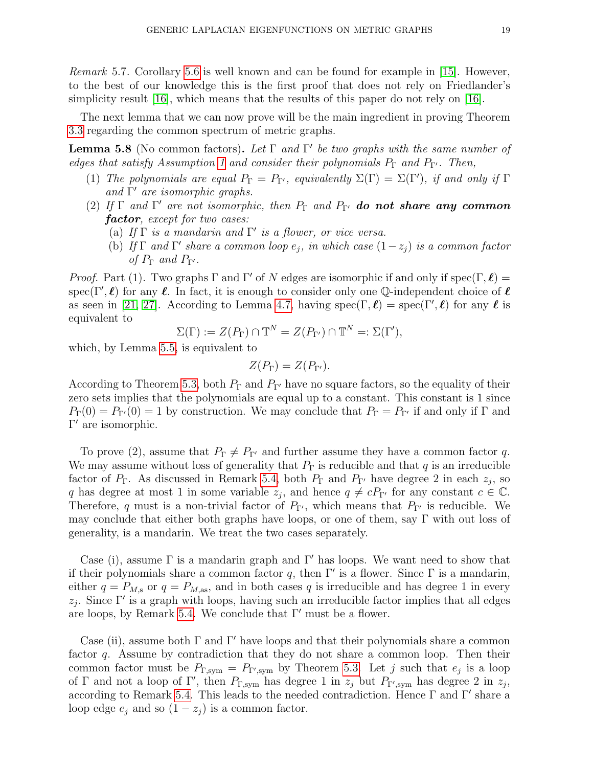*Remark* 5.7. Corollary 5.6 is well known and can be found for example in [15]. However, to the best of our knowledge this is the first proof that does not rely on Friedlander's simplicity result [16], which means that the results of this paper do not rely on [16].

The next lemma that we can now prove will be the main ingredient in proving Theorem 3.3 regarding the common spectrum of metric graphs.

**Lemma 5.8** (No common factors)**.** *Let $\Gamma$ and $\Gamma'$ be two graphs with the same number of edges that satisfy Assumption 1 and consider their polynomials $P_\Gamma$ and $P_{\Gamma'}$. Then,*

1. *The polynomials are equal $P_\Gamma = P_{\Gamma'}$, equivalently $\Sigma(\Gamma) = \Sigma(\Gamma')$, if and only if $\Gamma$ and $\Gamma'$ are isomorphic graphs.*
2. *If $\Gamma$ and $\Gamma'$ are not isomorphic, then $P_\Gamma$ and $P_{\Gamma'}$* ***do not share any common factor****, except for two cases:*
   (a) *If $\Gamma$ is a mandarin and $\Gamma'$ is a flower, or vice versa.*
   (b) *If $\Gamma$ and $\Gamma'$ share a common loop $e_j$, in which case $(1-z_j)$ is a common factor of $P_\Gamma$ and $P_{\Gamma'}$.*

*Proof.* Part (1). Two graphs $\Gamma$ and $\Gamma'$ of $N$ edges are isomorphic if and only if $\mathrm{spec}(\Gamma, \boldsymbol{\ell}) = \mathrm{spec}(\Gamma', \boldsymbol{\ell})$ for any $\boldsymbol{\ell}$. In fact, it is enough to consider only one $\mathbb{Q}$-independent choice of $\boldsymbol{\ell}$ as seen in [21, 27]. According to Lemma 4.7, having $\mathrm{spec}(\Gamma, \boldsymbol{\ell}) = \mathrm{spec}(\Gamma', \boldsymbol{\ell})$ for any $\boldsymbol{\ell}$ is equivalent to

$$\Sigma(\Gamma) := Z(P_\Gamma) \cap \mathbb{T}^N = Z(P_{\Gamma'}) \cap \mathbb{T}^N =: \Sigma(\Gamma'),$$

which, by Lemma 5.5, is equivalent to

$$Z(P_\Gamma) = Z(P_{\Gamma'}).$$

According to Theorem 5.3, both $P_\Gamma$ and $P_{\Gamma'}$ have no square factors, so the equality of their zero sets implies that the polynomials are equal up to a constant. This constant is 1 since $P_\Gamma(0) = P_{\Gamma'}(0) = 1$ by construction. We may conclude that $P_\Gamma = P_{\Gamma'}$ if and only if $\Gamma$ and $\Gamma'$ are isomorphic.

To prove (2), assume that $P_\Gamma \neq P_{\Gamma'}$ and further assume they have a common factor $q$. We may assume without loss of generality that $P_\Gamma$ is reducible and that $q$ is an irreducible factor of $P_\Gamma$. As discussed in Remark 5.4, both $P_\Gamma$ and $P_{\Gamma'}$ have degree 2 in each $z_j$, so $q$ has degree at most 1 in some variable $z_j$, and hence $q \neq cP_{\Gamma'}$ for any constant $c \in \mathbb{C}$. Therefore, $q$ must is a non-trivial factor of $P_{\Gamma'}$, which means that $P_{\Gamma'}$ is reducible. We may conclude that either both graphs have loops, or one of them, say $\Gamma$ with out loss of generality, is a mandarin. We treat the two cases separately.

Case (i), assume $\Gamma$ is a mandarin graph and $\Gamma'$ has loops. We want need to show that if their polynomials share a common factor $q$, then $\Gamma'$ is a flower. Since $\Gamma$ is a mandarin, either $q = P_{M,\mathrm{s}}$ or $q = P_{M,\mathrm{as}}$, and in both cases $q$ is irreducible and has degree 1 in every $z_j$. Since $\Gamma'$ is a graph with loops, having such an irreducible factor implies that all edges are loops, by Remark 5.4. We conclude that $\Gamma'$ must be a flower.

Case (ii), assume both $\Gamma$ and $\Gamma'$ have loops and that their polynomials share a common factor $q$. Assume by contradiction that they do not share a common loop. Then their common factor must be $P_{\Gamma,\mathrm{sym}} = P_{\Gamma',\mathrm{sym}}$ by Theorem 5.3. Let $j$ such that $e_j$ is a loop of $\Gamma$ and not a loop of $\Gamma'$, then $P_{\Gamma,\mathrm{sym}}$ has degree 1 in $z_j$ but $P_{\Gamma',\mathrm{sym}}$ has degree 2 in $z_j$, according to Remark 5.4. This leads to the needed contradiction. Hence $\Gamma$ and $\Gamma'$ share a loop edge $e_j$ and so $(1 - z_j)$ is a common factor.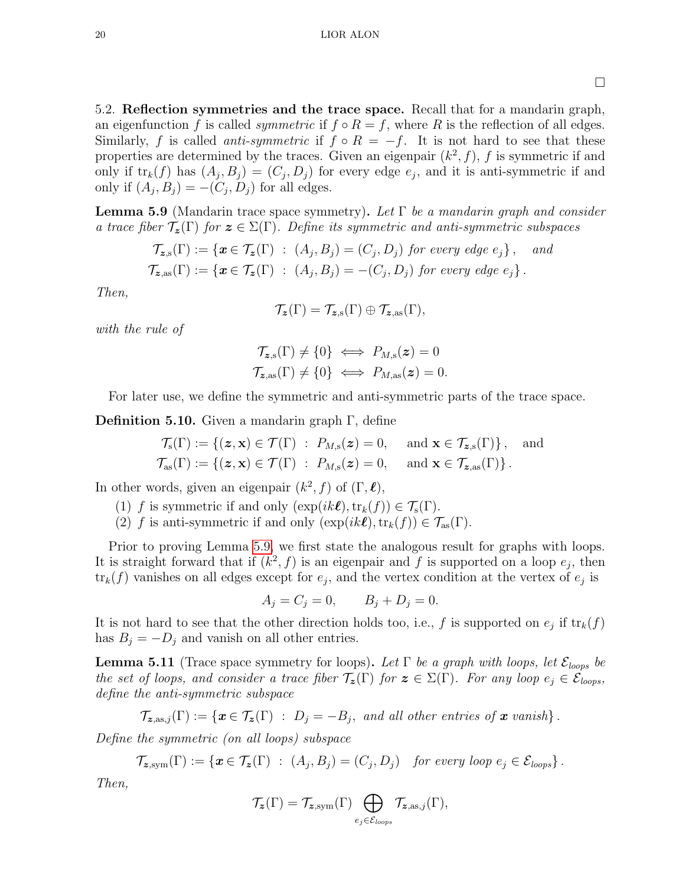□

### 5.2. Reflection symmetries and the trace space.

Recall that for a mandarin graph, an eigenfunction $f$ is called *symmetric* if $f \circ R = f$, where $R$ is the reflection of all edges. Similarly, $f$ is called *anti-symmetric* if $f \circ R = -f$. It is not hard to see that these properties are determined by the traces. Given an eigenpair $(k^2, f)$, $f$ is symmetric if and only if $\mathrm{tr}_k(f)$ has $(A_j, B_j) = (C_j, D_j)$ for every edge $e_j$, and it is anti-symmetric if and only if $(A_j, B_j) = -(C_j, D_j)$ for all edges.

**Lemma 5.9** (Mandarin trace space symmetry)**.** *Let $\Gamma$ be a mandarin graph and consider a trace fiber $\mathcal{T}_{\boldsymbol{z}}(\Gamma)$ for $\boldsymbol{z} \in \Sigma(\Gamma)$. Define its symmetric and anti-symmetric subspaces*

$$\mathcal{T}_{\boldsymbol{z},\mathrm{s}}(\Gamma) := \{\boldsymbol{x} \in \mathcal{T}_{\boldsymbol{z}}(\Gamma) \ : \ (A_j, B_j) = (C_j, D_j) \text{ for every edge } e_j\}, \quad \text{and}$$
$$\mathcal{T}_{\boldsymbol{z},\mathrm{as}}(\Gamma) := \{\boldsymbol{x} \in \mathcal{T}_{\boldsymbol{z}}(\Gamma) \ : \ (A_j, B_j) = -(C_j, D_j) \text{ for every edge } e_j\}.$$

*Then,*

$$\mathcal{T}_{\boldsymbol{z}}(\Gamma) = \mathcal{T}_{\boldsymbol{z},\mathrm{s}}(\Gamma) \oplus \mathcal{T}_{\boldsymbol{z},\mathrm{as}}(\Gamma),$$

*with the rule of*

$$\mathcal{T}_{\boldsymbol{z},\mathrm{s}}(\Gamma) \neq \{0\} \iff P_{M,\mathrm{s}}(\boldsymbol{z}) = 0$$
$$\mathcal{T}_{\boldsymbol{z},\mathrm{as}}(\Gamma) \neq \{0\} \iff P_{M,\mathrm{as}}(\boldsymbol{z}) = 0.$$

For later use, we define the symmetric and anti-symmetric parts of the trace space.

**Definition 5.10.** Given a mandarin graph $\Gamma$, define

$$\mathcal{T}_{\mathrm{s}}(\Gamma) := \{(\boldsymbol{z}, \mathbf{x}) \in \mathcal{T}(\Gamma) \ : \ P_{M,\mathrm{s}}(\boldsymbol{z}) = 0, \quad \text{and } \mathbf{x} \in \mathcal{T}_{\boldsymbol{z},\mathrm{s}}(\Gamma)\}, \quad \text{and}$$
$$\mathcal{T}_{\mathrm{as}}(\Gamma) := \{(\boldsymbol{z}, \mathbf{x}) \in \mathcal{T}(\Gamma) \ : \ P_{M,\mathrm{s}}(\boldsymbol{z}) = 0, \quad \text{and } \mathbf{x} \in \mathcal{T}_{\boldsymbol{z},\mathrm{as}}(\Gamma)\}.$$

In other words, given an eigenpair $(k^2, f)$ of $(\Gamma, \boldsymbol{\ell})$,

1. $f$ is symmetric if and only $(\exp(ik\boldsymbol{\ell}), \mathrm{tr}_k(f)) \in \mathcal{T}_{\mathrm{s}}(\Gamma)$.
2. $f$ is anti-symmetric if and only $(\exp(ik\boldsymbol{\ell}), \mathrm{tr}_k(f)) \in \mathcal{T}_{\mathrm{as}}(\Gamma)$.

Prior to proving Lemma 5.9, we first state the analogous result for graphs with loops. It is straight forward that if $(k^2, f)$ is an eigenpair and $f$ is supported on a loop $e_j$, then $\mathrm{tr}_k(f)$ vanishes on all edges except for $e_j$, and the vertex condition at the vertex of $e_j$ is

$$A_j = C_j = 0, \qquad B_j + D_j = 0.$$

It is not hard to see that the other direction holds too, i.e., $f$ is supported on $e_j$ if $\mathrm{tr}_k(f)$ has $B_j = -D_j$ and vanish on all other entries.

**Lemma 5.11** (Trace space symmetry for loops)**.** *Let $\Gamma$ be a graph with loops, let $\mathcal{E}_{loops}$ be the set of loops, and consider a trace fiber $\mathcal{T}_{\boldsymbol{z}}(\Gamma)$ for $\boldsymbol{z} \in \Sigma(\Gamma)$. For any loop $e_j \in \mathcal{E}_{loops}$, define the anti-symmetric subspace*

$$\mathcal{T}_{\boldsymbol{z},\mathrm{as},j}(\Gamma) := \{\boldsymbol{x} \in \mathcal{T}_{\boldsymbol{z}}(\Gamma) \ : \ D_j = -B_j, \text{ and all other entries of } \boldsymbol{x} \text{ vanish}\}.$$

*Define the symmetric (on all loops) subspace*

$$\mathcal{T}_{\boldsymbol{z},\mathrm{sym}}(\Gamma) := \{\boldsymbol{x} \in \mathcal{T}_{\boldsymbol{z}}(\Gamma) \ : \ (A_j, B_j) = (C_j, D_j) \quad \text{for every loop } e_j \in \mathcal{E}_{loops}\}.$$

*Then,*

$$\mathcal{T}_{\boldsymbol{z}}(\Gamma) = \mathcal{T}_{\boldsymbol{z},\mathrm{sym}}(\Gamma) \bigoplus_{e_j \in \mathcal{E}_{loops}} \mathcal{T}_{\boldsymbol{z},\mathrm{as},j}(\Gamma),$$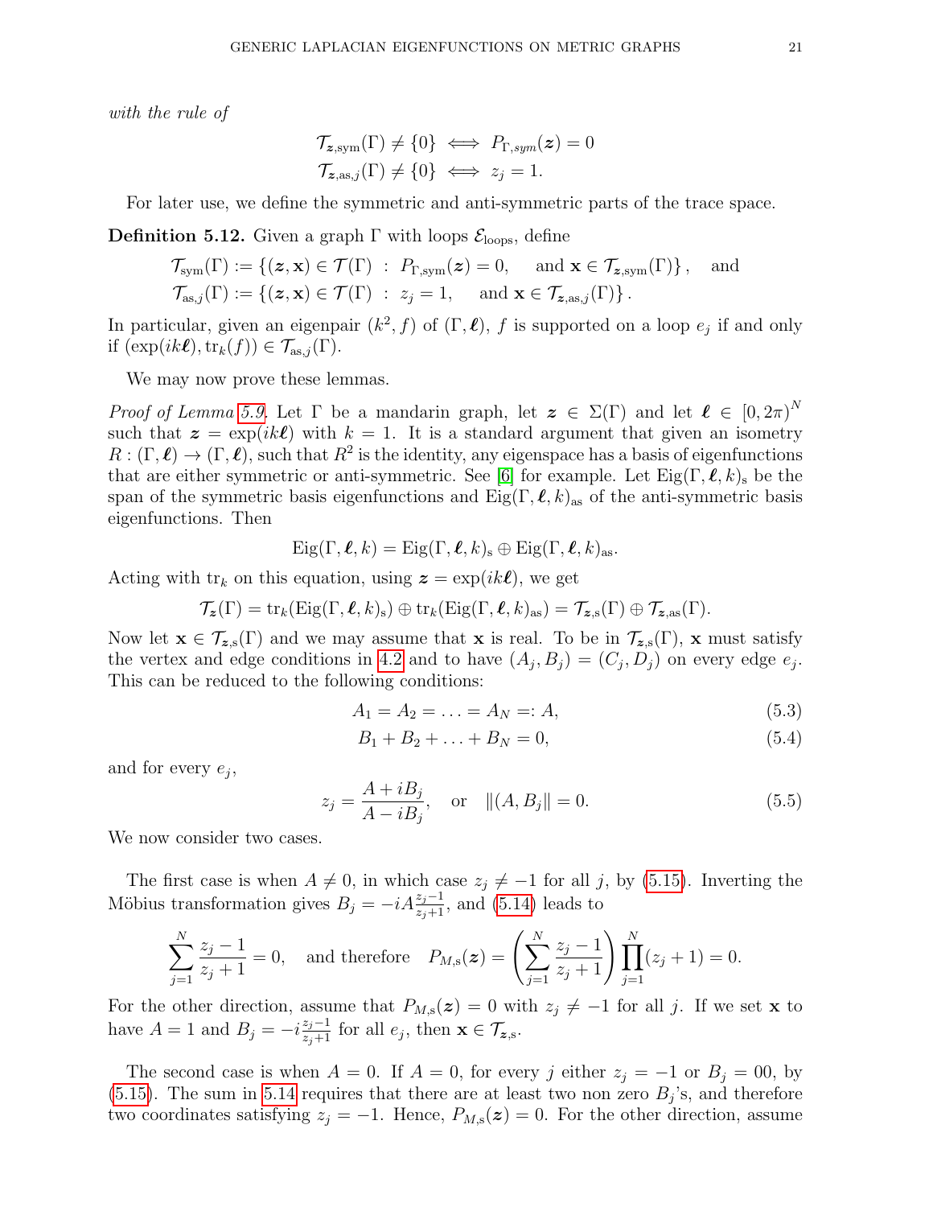*with the rule of*

$$\mathcal{T}_{\boldsymbol{z},\mathrm{sym}}(\Gamma) \neq \{0\} \iff P_{\Gamma,sym}(\boldsymbol{z}) = 0$$
$$\mathcal{T}_{\boldsymbol{z},\mathrm{as},j}(\Gamma) \neq \{0\} \iff z_j = 1.$$

For later use, we define the symmetric and anti-symmetric parts of the trace space.

**Definition 5.12.** Given a graph $\Gamma$ with loops $\mathcal{E}_{\mathrm{loops}}$, define

$$\mathcal{T}_{\mathrm{sym}}(\Gamma) := \{(\boldsymbol{z}, \mathbf{x}) \in \mathcal{T}(\Gamma) \;:\; P_{\Gamma,\mathrm{sym}}(\boldsymbol{z}) = 0, \quad \text{and } \mathbf{x} \in \mathcal{T}_{\boldsymbol{z},\mathrm{sym}}(\Gamma)\}, \quad \text{and}$$
$$\mathcal{T}_{\mathrm{as},j}(\Gamma) := \{(\boldsymbol{z}, \mathbf{x}) \in \mathcal{T}(\Gamma) \;:\; z_j = 1, \quad \text{and } \mathbf{x} \in \mathcal{T}_{\boldsymbol{z},\mathrm{as},j}(\Gamma)\}.$$

In particular, given an eigenpair $(k^2, f)$ of $(\Gamma, \boldsymbol{\ell})$, $f$ is supported on a loop $e_j$ if and only if $(\exp(ik\boldsymbol{\ell}), \mathrm{tr}_k(f)) \in \mathcal{T}_{\mathrm{as},j}(\Gamma)$.

We may now prove these lemmas.

*Proof of Lemma 5.9.* Let $\Gamma$ be a mandarin graph, let $\boldsymbol{z} \in \Sigma(\Gamma)$ and let $\boldsymbol{\ell} \in [0, 2\pi)^N$ such that $\boldsymbol{z} = \exp(ik\boldsymbol{\ell})$ with $k = 1$. It is a standard argument that given an isometry $R : (\Gamma, \boldsymbol{\ell}) \to (\Gamma, \boldsymbol{\ell})$, such that $R^2$ is the identity, any eigenspace has a basis of eigenfunctions that are either symmetric or anti-symmetric. See [6] for example. Let $\mathrm{Eig}(\Gamma, \boldsymbol{\ell}, k)_{\mathrm{s}}$ be the span of the symmetric basis eigenfunctions and $\mathrm{Eig}(\Gamma, \boldsymbol{\ell}, k)_{\mathrm{as}}$ of the anti-symmetric basis eigenfunctions. Then

$$\mathrm{Eig}(\Gamma, \boldsymbol{\ell}, k) = \mathrm{Eig}(\Gamma, \boldsymbol{\ell}, k)_{\mathrm{s}} \oplus \mathrm{Eig}(\Gamma, \boldsymbol{\ell}, k)_{\mathrm{as}}.$$

Acting with $\mathrm{tr}_k$ on this equation, using $\boldsymbol{z} = \exp(ik\boldsymbol{\ell})$, we get

$$\mathcal{T}_{\boldsymbol{z}}(\Gamma) = \mathrm{tr}_k(\mathrm{Eig}(\Gamma, \boldsymbol{\ell}, k)_{\mathrm{s}}) \oplus \mathrm{tr}_k(\mathrm{Eig}(\Gamma, \boldsymbol{\ell}, k)_{\mathrm{as}}) = \mathcal{T}_{\boldsymbol{z},\mathrm{s}}(\Gamma) \oplus \mathcal{T}_{\boldsymbol{z},\mathrm{as}}(\Gamma).$$

Now let $\mathbf{x} \in \mathcal{T}_{\boldsymbol{z},\mathrm{s}}(\Gamma)$ and we may assume that $\mathbf{x}$ is real. To be in $\mathcal{T}_{\boldsymbol{z},\mathrm{s}}(\Gamma)$, $\mathbf{x}$ must satisfy the vertex and edge conditions in 4.2 and to have $(A_j, B_j) = (C_j, D_j)$ on every edge $e_j$. This can be reduced to the following conditions:

$$A_1 = A_2 = \ldots = A_N =: A, \tag{5.3}$$
$$B_1 + B_2 + \ldots + B_N = 0, \tag{5.4}$$

and for every $e_j$,

$$z_j = \frac{A + iB_j}{A - iB_j}, \quad \text{or} \quad \|(A, B_j\| = 0. \tag{5.5}$$

We now consider two cases.

The first case is when $A \neq 0$, in which case $z_j \neq -1$ for all $j$, by (5.15). Inverting the Möbius transformation gives $B_j = -iA\frac{z_j - 1}{z_j + 1}$, and (5.14) leads to

$$\sum_{j=1}^{N} \frac{z_j - 1}{z_j + 1} = 0, \quad \text{and therefore} \quad P_{M,\mathrm{s}}(\boldsymbol{z}) = \left(\sum_{j=1}^{N} \frac{z_j - 1}{z_j + 1}\right) \prod_{j=1}^{N} (z_j + 1) = 0.$$

For the other direction, assume that $P_{M,\mathrm{s}}(\boldsymbol{z}) = 0$ with $z_j \neq -1$ for all $j$. If we set $\mathbf{x}$ to have $A = 1$ and $B_j = -i\frac{z_j - 1}{z_j + 1}$ for all $e_j$, then $\mathbf{x} \in \mathcal{T}_{\boldsymbol{z},\mathrm{s}}$.

The second case is when $A = 0$. If $A = 0$, for every $j$ either $z_j = -1$ or $B_j = 00$, by (5.15). The sum in 5.14 requires that there are at least two non zero $B_j$'s, and therefore two coordinates satisfying $z_j = -1$. Hence, $P_{M,\mathrm{s}}(\boldsymbol{z}) = 0$. For the other direction, assume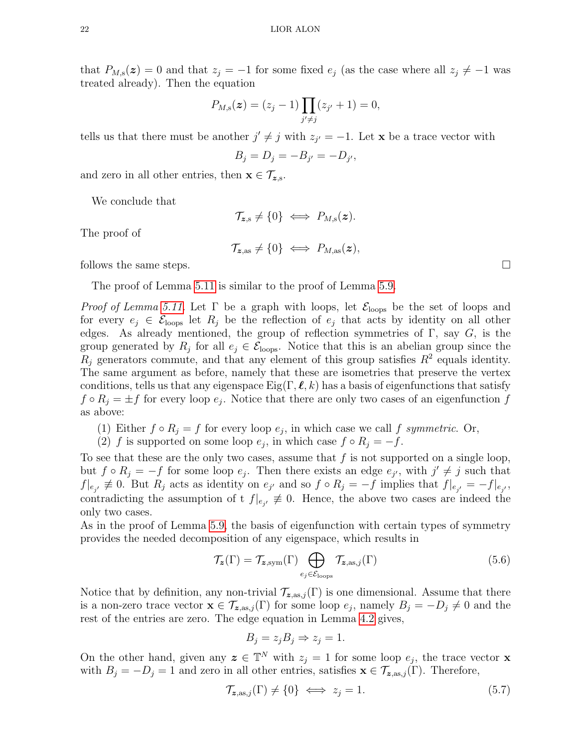that $P_{M,\mathrm{s}}(\boldsymbol{z}) = 0$ and that $z_j = -1$ for some fixed $e_j$ (as the case where all $z_j \neq -1$ was treated already). Then the equation

$$P_{M,\mathrm{s}}(\boldsymbol{z}) = (z_j - 1) \prod_{j' \neq j} (z_{j'} + 1) = 0,$$

tells us that there must be another $j' \neq j$ with $z_{j'} = -1$. Let $\mathbf{x}$ be a trace vector with

$$B_j = D_j = -B_{j'} = -D_{j'},$$

and zero in all other entries, then $\mathbf{x} \in \mathcal{T}_{\boldsymbol{z},\mathrm{s}}$.

We conclude that

$$\mathcal{T}_{\boldsymbol{z},\mathrm{s}} \neq \{0\} \iff P_{M,\mathrm{s}}(\boldsymbol{z}).$$

The proof of

$$\mathcal{T}_{\boldsymbol{z},\mathrm{as}} \neq \{0\} \iff P_{M,\mathrm{as}}(\boldsymbol{z}),$$

follows the same steps. $\square$

The proof of Lemma 5.11 is similar to the proof of Lemma 5.9.

*Proof of Lemma 5.11.* Let $\Gamma$ be a graph with loops, let $\mathcal{E}_{\mathrm{loops}}$ be the set of loops and for every $e_j \in \mathcal{E}_{\mathrm{loops}}$ let $R_j$ be the reflection of $e_j$ that acts by identity on all other edges. As already mentioned, the group of reflection symmetries of $\Gamma$, say $G$, is the group generated by $R_j$ for all $e_j \in \mathcal{E}_{\mathrm{loops}}$. Notice that this is an abelian group since the $R_j$ generators commute, and that any element of this group satisfies $R^2$ equals identity. The same argument as before, namely that these are isometries that preserve the vertex conditions, tells us that any eigenspace $\mathrm{Eig}(\Gamma, \boldsymbol{\ell}, k)$ has a basis of eigenfunctions that satisfy $f \circ R_j = \pm f$ for every loop $e_j$. Notice that there are only two cases of an eigenfunction $f$ as above:

(1) Either $f \circ R_j = f$ for every loop $e_j$, in which case we call $f$ *symmetric*. Or,
(2) $f$ is supported on some loop $e_j$, in which case $f \circ R_j = -f$.

To see that these are the only two cases, assume that $f$ is not supported on a single loop, but $f \circ R_j = -f$ for some loop $e_j$. Then there exists an edge $e_{j'}$, with $j' \neq j$ such that $f|_{e_{j'}} \not\equiv 0$. But $R_j$ acts as identity on $e_{j'}$ and so $f \circ R_j = -f$ implies that $f|_{e_{j'}} = -f|_{e_{j'}}$, contradicting the assumption of t $f|_{e_{j'}} \not\equiv 0$. Hence, the above two cases are indeed the only two cases.
As in the proof of Lemma 5.9, the basis of eigenfunction with certain types of symmetry provides the needed decomposition of any eigenspace, which results in

$$\mathcal{T}_{\boldsymbol{z}}(\Gamma) = \mathcal{T}_{\boldsymbol{z},\mathrm{sym}}(\Gamma) \bigoplus_{e_j \in \mathcal{E}_{\mathrm{loops}}} \mathcal{T}_{\boldsymbol{z},\mathrm{as},j}(\Gamma) \tag{5.6}$$

Notice that by definition, any non-trivial $\mathcal{T}_{\boldsymbol{z},\mathrm{as},j}(\Gamma)$ is one dimensional. Assume that there is a non-zero trace vector $\mathbf{x} \in \mathcal{T}_{\boldsymbol{z},\mathrm{as},j}(\Gamma)$ for some loop $e_j$, namely $B_j = -D_j \neq 0$ and the rest of the entries are zero. The edge equation in Lemma 4.2 gives,

$$B_j = z_j B_j \Rightarrow z_j = 1.$$

On the other hand, given any $\boldsymbol{z} \in \mathbb{T}^N$ with $z_j = 1$ for some loop $e_j$, the trace vector $\mathbf{x}$ with $B_j = -D_j = 1$ and zero in all other entries, satisfies $\mathbf{x} \in \mathcal{T}_{\boldsymbol{z},\mathrm{as},j}(\Gamma)$. Therefore,

$$\mathcal{T}_{\boldsymbol{z},\mathrm{as},j}(\Gamma) \neq \{0\} \iff z_j = 1. \tag{5.7}$$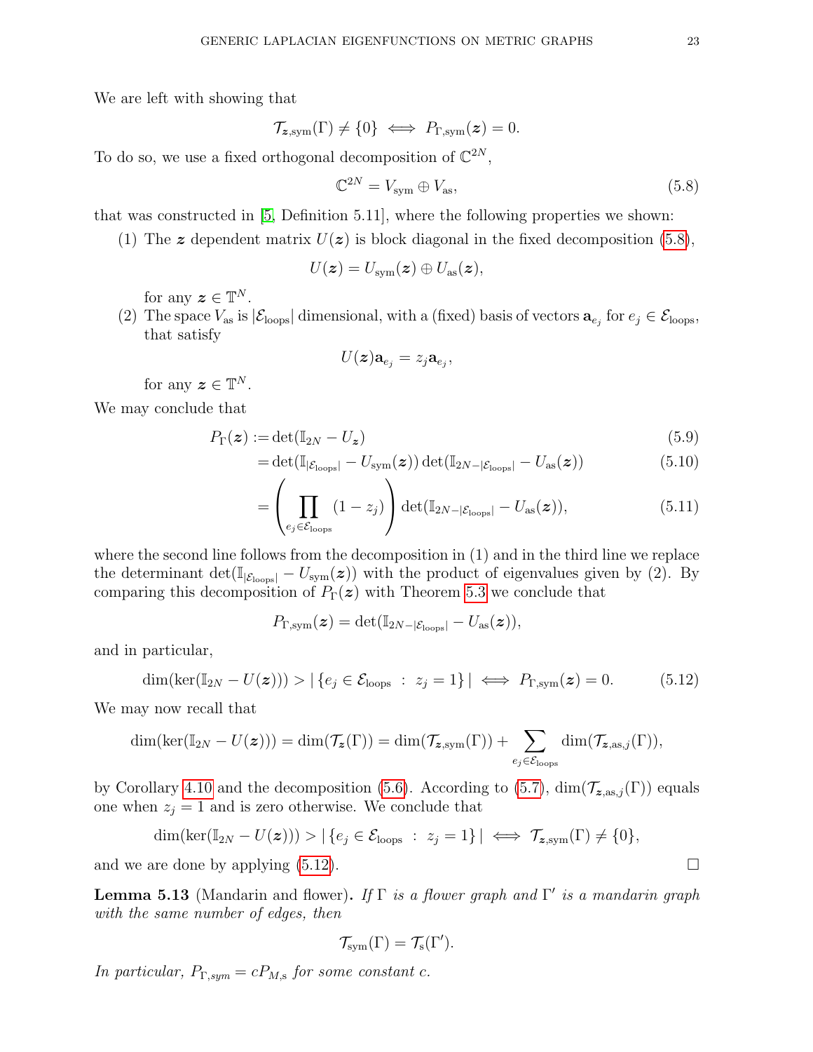We are left with showing that

$$\mathcal{T}_{\boldsymbol{z},\mathrm{sym}}(\Gamma) \neq \{0\} \iff P_{\Gamma,\mathrm{sym}}(\boldsymbol{z}) = 0.$$

To do so, we use a fixed orthogonal decomposition of $\mathbb{C}^{2N}$,

$$\mathbb{C}^{2N} = V_{\mathrm{sym}} \oplus V_{\mathrm{as}}, \tag{5.8}$$

that was constructed in [5, Definition 5.11], where the following properties we shown:

(1) The $\boldsymbol{z}$ dependent matrix $U(\boldsymbol{z})$ is block diagonal in the fixed decomposition (5.8),

$$U(\boldsymbol{z}) = U_{\mathrm{sym}}(\boldsymbol{z}) \oplus U_{\mathrm{as}}(\boldsymbol{z}),$$

for any $\boldsymbol{z} \in \mathbb{T}^N$.

(2) The space $V_{\mathrm{as}}$ is $|\mathcal{E}_{\mathrm{loops}}|$ dimensional, with a (fixed) basis of vectors $\mathbf{a}_{e_j}$ for $e_j \in \mathcal{E}_{\mathrm{loops}}$, that satisfy

$$U(\boldsymbol{z})\mathbf{a}_{e_j} = z_j \mathbf{a}_{e_j},$$

for any $\boldsymbol{z} \in \mathbb{T}^N$.

We may conclude that

$$\begin{aligned}
P_\Gamma(\boldsymbol{z}) :=& \det(\mathbb{I}_{2N} - U_{\boldsymbol{z}}) && (5.9)\\
=& \det(\mathbb{I}_{|\mathcal{E}_{\mathrm{loops}}|} - U_{\mathrm{sym}}(\boldsymbol{z}))\det(\mathbb{I}_{2N-|\mathcal{E}_{\mathrm{loops}}|} - U_{\mathrm{as}}(\boldsymbol{z})) && (5.10)\\
=& \left(\prod_{e_j\in\mathcal{E}_{\mathrm{loops}}} (1 - z_j)\right)\det(\mathbb{I}_{2N-|\mathcal{E}_{\mathrm{loops}}|} - U_{\mathrm{as}}(\boldsymbol{z})), && (5.11)
\end{aligned}$$

where the second line follows from the decomposition in (1) and in the third line we replace the determinant $\det(\mathbb{I}_{|\mathcal{E}_{\mathrm{loops}}|} - U_{\mathrm{sym}}(\boldsymbol{z}))$ with the product of eigenvalues given by (2). By comparing this decomposition of $P_\Gamma(\boldsymbol{z})$ with Theorem 5.3 we conclude that

$$P_{\Gamma,\mathrm{sym}}(\boldsymbol{z}) = \det(\mathbb{I}_{2N-|\mathcal{E}_{\mathrm{loops}}|} - U_{\mathrm{as}}(\boldsymbol{z})),$$

and in particular,

$$\dim(\ker(\mathbb{I}_{2N} - U(\boldsymbol{z}))) > |\{e_j \in \mathcal{E}_{\mathrm{loops}} \;:\; z_j = 1\}| \iff P_{\Gamma,\mathrm{sym}}(\boldsymbol{z}) = 0. \tag{5.12}$$

We may now recall that

$$\dim(\ker(\mathbb{I}_{2N} - U(\boldsymbol{z}))) = \dim(\mathcal{T}_{\boldsymbol{z}}(\Gamma)) = \dim(\mathcal{T}_{\boldsymbol{z},\mathrm{sym}}(\Gamma)) + \sum_{e_j\in\mathcal{E}_{\mathrm{loops}}} \dim(\mathcal{T}_{\boldsymbol{z},\mathrm{as},j}(\Gamma)),$$

by Corollary 4.10 and the decomposition (5.6). According to (5.7), $\dim(\mathcal{T}_{\boldsymbol{z},\mathrm{as},j}(\Gamma))$ equals one when $z_j = 1$ and is zero otherwise. We conclude that

$$\dim(\ker(\mathbb{I}_{2N} - U(\boldsymbol{z}))) > |\{e_j \in \mathcal{E}_{\mathrm{loops}} \;:\; z_j = 1\}| \iff \mathcal{T}_{\boldsymbol{z},\mathrm{sym}}(\Gamma) \neq \{0\},$$

and we are done by applying (5.12). □

**Lemma 5.13** (Mandarin and flower)**.** *If $\Gamma$ is a flower graph and $\Gamma'$ is a mandarin graph with the same number of edges, then*

$$\mathcal{T}_{\mathrm{sym}}(\Gamma) = \mathcal{T}_{\mathrm{s}}(\Gamma').$$

*In particular, $P_{\Gamma,sym} = cP_{M,\mathrm{s}}$ for some constant $c$.*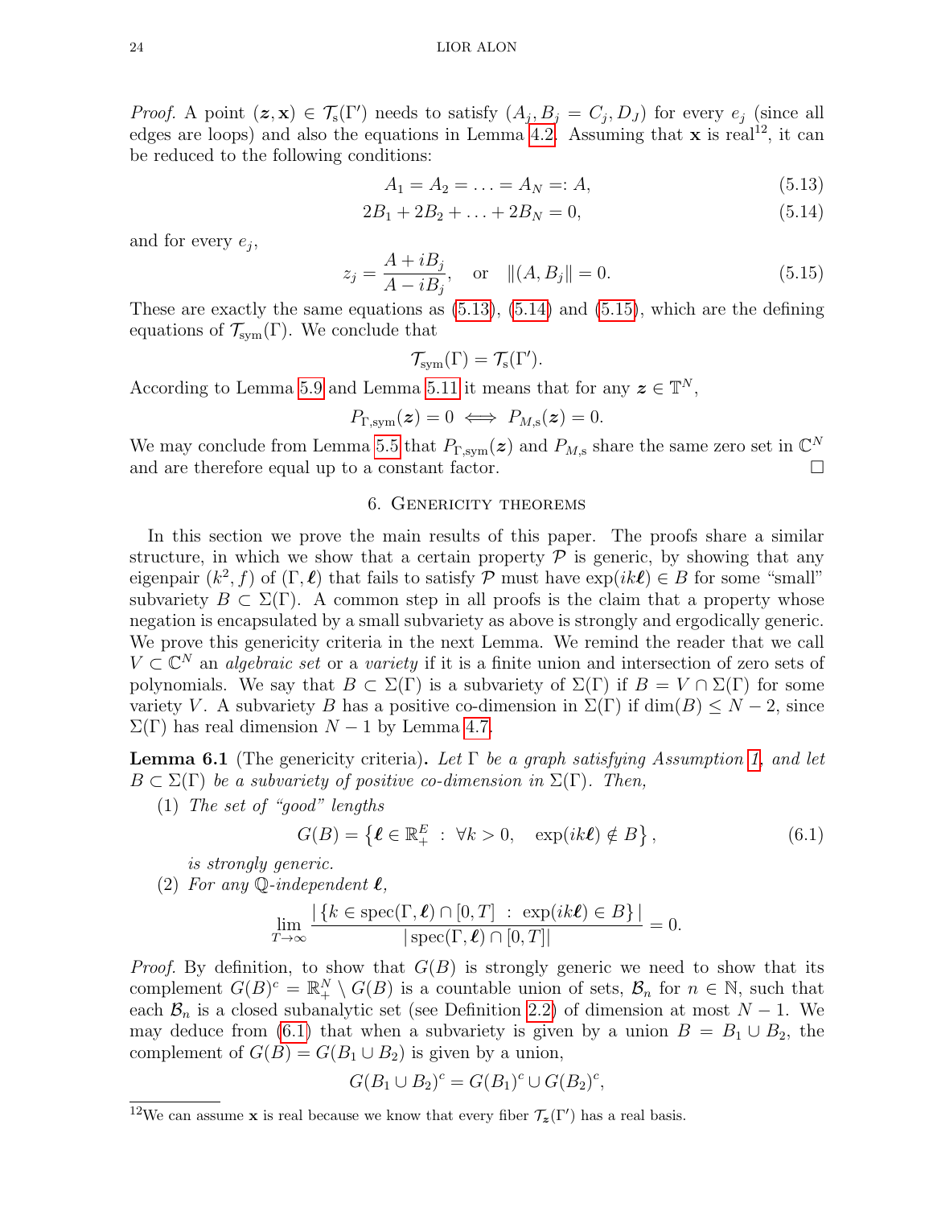*Proof.* A point $(\boldsymbol{z}, \mathbf{x}) \in \mathcal{T}_{\rm s}(\Gamma')$ needs to satisfy $(A_j, B_j = C_j, D_J)$ for every $e_j$ (since all edges are loops) and also the equations in Lemma 4.2. Assuming that $\mathbf{x}$ is real[12], it can be reduced to the following conditions:

$$A_1 = A_2 = \ldots = A_N =: A, \tag{5.13}$$

$$2B_1 + 2B_2 + \ldots + 2B_N = 0, \tag{5.14}$$

and for every $e_j$,

$$z_j = \frac{A + iB_j}{A - iB_j}, \quad \text{or} \quad \|(A, B_j\| = 0. \tag{5.15}$$

These are exactly the same equations as (5.13), (5.14) and (5.15), which are the defining equations of $\mathcal{T}_{\rm sym}(\Gamma)$. We conclude that

$$\mathcal{T}_{\rm sym}(\Gamma) = \mathcal{T}_{\rm s}(\Gamma').$$

According to Lemma 5.9 and Lemma 5.11 it means that for any $\boldsymbol{z} \in \mathbb{T}^N$,

$$P_{\Gamma,\rm sym}(\boldsymbol{z}) = 0 \iff P_{M,\rm s}(\boldsymbol{z}) = 0.$$

We may conclude from Lemma 5.5 that $P_{\Gamma,\rm sym}(\boldsymbol{z})$ and $P_{M,\rm s}$ share the same zero set in $\mathbb{C}^N$ and are therefore equal up to a constant factor. $\square$

## 6. Genericity theorems

In this section we prove the main results of this paper. The proofs share a similar structure, in which we show that a certain property $\mathcal{P}$ is generic, by showing that any eigenpair $(k^2, f)$ of $(\Gamma, \boldsymbol{\ell})$ that fails to satisfy $\mathcal{P}$ must have $\exp(ik\boldsymbol{\ell}) \in B$ for some "small" subvariety $B \subset \Sigma(\Gamma)$. A common step in all proofs is the claim that a property whose negation is encapsulated by a small subvariety as above is strongly and ergodically generic. We prove this genericity criteria in the next Lemma. We remind the reader that we call $V \subset \mathbb{C}^N$ an *algebraic set* or a *variety* if it is a finite union and intersection of zero sets of polynomials. We say that $B \subset \Sigma(\Gamma)$ is a subvariety of $\Sigma(\Gamma)$ if $B = V \cap \Sigma(\Gamma)$ for some variety $V$. A subvariety $B$ has a positive co-dimension in $\Sigma(\Gamma)$ if $\dim(B) \leq N - 2$, since $\Sigma(\Gamma)$ has real dimension $N - 1$ by Lemma 4.7.

**Lemma 6.1** (The genericity criteria)**.** *Let $\Gamma$ be a graph satisfying Assumption 1, and let $B \subset \Sigma(\Gamma)$ be a subvariety of positive co-dimension in $\Sigma(\Gamma)$. Then,*

(1) *The set of "good" lengths*

$$G(B) = \left\{ \boldsymbol{\ell} \in \mathbb{R}_+^E \ : \ \forall k > 0, \quad \exp(ik\boldsymbol{\ell}) \notin B \right\}, \tag{6.1}$$

*is strongly generic.*

(2) *For any $\mathbb{Q}$-independent $\boldsymbol{\ell}$,*

$$\lim_{T \to \infty} \frac{|\left\{ k \in \operatorname{spec}(\Gamma, \boldsymbol{\ell}) \cap [0, T] \ : \ \exp(ik\boldsymbol{\ell}) \in B \right\}|}{|\operatorname{spec}(\Gamma, \boldsymbol{\ell}) \cap [0, T]|} = 0.$$

*Proof.* By definition, to show that $G(B)$ is strongly generic we need to show that its complement $G(B)^c = \mathbb{R}_+^N \setminus G(B)$ is a countable union of sets, $\mathcal{B}_n$ for $n \in \mathbb{N}$, such that each $\mathcal{B}_n$ is a closed subanalytic set (see Definition 2.2) of dimension at most $N - 1$. We may deduce from (6.1) that when a subvariety is given by a union $B = B_1 \cup B_2$, the complement of $G(B) = G(B_1 \cup B_2)$ is given by a union,

$$G(B_1 \cup B_2)^c = G(B_1)^c \cup G(B_2)^c,$$

[12] We can assume $\mathbf{x}$ is real because we know that every fiber $\mathcal{T}_{\boldsymbol{z}}(\Gamma')$ has a real basis.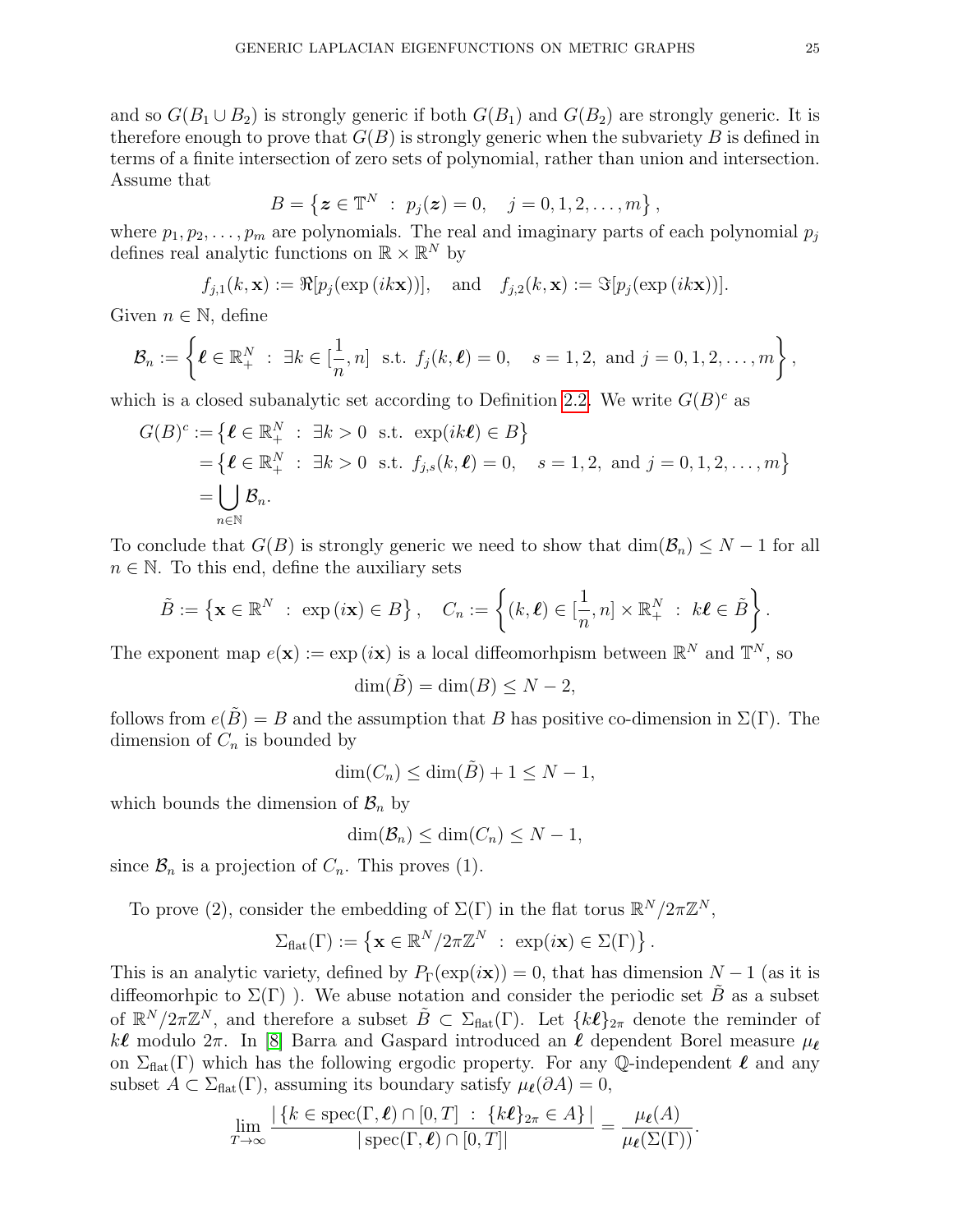and so $G(B_1 \cup B_2)$ is strongly generic if both $G(B_1)$ and $G(B_2)$ are strongly generic. It is therefore enough to prove that $G(B)$ is strongly generic when the subvariety $B$ is defined in terms of a finite intersection of zero sets of polynomial, rather than union and intersection. Assume that

$$B = \left\{ \boldsymbol{z} \in \mathbb{T}^N \ : \ p_j(\boldsymbol{z}) = 0, \quad j = 0, 1, 2, \ldots, m \right\},$$

where $p_1, p_2, \ldots, p_m$ are polynomials. The real and imaginary parts of each polynomial $p_j$ defines real analytic functions on $\mathbb{R} \times \mathbb{R}^N$ by

$$f_{j,1}(k, \mathbf{x}) := \Re[p_j(\exp(ik\mathbf{x}))], \quad \text{and} \quad f_{j,2}(k, \mathbf{x}) := \Im[p_j(\exp(ik\mathbf{x}))].$$

Given $n \in \mathbb{N}$, define

$$\mathcal{B}_n := \left\{ \boldsymbol{\ell} \in \mathbb{R}_+^N \ : \ \exists k \in [\frac{1}{n}, n] \ \text{ s.t. } \ f_j(k, \boldsymbol{\ell}) = 0, \quad s = 1, 2, \ \text{and} \ j = 0, 1, 2, \ldots, m \right\},$$

which is a closed subanalytic set according to Definition 2.2. We write $G(B)^c$ as

$$\begin{aligned}
G(B)^c :&= \left\{ \boldsymbol{\ell} \in \mathbb{R}_+^N \ : \ \exists k > 0 \ \text{ s.t. } \ \exp(ik\boldsymbol{\ell}) \in B \right\} \\
&= \left\{ \boldsymbol{\ell} \in \mathbb{R}_+^N \ : \ \exists k > 0 \ \text{ s.t. } \ f_{j,s}(k, \boldsymbol{\ell}) = 0, \quad s = 1, 2, \ \text{and} \ j = 0, 1, 2, \ldots, m \right\} \\
&= \bigcup_{n \in \mathbb{N}} \mathcal{B}_n.
\end{aligned}$$

To conclude that $G(B)$ is strongly generic we need to show that $\dim(\mathcal{B}_n) \leq N - 1$ for all $n \in \mathbb{N}$. To this end, define the auxiliary sets

$$\tilde{B} := \left\{ \mathbf{x} \in \mathbb{R}^N \ : \ \exp(i\mathbf{x}) \in B \right\}, \quad C_n := \left\{ (k, \boldsymbol{\ell}) \in [\frac{1}{n}, n] \times \mathbb{R}_+^N \ : \ k\boldsymbol{\ell} \in \tilde{B} \right\}.$$

The exponent map $e(\mathbf{x}) := \exp(i\mathbf{x})$ is a local diffeomorhpism between $\mathbb{R}^N$ and $\mathbb{T}^N$, so

$$\dim(\tilde{B}) = \dim(B) \leq N - 2,$$

follows from $e(\tilde{B}) = B$ and the assumption that $B$ has positive co-dimension in $\Sigma(\Gamma)$. The dimension of $C_n$ is bounded by

$$\dim(C_n) \leq \dim(\tilde{B}) + 1 \leq N - 1,$$

which bounds the dimension of $\mathcal{B}_n$ by

$$\dim(\mathcal{B}_n) \leq \dim(C_n) \leq N - 1,$$

since $\mathcal{B}_n$ is a projection of $C_n$. This proves (1).

To prove (2), consider the embedding of $\Sigma(\Gamma)$ in the flat torus $\mathbb{R}^N / 2\pi\mathbb{Z}^N$,

$$\Sigma_{\text{flat}}(\Gamma) := \left\{ \mathbf{x} \in \mathbb{R}^N / 2\pi\mathbb{Z}^N \ : \ \exp(i\mathbf{x}) \in \Sigma(\Gamma) \right\}.$$

This is an analytic variety, defined by $P_\Gamma(\exp(i\mathbf{x})) = 0$, that has dimension $N - 1$ (as it is diffeomorhpic to $\Sigma(\Gamma)$ ). We abuse notation and consider the periodic set $\tilde{B}$ as a subset of $\mathbb{R}^N / 2\pi\mathbb{Z}^N$, and therefore a subset $\tilde{B} \subset \Sigma_{\text{flat}}(\Gamma)$. Let $\{k\boldsymbol{\ell}\}_{2\pi}$ denote the reminder of $k\boldsymbol{\ell}$ modulo $2\pi$. In [8] Barra and Gaspard introduced an $\boldsymbol{\ell}$ dependent Borel measure $\mu_{\boldsymbol{\ell}}$ on $\Sigma_{\text{flat}}(\Gamma)$ which has the following ergodic property. For any $\mathbb{Q}$-independent $\boldsymbol{\ell}$ and any subset $A \subset \Sigma_{\text{flat}}(\Gamma)$, assuming its boundary satisfy $\mu_{\boldsymbol{\ell}}(\partial A) = 0$,

$$\lim_{T \to \infty} \frac{|\left\{ k \in \text{spec}(\Gamma, \boldsymbol{\ell}) \cap [0, T] \ : \ \{k\boldsymbol{\ell}\}_{2\pi} \in A \right\}|}{|\text{spec}(\Gamma, \boldsymbol{\ell}) \cap [0, T]|} = \frac{\mu_{\boldsymbol{\ell}}(A)}{\mu_{\boldsymbol{\ell}}(\Sigma(\Gamma))}.$$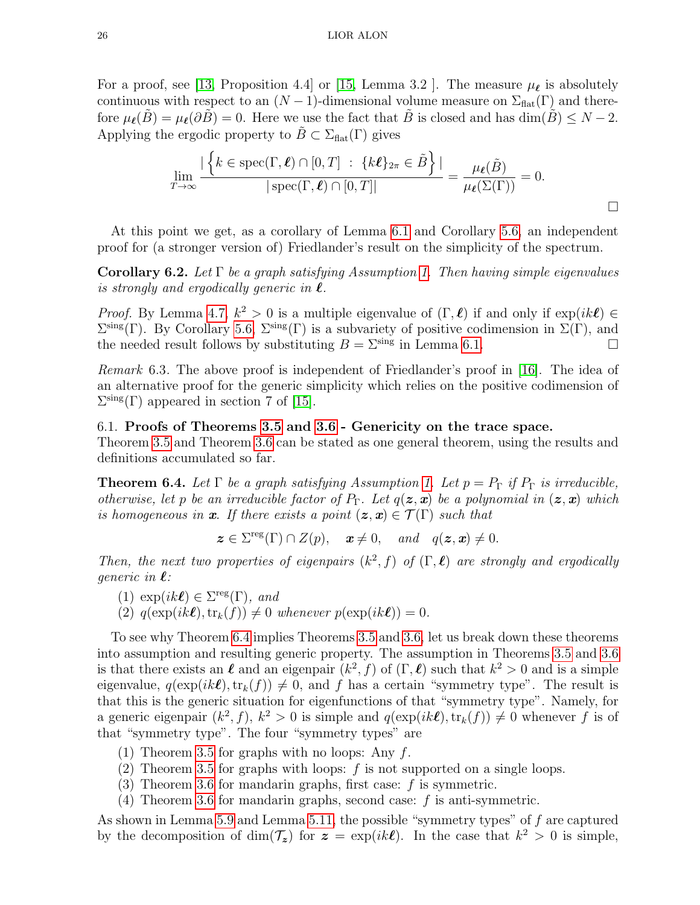For a proof, see [13, Proposition 4.4] or [15, Lemma 3.2 ]. The measure $\mu_{\boldsymbol{\ell}}$ is absolutely continuous with respect to an $(N-1)$-dimensional volume measure on $\Sigma_{\text{flat}}(\Gamma)$ and therefore $\mu_{\boldsymbol{\ell}}(\tilde{B}) = \mu_{\boldsymbol{\ell}}(\partial\tilde{B}) = 0$. Here we use the fact that $\tilde{B}$ is closed and has $\dim(\tilde{B}) \leq N-2$. Applying the ergodic property to $\tilde{B} \subset \Sigma_{\text{flat}}(\Gamma)$ gives

$$\lim_{T\to\infty} \frac{\left|\left\{k \in \operatorname{spec}(\Gamma,\boldsymbol{\ell}) \cap [0,T] \;:\; \{k\boldsymbol{\ell}\}_{2\pi} \in \tilde{B}\right\}\right|}{|\operatorname{spec}(\Gamma,\boldsymbol{\ell}) \cap [0,T]|} = \frac{\mu_{\boldsymbol{\ell}}(\tilde{B})}{\mu_{\boldsymbol{\ell}}(\Sigma(\Gamma))} = 0.$$

□

At this point we get, as a corollary of Lemma 6.1 and Corollary 5.6, an independent proof for (a stronger version of) Friedlander's result on the simplicity of the spectrum.

**Corollary 6.2.** *Let $\Gamma$ be a graph satisfying Assumption 1. Then having simple eigenvalues is strongly and ergodically generic in $\boldsymbol{\ell}$.*

*Proof.* By Lemma 4.7, $k^2 > 0$ is a multiple eigenvalue of $(\Gamma,\boldsymbol{\ell})$ if and only if $\exp(ik\boldsymbol{\ell}) \in \Sigma^{\text{sing}}(\Gamma)$. By Corollary 5.6, $\Sigma^{\text{sing}}(\Gamma)$ is a subvariety of positive codimension in $\Sigma(\Gamma)$, and the needed result follows by substituting $B = \Sigma^{\text{sing}}$ in Lemma 6.1. □

*Remark* 6.3. The above proof is independent of Friedlander's proof in [16]. The idea of an alternative proof for the generic simplicity which relies on the positive codimension of $\Sigma^{\text{sing}}(\Gamma)$ appeared in section 7 of [15].

### 6.1. Proofs of Theorems 3.5 and 3.6 - Genericity on the trace space.

Theorem 3.5 and Theorem 3.6 can be stated as one general theorem, using the results and definitions accumulated so far.

**Theorem 6.4.** *Let $\Gamma$ be a graph satisfying Assumption 1. Let $p = P_\Gamma$ if $P_\Gamma$ is irreducible, otherwise, let $p$ be an irreducible factor of $P_\Gamma$. Let $q(\boldsymbol{z},\boldsymbol{x})$ be a polynomial in $(\boldsymbol{z},\boldsymbol{x})$ which is homogeneous in $\boldsymbol{x}$. If there exists a point $(\boldsymbol{z},\boldsymbol{x}) \in \mathcal{T}(\Gamma)$ such that*

$$\boldsymbol{z} \in \Sigma^{\text{reg}}(\Gamma) \cap Z(p), \quad \boldsymbol{x} \neq 0, \quad \text{and} \quad q(\boldsymbol{z},\boldsymbol{x}) \neq 0.$$

*Then, the next two properties of eigenpairs $(k^2, f)$ of $(\Gamma,\boldsymbol{\ell})$ are strongly and ergodically generic in $\boldsymbol{\ell}$:*

1. *$\exp(ik\boldsymbol{\ell}) \in \Sigma^{\text{reg}}(\Gamma)$, and*
2. *$q(\exp(ik\boldsymbol{\ell}), \operatorname{tr}_k(f)) \neq 0$ whenever $p(\exp(ik\boldsymbol{\ell})) = 0$.*

To see why Theorem 6.4 implies Theorems 3.5 and 3.6, let us break down these theorems into assumption and resulting generic property. The assumption in Theorems 3.5 and 3.6 is that there exists an $\boldsymbol{\ell}$ and an eigenpair $(k^2, f)$ of $(\Gamma,\boldsymbol{\ell})$ such that $k^2 > 0$ and is a simple eigenvalue, $q(\exp(ik\boldsymbol{\ell}), \operatorname{tr}_k(f)) \neq 0$, and $f$ has a certain "symmetry type". The result is that this is the generic situation for eigenfunctions of that "symmetry type". Namely, for a generic eigenpair $(k^2, f)$, $k^2 > 0$ is simple and $q(\exp(ik\boldsymbol{\ell}), \operatorname{tr}_k(f)) \neq 0$ whenever $f$ is of that "symmetry type". The four "symmetry types" are

1. Theorem 3.5 for graphs with no loops: Any $f$.
2. Theorem 3.5 for graphs with loops: $f$ is not supported on a single loops.
3. Theorem 3.6 for mandarin graphs, first case: $f$ is symmetric.
4. Theorem 3.6 for mandarin graphs, second case: $f$ is anti-symmetric.

As shown in Lemma 5.9 and Lemma 5.11, the possible "symmetry types" of $f$ are captured by the decomposition of $\dim(\mathcal{T}_{\boldsymbol{z}})$ for $\boldsymbol{z} = \exp(ik\boldsymbol{\ell})$. In the case that $k^2 > 0$ is simple,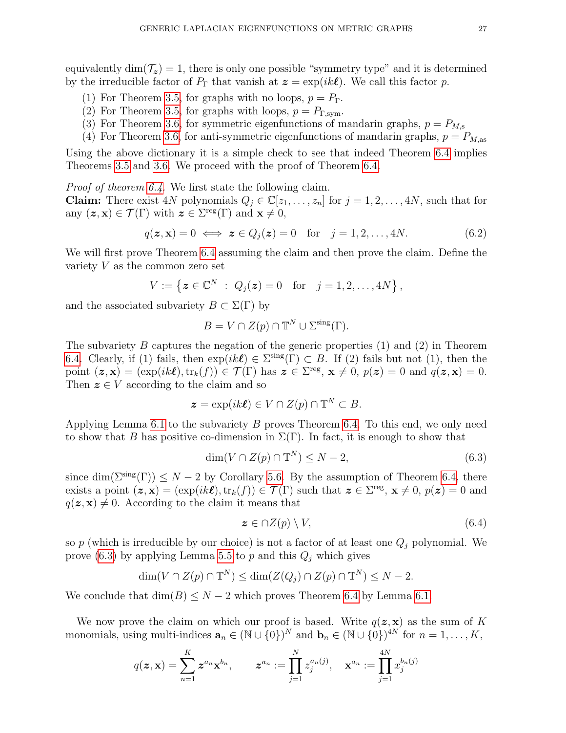equivalently $\dim(\mathcal{T}_{\boldsymbol{z}}) = 1$, there is only one possible "symmetry type" and it is determined by the irreducible factor of $P_\Gamma$ that vanish at $\boldsymbol{z} = \exp(ik\boldsymbol{\ell})$. We call this factor $p$.

(1) For Theorem 3.5, for graphs with no loops, $p = P_\Gamma$.
(2) For Theorem 3.5, for graphs with loops, $p = P_{\Gamma,\mathrm{sym}}$.
(3) For Theorem 3.6, for symmetric eigenfunctions of mandarin graphs, $p = P_{M,\mathrm{s}}$
(4) For Theorem 3.6, for anti-symmetric eigenfunctions of mandarin graphs, $p = P_{M,\mathrm{as}}$

Using the above dictionary it is a simple check to see that indeed Theorem 6.4 implies Theorems 3.5 and 3.6. We proceed with the proof of Theorem 6.4.

*Proof of theorem 6.4.* We first state the following claim.
**Claim:** There exist $4N$ polynomials $Q_j \in \mathbb{C}[z_1, \ldots, z_n]$ for $j = 1, 2, \ldots, 4N$, such that for any $(\boldsymbol{z}, \mathbf{x}) \in \mathcal{T}(\Gamma)$ with $\boldsymbol{z} \in \Sigma^{\mathrm{reg}}(\Gamma)$ and $\mathbf{x} \neq 0$,

$$q(\boldsymbol{z}, \mathbf{x}) = 0 \iff \boldsymbol{z} \in Q_j(\boldsymbol{z}) = 0 \quad \text{for} \quad j = 1, 2, \ldots, 4N. \tag{6.2}$$

We will first prove Theorem 6.4 assuming the claim and then prove the claim. Define the variety $V$ as the common zero set

$$V := \left\{ \boldsymbol{z} \in \mathbb{C}^N \ : \ Q_j(\boldsymbol{z}) = 0 \quad \text{for} \quad j = 1, 2, \ldots, 4N \right\},$$

and the associated subvariety $B \subset \Sigma(\Gamma)$ by

$$B = V \cap Z(p) \cap \mathbb{T}^N \cup \Sigma^{\mathrm{sing}}(\Gamma).$$

The subvariety $B$ captures the negation of the generic properties (1) and (2) in Theorem 6.4. Clearly, if (1) fails, then $\exp(ik\boldsymbol{\ell}) \in \Sigma^{\mathrm{sing}}(\Gamma) \subset B$. If (2) fails but not (1), then the point $(\boldsymbol{z}, \mathbf{x}) = (\exp(ik\boldsymbol{\ell}), \mathrm{tr}_k(f)) \in \mathcal{T}(\Gamma)$ has $\boldsymbol{z} \in \Sigma^{\mathrm{reg}}$, $\mathbf{x} \neq 0$, $p(\boldsymbol{z}) = 0$ and $q(\boldsymbol{z}, \mathbf{x}) = 0$. Then $\boldsymbol{z} \in V$ according to the claim and so

$$\boldsymbol{z} = \exp(ik\boldsymbol{\ell}) \in V \cap Z(p) \cap \mathbb{T}^N \subset B.$$

Applying Lemma 6.1 to the subvariety $B$ proves Theorem 6.4. To this end, we only need to show that $B$ has positive co-dimension in $\Sigma(\Gamma)$. In fact, it is enough to show that

$$\dim(V \cap Z(p) \cap \mathbb{T}^N) \leq N - 2, \tag{6.3}$$

since $\dim(\Sigma^{\mathrm{sing}}(\Gamma)) \leq N - 2$ by Corollary 5.6. By the assumption of Theorem 6.4, there exists a point $(\boldsymbol{z}, \mathbf{x}) = (\exp(ik\boldsymbol{\ell}), \mathrm{tr}_k(f)) \in \mathcal{T}(\Gamma)$ such that $\boldsymbol{z} \in \Sigma^{\mathrm{reg}}$, $\mathbf{x} \neq 0$, $p(\boldsymbol{z}) = 0$ and $q(\boldsymbol{z}, \mathbf{x}) \neq 0$. According to the claim it means that

$$\boldsymbol{z} \in \cap Z(p) \setminus V, \tag{6.4}$$

so $p$ (which is irreducible by our choice) is not a factor of at least one $Q_j$ polynomial. We prove (6.3) by applying Lemma 5.5 to $p$ and this $Q_j$ which gives

$$\dim(V \cap Z(p) \cap \mathbb{T}^N) \leq \dim(Z(Q_j) \cap Z(p) \cap \mathbb{T}^N) \leq N - 2.$$

We conclude that $\dim(B) \leq N - 2$ which proves Theorem 6.4 by Lemma 6.1.

We now prove the claim on which our proof is based. Write $q(\boldsymbol{z}, \mathbf{x})$ as the sum of $K$ monomials, using multi-indices $\mathbf{a}_n \in (\mathbb{N} \cup \{0\})^N$ and $\mathbf{b}_n \in (\mathbb{N} \cup \{0\})^{4N}$ for $n = 1, \ldots, K$,

$$q(\boldsymbol{z}, \mathbf{x}) = \sum_{n=1}^{K} \boldsymbol{z}^{a_n} \mathbf{x}^{b_n}, \qquad \boldsymbol{z}^{a_n} := \prod_{j=1}^{N} z_j^{a_n(j)}, \quad \mathbf{x}^{a_n} := \prod_{j=1}^{4N} x_j^{b_n(j)}$$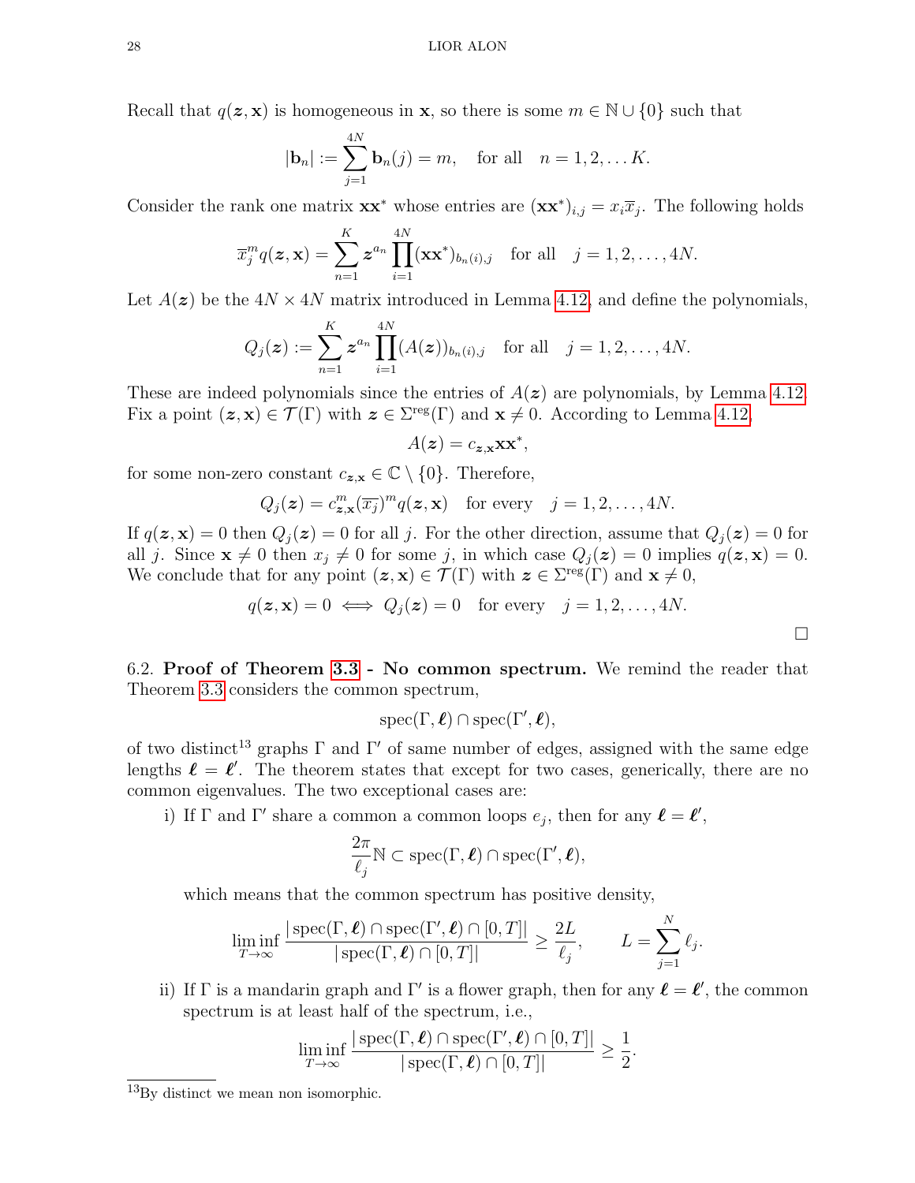Recall that $q(\boldsymbol{z},\mathbf{x})$ is homogeneous in $\mathbf{x}$, so there is some $m \in \mathbb{N}\cup\{0\}$ such that

$$|\mathbf{b}_n| := \sum_{j=1}^{4N} \mathbf{b}_n(j) = m, \quad \text{for all} \quad n = 1,2,\dots K.$$

Consider the rank one matrix $\mathbf{x}\mathbf{x}^*$ whose entries are $(\mathbf{x}\mathbf{x}^*)_{i,j} = x_i \overline{x}_j$. The following holds

$$\overline{x}_j^m q(\boldsymbol{z},\mathbf{x}) = \sum_{n=1}^{K} \boldsymbol{z}^{a_n} \prod_{i=1}^{4N} (\mathbf{x}\mathbf{x}^*)_{b_n(i),j} \quad \text{for all} \quad j = 1,2,\dots,4N.$$

Let $A(\boldsymbol{z})$ be the $4N\times 4N$ matrix introduced in Lemma 4.12, and define the polynomials,

$$Q_j(\boldsymbol{z}) := \sum_{n=1}^{K} \boldsymbol{z}^{a_n} \prod_{i=1}^{4N} (A(\boldsymbol{z}))_{b_n(i),j} \quad \text{for all} \quad j = 1,2,\dots,4N.$$

These are indeed polynomials since the entries of $A(\boldsymbol{z})$ are polynomials, by Lemma 4.12. Fix a point $(\boldsymbol{z},\mathbf{x}) \in \mathcal{T}(\Gamma)$ with $\boldsymbol{z}\in\Sigma^{\text{reg}}(\Gamma)$ and $\mathbf{x}\neq 0$. According to Lemma 4.12,

$$A(\boldsymbol{z}) = c_{\boldsymbol{z},\mathbf{x}}\mathbf{x}\mathbf{x}^*,$$

for some non-zero constant $c_{\boldsymbol{z},\mathbf{x}}\in\mathbb{C}\setminus\{0\}$. Therefore,

$$Q_j(\boldsymbol{z}) = c_{\boldsymbol{z},\mathbf{x}}^m (\overline{x_j})^m q(\boldsymbol{z},\mathbf{x}) \quad \text{for every} \quad j = 1,2,\dots,4N.$$

If $q(\boldsymbol{z},\mathbf{x})=0$ then $Q_j(\boldsymbol{z})=0$ for all $j$. For the other direction, assume that $Q_j(\boldsymbol{z})=0$ for all $j$. Since $\mathbf{x}\neq 0$ then $x_j\neq 0$ for some $j$, in which case $Q_j(\boldsymbol{z})=0$ implies $q(\boldsymbol{z},\mathbf{x})=0$. We conclude that for any point $(\boldsymbol{z},\mathbf{x})\in\mathcal{T}(\Gamma)$ with $\boldsymbol{z}\in\Sigma^{\text{reg}}(\Gamma)$ and $\mathbf{x}\neq 0$,

$$q(\boldsymbol{z},\mathbf{x}) = 0 \iff Q_j(\boldsymbol{z}) = 0 \quad \text{for every} \quad j = 1,2,\dots,4N.$$

□

6.2. **Proof of Theorem 3.3 - No common spectrum.** We remind the reader that Theorem 3.3 considers the common spectrum,

$$\text{spec}(\Gamma,\boldsymbol{\ell})\cap\text{spec}(\Gamma',\boldsymbol{\ell}),$$

of two distinct[13] graphs $\Gamma$ and $\Gamma'$ of same number of edges, assigned with the same edge lengths $\boldsymbol{\ell}=\boldsymbol{\ell}'$. The theorem states that except for two cases, generically, there are no common eigenvalues. The two exceptional cases are:

i) If $\Gamma$ and $\Gamma'$ share a common a common loops $e_j$, then for any $\boldsymbol{\ell}=\boldsymbol{\ell}'$,

$$\frac{2\pi}{\ell_j}\mathbb{N}\subset\text{spec}(\Gamma,\boldsymbol{\ell})\cap\text{spec}(\Gamma',\boldsymbol{\ell}),$$

which means that the common spectrum has positive density,

$$\liminf_{T\to\infty}\frac{|\text{spec}(\Gamma,\boldsymbol{\ell})\cap\text{spec}(\Gamma',\boldsymbol{\ell})\cap[0,T]|}{|\text{spec}(\Gamma,\boldsymbol{\ell})\cap[0,T]|}\geq\frac{2L}{\ell_j}, \qquad L=\sum_{j=1}^{N}\ell_j.$$

ii) If $\Gamma$ is a mandarin graph and $\Gamma'$ is a flower graph, then for any $\boldsymbol{\ell}=\boldsymbol{\ell}'$, the common spectrum is at least half of the spectrum, i.e.,

$$\liminf_{T\to\infty}\frac{|\text{spec}(\Gamma,\boldsymbol{\ell})\cap\text{spec}(\Gamma',\boldsymbol{\ell})\cap[0,T]|}{|\text{spec}(\Gamma,\boldsymbol{\ell})\cap[0,T]|}\geq\frac{1}{2}.$$

[13] By distinct we mean non isomorphic.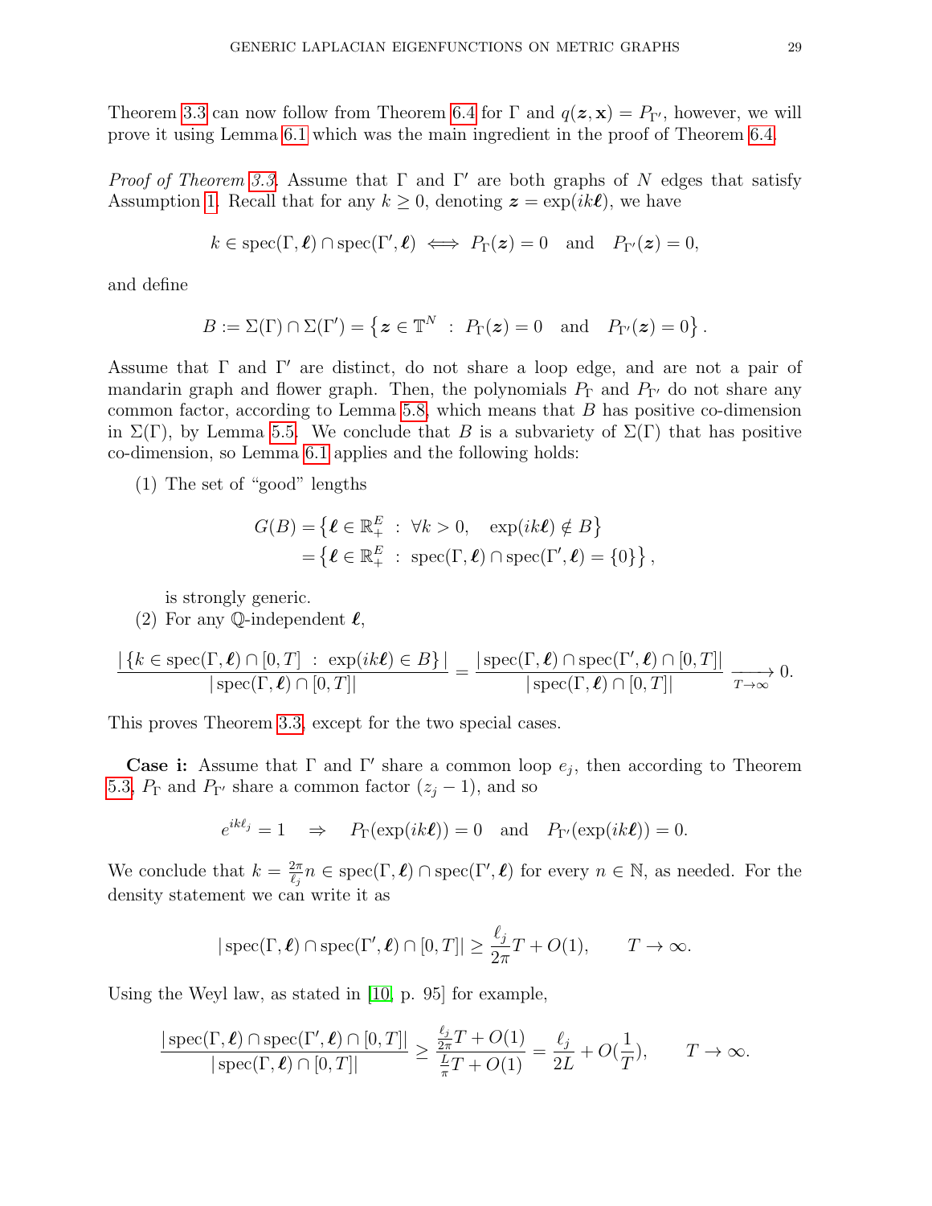Theorem 3.3 can now follow from Theorem 6.4 for $\Gamma$ and $q(\boldsymbol{z}, \mathbf{x}) = P_{\Gamma'}$, however, we will prove it using Lemma 6.1 which was the main ingredient in the proof of Theorem 6.4.

*Proof of Theorem 3.3.* Assume that $\Gamma$ and $\Gamma'$ are both graphs of $N$ edges that satisfy Assumption 1. Recall that for any $k \geq 0$, denoting $\boldsymbol{z} = \exp(ik\boldsymbol{\ell})$, we have

$$k \in \operatorname{spec}(\Gamma, \boldsymbol{\ell}) \cap \operatorname{spec}(\Gamma', \boldsymbol{\ell}) \iff P_\Gamma(\boldsymbol{z}) = 0 \quad \text{and} \quad P_{\Gamma'}(\boldsymbol{z}) = 0,$$

and define

$$B := \Sigma(\Gamma) \cap \Sigma(\Gamma') = \left\{ \boldsymbol{z} \in \mathbb{T}^N \ : \ P_\Gamma(\boldsymbol{z}) = 0 \quad \text{and} \quad P_{\Gamma'}(\boldsymbol{z}) = 0 \right\}.$$

Assume that $\Gamma$ and $\Gamma'$ are distinct, do not share a loop edge, and are not a pair of mandarin graph and flower graph. Then, the polynomials $P_\Gamma$ and $P_{\Gamma'}$ do not share any common factor, according to Lemma 5.8, which means that $B$ has positive co-dimension in $\Sigma(\Gamma)$, by Lemma 5.5. We conclude that $B$ is a subvariety of $\Sigma(\Gamma)$ that has positive co-dimension, so Lemma 6.1 applies and the following holds:

(1) The set of "good" lengths

$$\begin{aligned} G(B) &= \left\{ \boldsymbol{\ell} \in \mathbb{R}_+^E \ : \ \forall k > 0, \quad \exp(ik\boldsymbol{\ell}) \notin B \right\} \\ &= \left\{ \boldsymbol{\ell} \in \mathbb{R}_+^E \ : \ \operatorname{spec}(\Gamma, \boldsymbol{\ell}) \cap \operatorname{spec}(\Gamma', \boldsymbol{\ell}) = \{0\} \right\}, \end{aligned}$$

is strongly generic.

(2) For any $\mathbb{Q}$-independent $\boldsymbol{\ell}$,

$$\frac{|\{k \in \operatorname{spec}(\Gamma, \boldsymbol{\ell}) \cap [0, T] \ : \ \exp(ik\boldsymbol{\ell}) \in B\}|}{|\operatorname{spec}(\Gamma, \boldsymbol{\ell}) \cap [0, T]|} = \frac{|\operatorname{spec}(\Gamma, \boldsymbol{\ell}) \cap \operatorname{spec}(\Gamma', \boldsymbol{\ell}) \cap [0, T]|}{|\operatorname{spec}(\Gamma, \boldsymbol{\ell}) \cap [0, T]|} \xrightarrow[T \to \infty]{} 0.$$

This proves Theorem 3.3, except for the two special cases.

**Case i:** Assume that $\Gamma$ and $\Gamma'$ share a common loop $e_j$, then according to Theorem 5.3, $P_\Gamma$ and $P_{\Gamma'}$ share a common factor $(z_j - 1)$, and so

$$e^{ik\ell_j} = 1 \quad \Rightarrow \quad P_\Gamma(\exp(ik\boldsymbol{\ell})) = 0 \quad \text{and} \quad P_{\Gamma'}(\exp(ik\boldsymbol{\ell})) = 0.$$

We conclude that $k = \frac{2\pi}{\ell_j} n \in \operatorname{spec}(\Gamma, \boldsymbol{\ell}) \cap \operatorname{spec}(\Gamma', \boldsymbol{\ell})$ for every $n \in \mathbb{N}$, as needed. For the density statement we can write it as

$$|\operatorname{spec}(\Gamma, \boldsymbol{\ell}) \cap \operatorname{spec}(\Gamma', \boldsymbol{\ell}) \cap [0, T]| \geq \frac{\ell_j}{2\pi} T + O(1), \qquad T \to \infty.$$

Using the Weyl law, as stated in [10, p. 95] for example,

$$\frac{|\operatorname{spec}(\Gamma, \boldsymbol{\ell}) \cap \operatorname{spec}(\Gamma', \boldsymbol{\ell}) \cap [0, T]|}{|\operatorname{spec}(\Gamma, \boldsymbol{\ell}) \cap [0, T]|} \geq \frac{\frac{\ell_j}{2\pi} T + O(1)}{\frac{L}{\pi} T + O(1)} = \frac{\ell_j}{2L} + O(\frac{1}{T}), \qquad T \to \infty.$$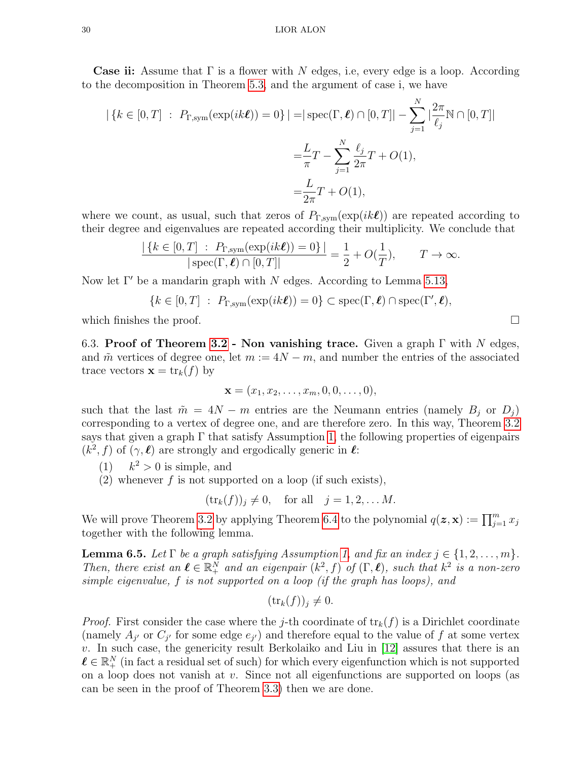**Case ii:** Assume that $\Gamma$ is a flower with $N$ edges, i.e, every edge is a loop. According to the decomposition in Theorem 5.3, and the argument of case i, we have

$$
\begin{aligned}
|\{k\in[0,T]\ :\ P_{\Gamma,\mathrm{sym}}(\exp(ik\boldsymbol{\ell}))=0\}\,| =& |\operatorname{spec}(\Gamma,\boldsymbol{\ell})\cap[0,T]| - \sum_{j=1}^{N}|\frac{2\pi}{\ell_j}\mathbb{N}\cap[0,T]| \\
=&\frac{L}{\pi}T-\sum_{j=1}^{N}\frac{\ell_j}{2\pi}T+O(1), \\
=&\frac{L}{2\pi}T+O(1),
\end{aligned}
$$

where we count, as usual, such that zeros of $P_{\Gamma,\mathrm{sym}}(\exp(ik\boldsymbol{\ell}))$ are repeated according to their degree and eigenvalues are repeated according their multiplicity. We conclude that

$$
\frac{|\{k\in[0,T]\ :\ P_{\Gamma,\mathrm{sym}}(\exp(ik\boldsymbol{\ell}))=0\}\,|}{|\operatorname{spec}(\Gamma,\boldsymbol{\ell})\cap[0,T]|}=\frac{1}{2}+O(\frac{1}{T}),\qquad T\to\infty.
$$

Now let $\Gamma'$ be a mandarin graph with $N$ edges. According to Lemma 5.13,

$$
\{k\in[0,T]\ :\ P_{\Gamma,\mathrm{sym}}(\exp(ik\boldsymbol{\ell}))=0\}\subset\operatorname{spec}(\Gamma,\boldsymbol{\ell})\cap\operatorname{spec}(\Gamma',\boldsymbol{\ell}),
$$

which finishes the proof. $\square$

6.3. **Proof of Theorem 3.2 - Non vanishing trace.** Given a graph $\Gamma$ with $N$ edges, and $\tilde{m}$ vertices of degree one, let $m:=4N-m$, and number the entries of the associated trace vectors $\mathbf{x}=\operatorname{tr}_k(f)$ by

$$
\mathbf{x}=(x_1,x_2,\ldots,x_m,0,0,\ldots,0),
$$

such that the last $\tilde{m}=4N-m$ entries are the Neumann entries (namely $B_j$ or $D_j$) corresponding to a vertex of degree one, and are therefore zero. In this way, Theorem 3.2 says that given a graph $\Gamma$ that satisfy Assumption 1, the following properties of eigenpairs $(k^2,f)$ of $(\gamma,\boldsymbol{\ell})$ are strongly and ergodically generic in $\boldsymbol{\ell}$:

(1) $k^2>0$ is simple, and
(2) whenever $f$ is not supported on a loop (if such exists),

$$
(\operatorname{tr}_k(f))_j\neq 0,\quad \text{for all}\quad j=1,2,\ldots M.
$$

We will prove Theorem 3.2 by applying Theorem 6.4 to the polynomial $q(\boldsymbol{z},\mathbf{x}):=\prod_{j=1}^{m}x_j$ together with the following lemma.

**Lemma 6.5.** *Let $\Gamma$ be a graph satisfying Assumption 1, and fix an index $j\in\{1,2,\ldots,m\}$. Then, there exist an $\boldsymbol{\ell}\in\mathbb{R}_+^N$ and an eigenpair $(k^2,f)$ of $(\Gamma,\boldsymbol{\ell})$, such that $k^2$ is a non-zero simple eigenvalue, $f$ is not supported on a loop (if the graph has loops), and*

$$
(\operatorname{tr}_k(f))_j\neq 0.
$$

*Proof.* First consider the case where the $j$-th coordinate of $\operatorname{tr}_k(f)$ is a Dirichlet coordinate (namely $A_{j'}$ or $C_{j'}$ for some edge $e_{j'}$) and therefore equal to the value of $f$ at some vertex $v$. In such case, the genericity result Berkolaiko and Liu in [12] assures that there is an $\boldsymbol{\ell}\in\mathbb{R}_+^N$ (in fact a residual set of such) for which every eigenfunction which is not supported on a loop does not vanish at $v$. Since not all eigenfunctions are supported on loops (as can be seen in the proof of Theorem 3.3) then we are done.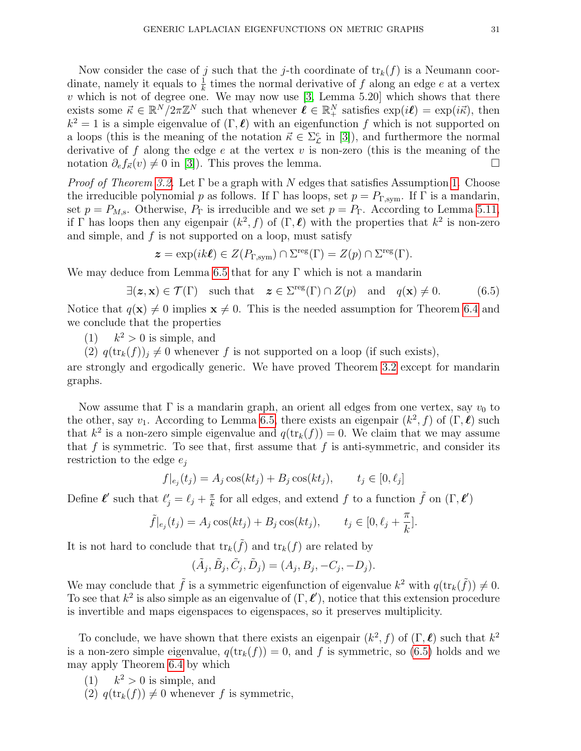Now consider the case of $j$ such that the $j$-th coordinate of $\mathrm{tr}_k(f)$ is a Neumann coordinate, namely it equals to $\frac{1}{k}$ times the normal derivative of $f$ along an edge $e$ at a vertex $v$ which is not of degree one. We may now use [3, Lemma 5.20] which shows that there exists some $\vec{\kappa} \in \mathbb{R}^N/2\pi\mathbb{Z}^N$ such that whenever $\boldsymbol{\ell} \in \mathbb{R}^N_+$ satisfies $\exp(i\boldsymbol{\ell}) = \exp(i\vec{\kappa})$, then $k^2 = 1$ is a simple eigenvalue of $(\Gamma, \boldsymbol{\ell})$ with an eigenfunction $f$ which is not supported on a loops (this is the meaning of the notation $\vec{\kappa} \in \Sigma^c_{\mathcal{L}}$ in [3]), and furthermore the normal derivative of $f$ along the edge $e$ at the vertex $v$ is non-zero (this is the meaning of the notation $\partial_e f_{\vec{\kappa}}(v) \neq 0$ in [3]). This proves the lemma. $\square$

*Proof of Theorem 3.2.* Let $\Gamma$ be a graph with $N$ edges that satisfies Assumption 1. Choose the irreducible polynomial $p$ as follows. If $\Gamma$ has loops, set $p = P_{\Gamma,\mathrm{sym}}$. If $\Gamma$ is a mandarin, set $p = P_{M,\mathrm{s}}$. Otherwise, $P_\Gamma$ is irreducible and we set $p = P_\Gamma$. According to Lemma 5.11, if $\Gamma$ has loops then any eigenpair $(k^2, f)$ of $(\Gamma, \boldsymbol{\ell})$ with the properties that $k^2$ is non-zero and simple, and $f$ is not supported on a loop, must satisfy

$$\boldsymbol{z} = \exp(ik\boldsymbol{\ell}) \in Z(P_{\Gamma,\mathrm{sym}}) \cap \Sigma^{\mathrm{reg}}(\Gamma) = Z(p) \cap \Sigma^{\mathrm{reg}}(\Gamma).$$

We may deduce from Lemma 6.5 that for any $\Gamma$ which is not a mandarin

$$\exists (\boldsymbol{z}, \mathbf{x}) \in \mathcal{T}(\Gamma) \quad \text{such that} \quad \boldsymbol{z} \in \Sigma^{\mathrm{reg}}(\Gamma) \cap Z(p) \quad \text{and} \quad q(\mathbf{x}) \neq 0. \tag{6.5}$$

Notice that $q(\mathbf{x}) \neq 0$ implies $\mathbf{x} \neq 0$. This is the needed assumption for Theorem 6.4 and we conclude that the properties

(1) $\quad k^2 > 0$ is simple, and
(2) $q(\mathrm{tr}_k(f))_j \neq 0$ whenever $f$ is not supported on a loop (if such exists),

are strongly and ergodically generic. We have proved Theorem 3.2 except for mandarin graphs.

Now assume that $\Gamma$ is a mandarin graph, an orient all edges from one vertex, say $v_0$ to the other, say $v_1$. According to Lemma 6.5, there exists an eigenpair $(k^2, f)$ of $(\Gamma, \boldsymbol{\ell})$ such that $k^2$ is a non-zero simple eigenvalue and $q(\mathrm{tr}_k(f)) = 0$. We claim that we may assume that $f$ is symmetric. To see that, first assume that $f$ is anti-symmetric, and consider its restriction to the edge $e_j$

$$f|_{e_j}(t_j) = A_j \cos(kt_j) + B_j \cos(kt_j), \qquad t_j \in [0, \ell_j]$$

Define $\boldsymbol{\ell}'$ such that $\ell'_j = \ell_j + \frac{\pi}{k}$ for all edges, and extend $f$ to a function $\tilde{f}$ on $(\Gamma, \boldsymbol{\ell}')$

$$\tilde{f}|_{e_j}(t_j) = A_j \cos(kt_j) + B_j \cos(kt_j), \qquad t_j \in [0, \ell_j + \frac{\pi}{k}].$$

It is not hard to conclude that $\mathrm{tr}_k(\tilde{f})$ and $\mathrm{tr}_k(f)$ are related by

$$(\tilde{A}_j, \tilde{B}_j, \tilde{C}_j, \tilde{D}_j) = (A_j, B_j, -C_j, -D_j).$$

We may conclude that $\tilde{f}$ is a symmetric eigenfunction of eigenvalue $k^2$ with $q(\mathrm{tr}_k(\tilde{f})) \neq 0$. To see that $k^2$ is also simple as an eigenvalue of $(\Gamma, \boldsymbol{\ell}')$, notice that this extension procedure is invertible and maps eigenspaces to eigenspaces, so it preserves multiplicity.

To conclude, we have shown that there exists an eigenpair $(k^2, f)$ of $(\Gamma, \boldsymbol{\ell})$ such that $k^2$ is a non-zero simple eigenvalue, $q(\mathrm{tr}_k(f)) = 0$, and $f$ is symmetric, so (6.5) holds and we may apply Theorem 6.4 by which

(1) $\quad k^2 > 0$ is simple, and
(2) $q(\mathrm{tr}_k(f)) \neq 0$ whenever $f$ is symmetric,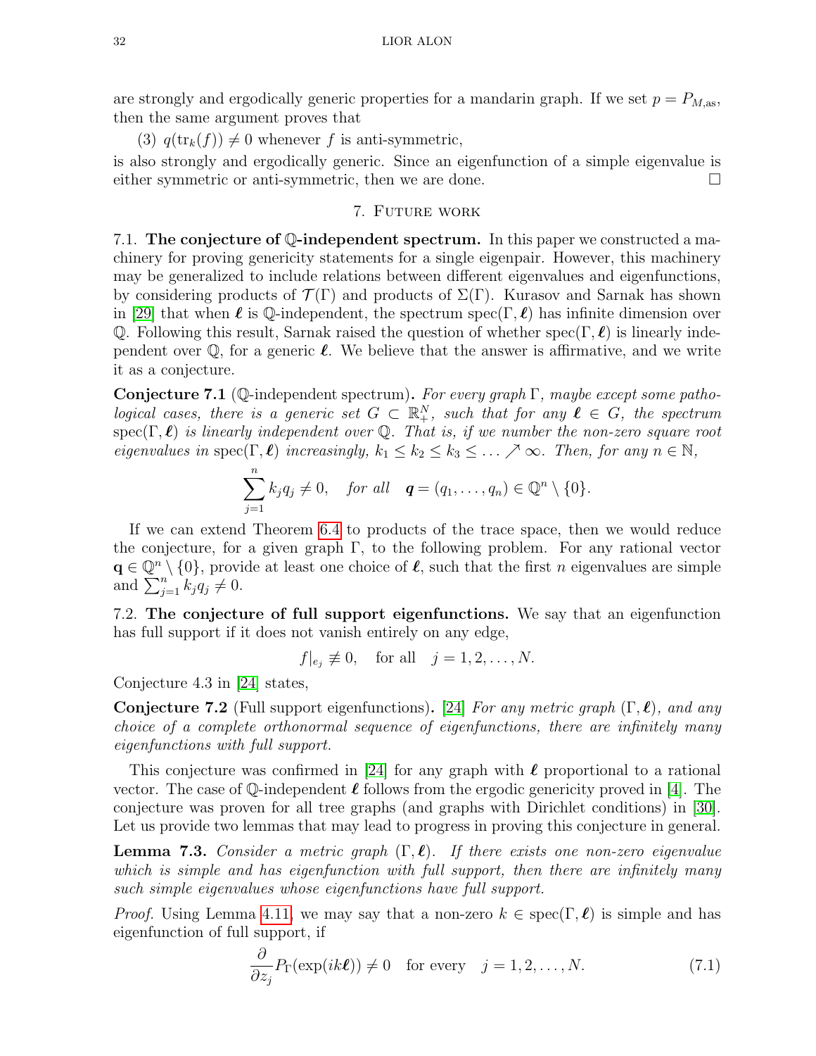are strongly and ergodically generic properties for a mandarin graph. If we set $p = P_{M,\mathrm{as}}$, then the same argument proves that

(3) $q(\mathrm{tr}_k(f)) \neq 0$ whenever $f$ is anti-symmetric,

is also strongly and ergodically generic. Since an eigenfunction of a simple eigenvalue is either symmetric or anti-symmetric, then we are done. $\square$

## 7. Future work

**7.1. The conjecture of $\mathbb{Q}$-independent spectrum.** In this paper we constructed a machinery for proving genericity statements for a single eigenpair. However, this machinery may be generalized to include relations between different eigenvalues and eigenfunctions, by considering products of $\mathcal{T}(\Gamma)$ and products of $\Sigma(\Gamma)$. Kurasov and Sarnak has shown in [29] that when $\boldsymbol{\ell}$ is $\mathbb{Q}$-independent, the spectrum $\mathrm{spec}(\Gamma, \boldsymbol{\ell})$ has infinite dimension over $\mathbb{Q}$. Following this result, Sarnak raised the question of whether $\mathrm{spec}(\Gamma, \boldsymbol{\ell})$ is linearly independent over $\mathbb{Q}$, for a generic $\boldsymbol{\ell}$. We believe that the answer is affirmative, and we write it as a conjecture.

**Conjecture 7.1** ($\mathbb{Q}$-independent spectrum)**.** *For every graph $\Gamma$, maybe except some pathological cases, there is a generic set $G \subset \mathbb{R}_+^N$, such that for any $\boldsymbol{\ell} \in G$, the spectrum $\mathrm{spec}(\Gamma, \boldsymbol{\ell})$ is linearly independent over $\mathbb{Q}$. That is, if we number the non-zero square root eigenvalues in $\mathrm{spec}(\Gamma, \boldsymbol{\ell})$ increasingly, $k_1 \leq k_2 \leq k_3 \leq \ldots \nearrow \infty$. Then, for any $n \in \mathbb{N}$,*

$$\sum_{j=1}^{n} k_j q_j \neq 0, \quad \textit{for all} \quad \boldsymbol{q} = (q_1, \ldots, q_n) \in \mathbb{Q}^n \setminus \{0\}.$$

If we can extend Theorem 6.4 to products of the trace space, then we would reduce the conjecture, for a given graph $\Gamma$, to the following problem. For any rational vector $\mathbf{q} \in \mathbb{Q}^n \setminus \{0\}$, provide at least one choice of $\boldsymbol{\ell}$, such that the first $n$ eigenvalues are simple and $\sum_{j=1}^{n} k_j q_j \neq 0$.

**7.2. The conjecture of full support eigenfunctions.** We say that an eigenfunction has full support if it does not vanish entirely on any edge,

$$f|_{e_j} \not\equiv 0, \quad \text{for all} \quad j = 1, 2, \ldots, N.$$

Conjecture 4.3 in [24] states,

**Conjecture 7.2** (Full support eigenfunctions)**.** [24] *For any metric graph $(\Gamma, \boldsymbol{\ell})$, and any choice of a complete orthonormal sequence of eigenfunctions, there are infinitely many eigenfunctions with full support.*

This conjecture was confirmed in [24] for any graph with $\boldsymbol{\ell}$ proportional to a rational vector. The case of $\mathbb{Q}$-independent $\boldsymbol{\ell}$ follows from the ergodic genericity proved in [4]. The conjecture was proven for all tree graphs (and graphs with Dirichlet conditions) in [30]. Let us provide two lemmas that may lead to progress in proving this conjecture in general.

**Lemma 7.3.** *Consider a metric graph $(\Gamma, \boldsymbol{\ell})$. If there exists one non-zero eigenvalue which is simple and has eigenfunction with full support, then there are infinitely many such simple eigenvalues whose eigenfunctions have full support.*

*Proof.* Using Lemma 4.11, we may say that a non-zero $k \in \mathrm{spec}(\Gamma, \boldsymbol{\ell})$ is simple and has eigenfunction of full support, if

$$\frac{\partial}{\partial z_j} P_\Gamma(\exp(ik\boldsymbol{\ell})) \neq 0 \quad \text{for every} \quad j = 1, 2, \ldots, N. \tag{7.1}$$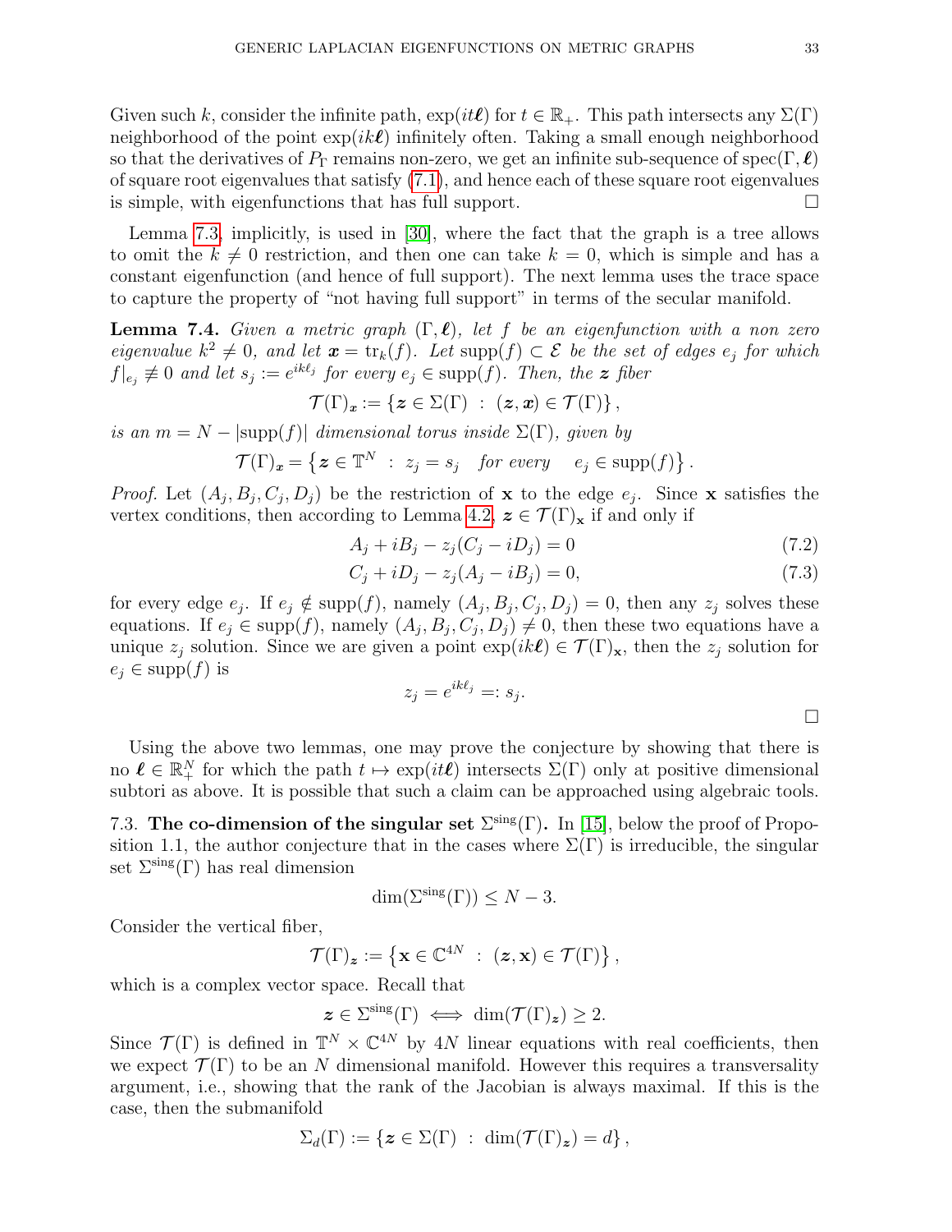Given such $k$, consider the infinite path, $\exp(it\boldsymbol{\ell})$ for $t \in \mathbb{R}_+$. This path intersects any $\Sigma(\Gamma)$ neighborhood of the point $\exp(ik\boldsymbol{\ell})$ infinitely often. Taking a small enough neighborhood so that the derivatives of $P_\Gamma$ remains non-zero, we get an infinite sub-sequence of $\operatorname{spec}(\Gamma, \boldsymbol{\ell})$ of square root eigenvalues that satisfy (7.1), and hence each of these square root eigenvalues is simple, with eigenfunctions that has full support. □

Lemma 7.3, implicitly, is used in [30], where the fact that the graph is a tree allows to omit the $k \neq 0$ restriction, and then one can take $k = 0$, which is simple and has a constant eigenfunction (and hence of full support). The next lemma uses the trace space to capture the property of "not having full support" in terms of the secular manifold.

**Lemma 7.4.** *Given a metric graph $(\Gamma, \boldsymbol{\ell})$, let $f$ be an eigenfunction with a non zero eigenvalue $k^2 \neq 0$, and let $\boldsymbol{x} = \operatorname{tr}_k(f)$. Let $\operatorname{supp}(f) \subset \mathcal{E}$ be the set of edges $e_j$ for which $f|_{e_j} \not\equiv 0$ and let $s_j := e^{ik\ell_j}$ for every $e_j \in \operatorname{supp}(f)$. Then, the $\boldsymbol{z}$ fiber*

$$\mathcal{T}(\Gamma)_{\boldsymbol{x}} := \{\boldsymbol{z} \in \Sigma(\Gamma) \ : \ (\boldsymbol{z}, \boldsymbol{x}) \in \mathcal{T}(\Gamma)\},$$

*is an $m = N - |\operatorname{supp}(f)|$ dimensional torus inside $\Sigma(\Gamma)$, given by*

$$\mathcal{T}(\Gamma)_{\boldsymbol{x}} = \left\{\boldsymbol{z} \in \mathbb{T}^N \ : \ z_j = s_j \quad \text{for every} \quad e_j \in \operatorname{supp}(f)\right\}.$$

*Proof.* Let $(A_j, B_j, C_j, D_j)$ be the restriction of $\mathbf{x}$ to the edge $e_j$. Since $\mathbf{x}$ satisfies the vertex conditions, then according to Lemma 4.2, $\boldsymbol{z} \in \mathcal{T}(\Gamma)_{\mathbf{x}}$ if and only if

$$A_j + iB_j - z_j(C_j - iD_j) = 0 \tag{7.2}$$

$$C_j + iD_j - z_j(A_j - iB_j) = 0, \tag{7.3}$$

for every edge $e_j$. If $e_j \notin \operatorname{supp}(f)$, namely $(A_j, B_j, C_j, D_j) = 0$, then any $z_j$ solves these equations. If $e_j \in \operatorname{supp}(f)$, namely $(A_j, B_j, C_j, D_j) \neq 0$, then these two equations have a unique $z_j$ solution. Since we are given a point $\exp(ik\boldsymbol{\ell}) \in \mathcal{T}(\Gamma)_{\mathbf{x}}$, then the $z_j$ solution for $e_j \in \operatorname{supp}(f)$ is

$$z_j = e^{ik\ell_j} =: s_j.$$

□

Using the above two lemmas, one may prove the conjecture by showing that there is no $\boldsymbol{\ell} \in \mathbb{R}_+^N$ for which the path $t \mapsto \exp(it\boldsymbol{\ell})$ intersects $\Sigma(\Gamma)$ only at positive dimensional subtori as above. It is possible that such a claim can be approached using algebraic tools.

### 7.3. The co-dimension of the singular set $\Sigma^{\text{sing}}(\Gamma)$.

In [15], below the proof of Proposition 1.1, the author conjecture that in the cases where $\Sigma(\Gamma)$ is irreducible, the singular set $\Sigma^{\text{sing}}(\Gamma)$ has real dimension

$$\dim(\Sigma^{\text{sing}}(\Gamma)) \leq N - 3.$$

Consider the vertical fiber,

$$\mathcal{T}(\Gamma)_{\boldsymbol{z}} := \left\{\mathbf{x} \in \mathbb{C}^{4N} \ : \ (\boldsymbol{z}, \mathbf{x}) \in \mathcal{T}(\Gamma)\right\},$$

which is a complex vector space. Recall that

$$\boldsymbol{z} \in \Sigma^{\text{sing}}(\Gamma) \iff \dim(\mathcal{T}(\Gamma)_{\boldsymbol{z}}) \geq 2.$$

Since $\mathcal{T}(\Gamma)$ is defined in $\mathbb{T}^N \times \mathbb{C}^{4N}$ by $4N$ linear equations with real coefficients, then we expect $\mathcal{T}(\Gamma)$ to be an $N$ dimensional manifold. However this requires a transversality argument, i.e., showing that the rank of the Jacobian is always maximal. If this is the case, then the submanifold

$$\Sigma_d(\Gamma) := \{\boldsymbol{z} \in \Sigma(\Gamma) \ : \ \dim(\mathcal{T}(\Gamma)_{\boldsymbol{z}}) = d\},$$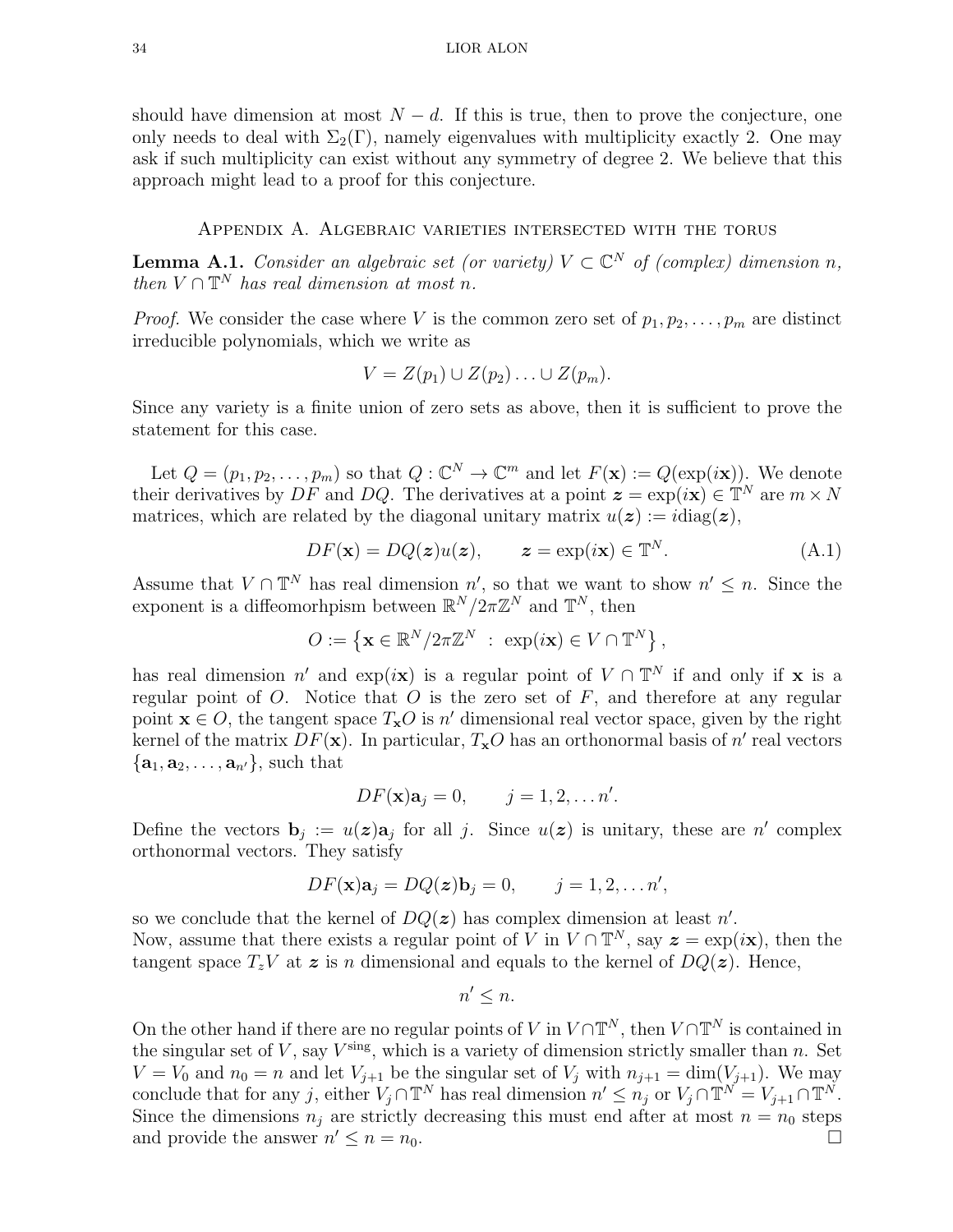should have dimension at most $N-d$. If this is true, then to prove the conjecture, one only needs to deal with $\Sigma_2(\Gamma)$, namely eigenvalues with multiplicity exactly 2. One may ask if such multiplicity can exist without any symmetry of degree 2. We believe that this approach might lead to a proof for this conjecture.

## Appendix A. Algebraic varieties intersected with the torus

**Lemma A.1.** *Consider an algebraic set (or variety) $V \subset \mathbb{C}^N$ of (complex) dimension $n$, then $V \cap \mathbb{T}^N$ has real dimension at most $n$.*

*Proof.* We consider the case where $V$ is the common zero set of $p_1, p_2, \ldots, p_m$ are distinct irreducible polynomials, which we write as

$$V = Z(p_1) \cup Z(p_2) \ldots \cup Z(p_m).$$

Since any variety is a finite union of zero sets as above, then it is sufficient to prove the statement for this case.

Let $Q = (p_1, p_2, \ldots, p_m)$ so that $Q : \mathbb{C}^N \to \mathbb{C}^m$ and let $F(\mathbf{x}) := Q(\exp(i\mathbf{x}))$. We denote their derivatives by $DF$ and $DQ$. The derivatives at a point $\boldsymbol{z} = \exp(i\mathbf{x}) \in \mathbb{T}^N$ are $m \times N$ matrices, which are related by the diagonal unitary matrix $u(\boldsymbol{z}) := i\mathrm{diag}(\boldsymbol{z})$,

$$DF(\mathbf{x}) = DQ(\boldsymbol{z})u(\boldsymbol{z}), \qquad \boldsymbol{z} = \exp(i\mathbf{x}) \in \mathbb{T}^N. \tag{A.1}$$

Assume that $V \cap \mathbb{T}^N$ has real dimension $n'$, so that we want to show $n' \leq n$. Since the exponent is a diffeomorhpism between $\mathbb{R}^N/2\pi\mathbb{Z}^N$ and $\mathbb{T}^N$, then

$$O := \left\{ \mathbf{x} \in \mathbb{R}^N/2\pi\mathbb{Z}^N \ : \ \exp(i\mathbf{x}) \in V \cap \mathbb{T}^N \right\},$$

has real dimension $n'$ and $\exp(i\mathbf{x})$ is a regular point of $V \cap \mathbb{T}^N$ if and only if $\mathbf{x}$ is a regular point of $O$. Notice that $O$ is the zero set of $F$, and therefore at any regular point $\mathbf{x} \in O$, the tangent space $T_{\mathbf{x}}O$ is $n'$ dimensional real vector space, given by the right kernel of the matrix $DF(\mathbf{x})$. In particular, $T_{\mathbf{x}}O$ has an orthonormal basis of $n'$ real vectors $\{\mathbf{a}_1, \mathbf{a}_2, \ldots, \mathbf{a}_{n'}\}$, such that

$$DF(\mathbf{x})\mathbf{a}_j = 0, \qquad j = 1, 2, \ldots n'.$$

Define the vectors $\mathbf{b}_j := u(\boldsymbol{z})\mathbf{a}_j$ for all $j$. Since $u(\boldsymbol{z})$ is unitary, these are $n'$ complex orthonormal vectors. They satisfy

$$DF(\mathbf{x})\mathbf{a}_j = DQ(\boldsymbol{z})\mathbf{b}_j = 0, \qquad j = 1, 2, \ldots n',$$

so we conclude that the kernel of $DQ(\boldsymbol{z})$ has complex dimension at least $n'$.
Now, assume that there exists a regular point of $V$ in $V \cap \mathbb{T}^N$, say $\boldsymbol{z} = \exp(i\mathbf{x})$, then the tangent space $T_z V$ at $\boldsymbol{z}$ is $n$ dimensional and equals to the kernel of $DQ(\boldsymbol{z})$. Hence,

$$n' \leq n.$$

On the other hand if there are no regular points of $V$ in $V \cap \mathbb{T}^N$, then $V \cap \mathbb{T}^N$ is contained in the singular set of $V$, say $V^{\mathrm{sing}}$, which is a variety of dimension strictly smaller than $n$. Set $V = V_0$ and $n_0 = n$ and let $V_{j+1}$ be the singular set of $V_j$ with $n_{j+1} = \dim(V_{j+1})$. We may conclude that for any $j$, either $V_j \cap \mathbb{T}^N$ has real dimension $n' \leq n_j$ or $V_j \cap \mathbb{T}^N = V_{j+1} \cap \mathbb{T}^N$. Since the dimensions $n_j$ are strictly decreasing this must end after at most $n = n_0$ steps and provide the answer $n' \leq n = n_0$. □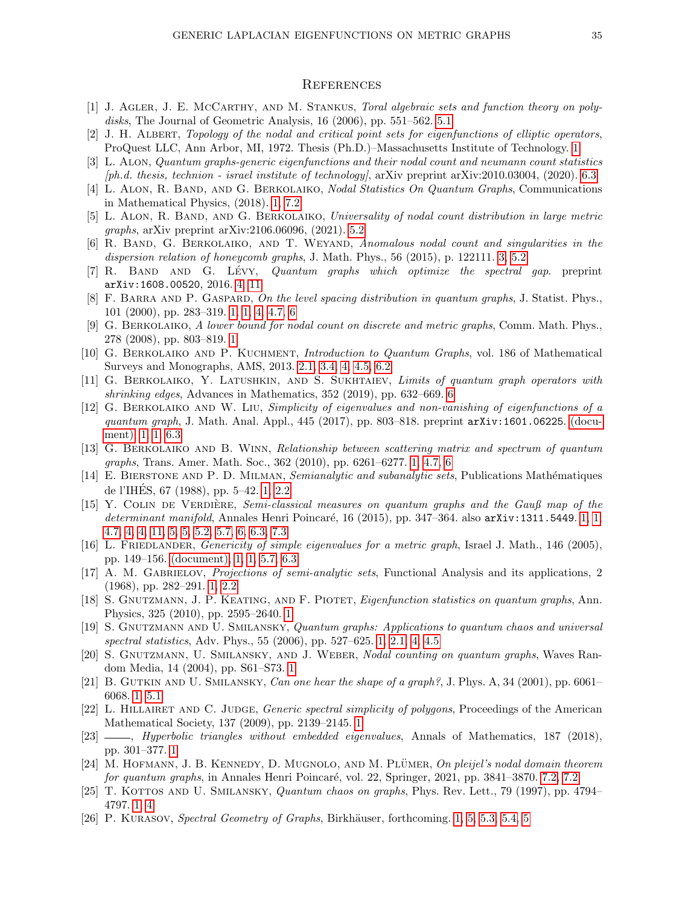## References

[1] J. Agler, J. E. McCarthy, and M. Stankus, *Toral algebraic sets and function theory on polydisks*, The Journal of Geometric Analysis, 16 (2006), pp. 551–562. 5.1

[2] J. H. Albert, *Topology of the nodal and critical point sets for eigenfunctions of elliptic operators*, ProQuest LLC, Ann Arbor, MI, 1972. Thesis (Ph.D.)–Massachusetts Institute of Technology. 1

[3] L. Alon, *Quantum graphs-generic eigenfunctions and their nodal count and neumann count statistics [ph.d. thesis, technion - israel institute of technology]*, arXiv preprint arXiv:2010.03004, (2020). 6.3

[4] L. Alon, R. Band, and G. Berkolaiko, *Nodal Statistics On Quantum Graphs*, Communications in Mathematical Physics, (2018). 1, 7.2

[5] L. Alon, R. Band, and G. Berkolaiko, *Universality of nodal count distribution in large metric graphs*, arXiv preprint arXiv:2106.06096, (2021). 5.2

[6] R. Band, G. Berkolaiko, and T. Weyand, *Anomalous nodal count and singularities in the dispersion relation of honeycomb graphs*, J. Math. Phys., 56 (2015), p. 122111. 3, 5.2

[7] R. Band and G. Lévy, *Quantum graphs which optimize the spectral gap*. preprint arXiv:1608.00520, 2016. 4, 11

[8] F. Barra and P. Gaspard, *On the level spacing distribution in quantum graphs*, J. Statist. Phys., 101 (2000), pp. 283–319. 1, 1, 4, 4.7, 6

[9] G. Berkolaiko, *A lower bound for nodal count on discrete and metric graphs*, Comm. Math. Phys., 278 (2008), pp. 803–819. 1

[10] G. Berkolaiko and P. Kuchment, *Introduction to Quantum Graphs*, vol. 186 of Mathematical Surveys and Monographs, AMS, 2013. 2.1, 3.4, 4, 4.5, 6.2

[11] G. Berkolaiko, Y. Latushkin, and S. Sukhtaiev, *Limits of quantum graph operators with shrinking edges*, Advances in Mathematics, 352 (2019), pp. 632–669. 6

[12] G. Berkolaiko and W. Liu, *Simplicity of eigenvalues and non-vanishing of eigenfunctions of a quantum graph*, J. Math. Anal. Appl., 445 (2017), pp. 803–818. preprint arXiv:1601.06225. (document), 1, 1, 6.3

[13] G. Berkolaiko and B. Winn, *Relationship between scattering matrix and spectrum of quantum graphs*, Trans. Amer. Math. Soc., 362 (2010), pp. 6261–6277. 1, 4.7, 6

[14] E. Bierstone and P. D. Milman, *Semianalytic and subanalytic sets*, Publications Mathématiques de l'IHÉS, 67 (1988), pp. 5–42. 1, 2.2

[15] Y. Colin de Verdière, *Semi-classical measures on quantum graphs and the Gauß map of the determinant manifold*, Annales Henri Poincaré, 16 (2015), pp. 347–364. also arXiv:1311.5449. 1, 1, 4.7, 4, 4, 11, 5, 5, 5.2, 5.7, 6, 6.3, 7.3

[16] L. Friedlander, *Genericity of simple eigenvalues for a metric graph*, Israel J. Math., 146 (2005), pp. 149–156. (document), 1, 1, 5.7, 6.3

[17] A. M. Gabrielov, *Projections of semi-analytic sets*, Functional Analysis and its applications, 2 (1968), pp. 282–291. 1, 2.2

[18] S. Gnutzmann, J. P. Keating, and F. Piotet, *Eigenfunction statistics on quantum graphs*, Ann. Physics, 325 (2010), pp. 2595–2640. 1

[19] S. Gnutzmann and U. Smilansky, *Quantum graphs: Applications to quantum chaos and universal spectral statistics*, Adv. Phys., 55 (2006), pp. 527–625. 1, 2.1, 4, 4.5

[20] S. Gnutzmann, U. Smilansky, and J. Weber, *Nodal counting on quantum graphs*, Waves Random Media, 14 (2004), pp. S61–S73. 1

[21] B. Gutkin and U. Smilansky, *Can one hear the shape of a graph?*, J. Phys. A, 34 (2001), pp. 6061–6068. 1, 5.1

[22] L. Hillairet and C. Judge, *Generic spectral simplicity of polygons*, Proceedings of the American Mathematical Society, 137 (2009), pp. 2139–2145. 1

[23] ——, *Hyperbolic triangles without embedded eigenvalues*, Annals of Mathematics, 187 (2018), pp. 301–377. 1

[24] M. Hofmann, J. B. Kennedy, D. Mugnolo, and M. Plümer, *On pleijel's nodal domain theorem for quantum graphs*, in Annales Henri Poincaré, vol. 22, Springer, 2021, pp. 3841–3870. 7.2, 7.2

[25] T. Kottos and U. Smilansky, *Quantum chaos on graphs*, Phys. Rev. Lett., 79 (1997), pp. 4794–4797. 1, 4

[26] P. Kurasov, *Spectral Geometry of Graphs*, Birkhäuser, forthcoming. 1, 5, 5.3, 5.4, 5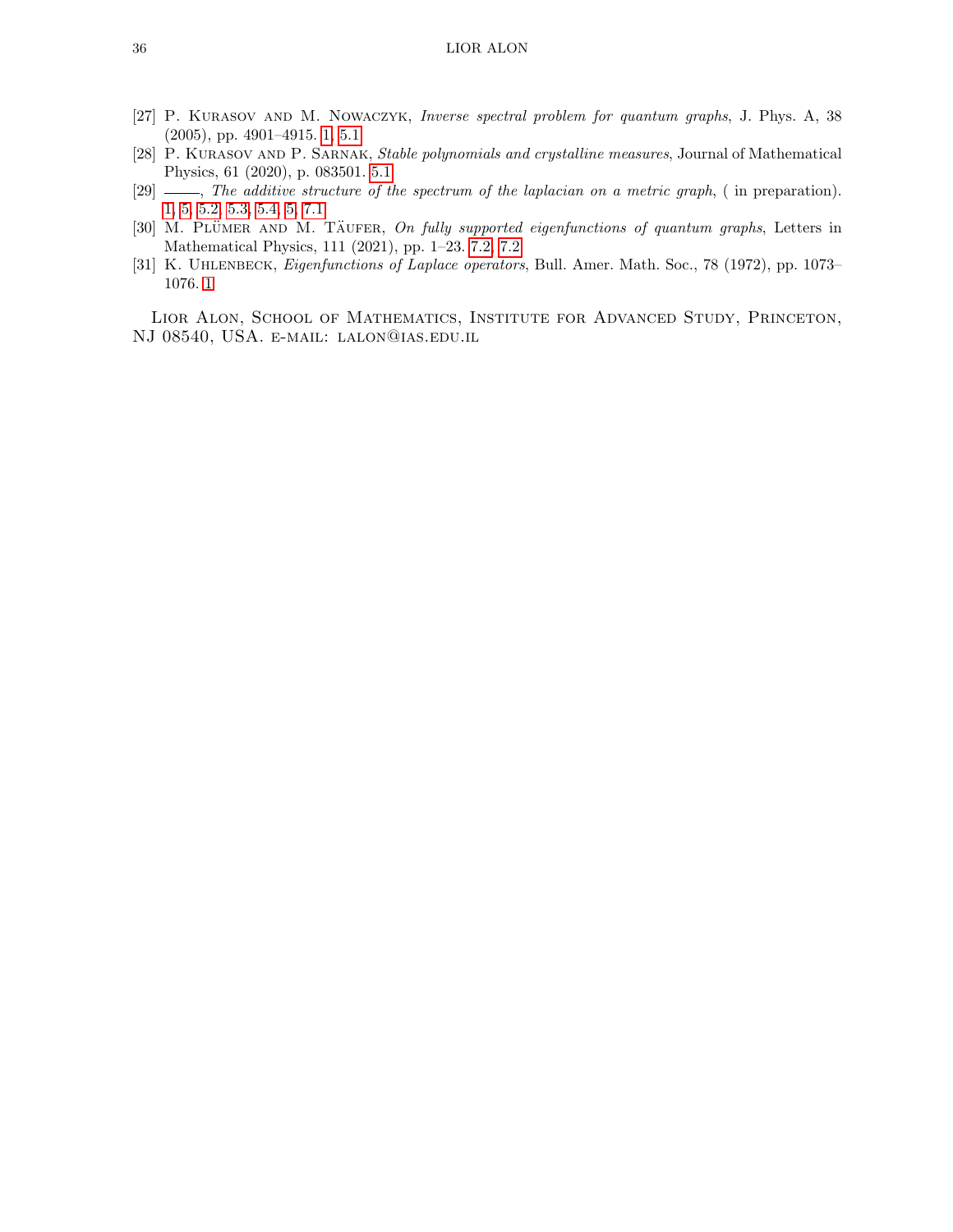[27] P. Kurasov and M. Nowaczyk, *Inverse spectral problem for quantum graphs*, J. Phys. A, 38 (2005), pp. 4901–4915. 1, 5.1

[28] P. Kurasov and P. Sarnak, *Stable polynomials and crystalline measures*, Journal of Mathematical Physics, 61 (2020), p. 083501. 5.1

[29] ———, *The additive structure of the spectrum of the laplacian on a metric graph*, ( in preparation). 1, 5, 5.2, 5.3, 5.4, 5, 7.1

[30] M. Plümer and M. Täufer, *On fully supported eigenfunctions of quantum graphs*, Letters in Mathematical Physics, 111 (2021), pp. 1–23. 7.2, 7.2

[31] K. Uhlenbeck, *Eigenfunctions of Laplace operators*, Bull. Amer. Math. Soc., 78 (1972), pp. 1073–1076. 1

Lior Alon, School of Mathematics, Institute for Advanced Study, Princeton, NJ 08540, USA. e-mail: lalon@ias.edu.il